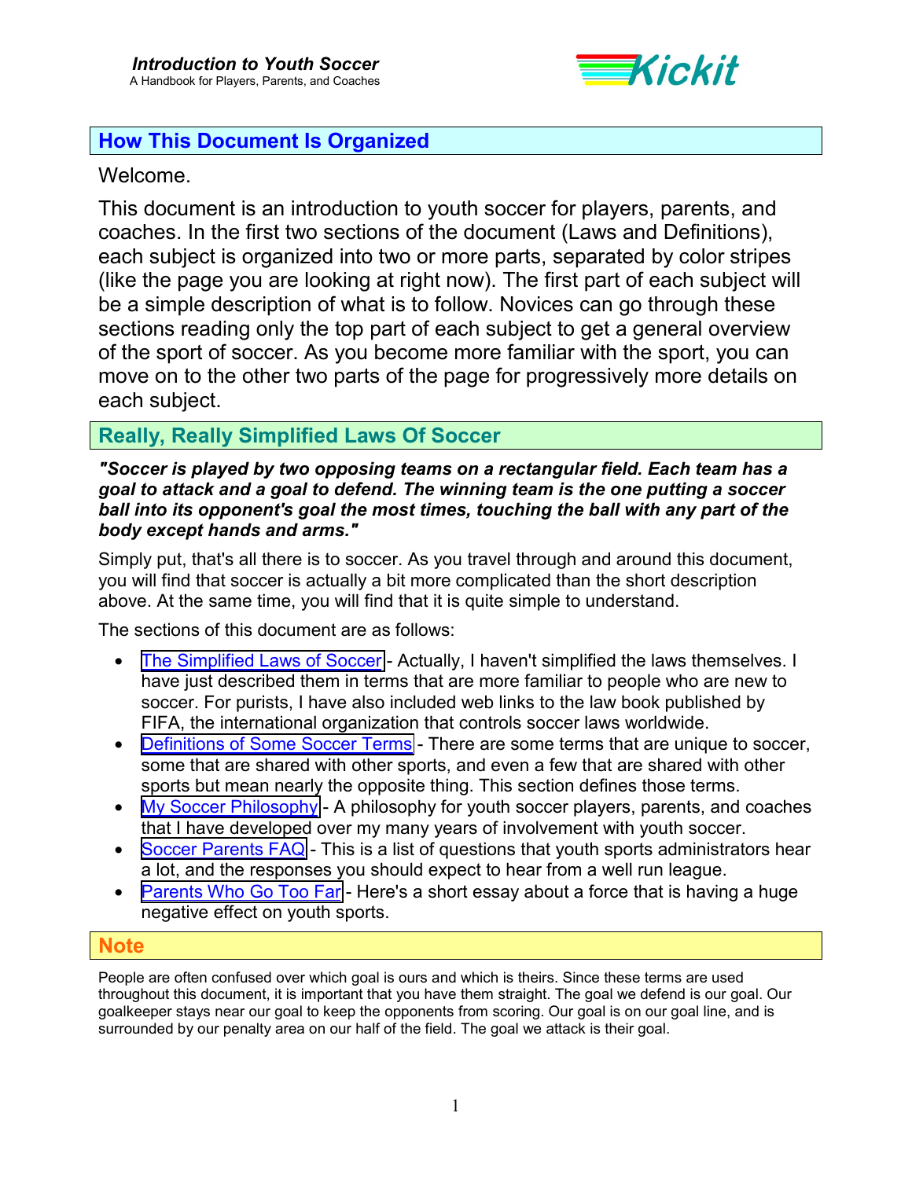## How This Document Is Organized

Welcome.

This document is an introduction to youth soccer for players, parents, and coaches. In the first two sections of the document (Laws and Definitions), each subject is organized into two or more parts, separated by color stripes (like the page you are looking at right now). The first part of each subject will be a simple description of what is to follow. Novices can go through these sections reading only the top part of each subject to get a general overview of the sport of soccer. As you become more familiar with the sport, you can move on to the other two parts of the page for progressively more details on each subject.

## Really, Really Simplified Laws Of Soccer

***"Soccer is played by two opposing teams on a rectangular field. Each team has a goal to attack and a goal to defend. The winning team is the one putting a soccer ball into its opponent's goal the most times, touching the ball with any part of the body except hands and arms."***

Simply put, that's all there is to soccer. As you travel through and around this document, you will find that soccer is actually a bit more complicated than the short description above. At the same time, you will find that it is quite simple to understand.

The sections of this document are as follows:

- The Simplified Laws of Soccer - Actually, I haven't simplified the laws themselves. I have just described them in terms that are more familiar to people who are new to soccer. For purists, I have also included web links to the law book published by FIFA, the international organization that controls soccer laws worldwide.
- Definitions of Some Soccer Terms - There are some terms that are unique to soccer, some that are shared with other sports, and even a few that are shared with other sports but mean nearly the opposite thing. This section defines those terms.
- My Soccer Philosophy - A philosophy for youth soccer players, parents, and coaches that I have developed over my many years of involvement with youth soccer.
- Soccer Parents FAQ - This is a list of questions that youth sports administrators hear a lot, and the responses you should expect to hear from a well run league.
- Parents Who Go Too Far - Here's a short essay about a force that is having a huge negative effect on youth sports.

## Note

People are often confused over which goal is ours and which is theirs. Since these terms are used throughout this document, it is important that you have them straight. The goal we defend is our goal. Our goalkeeper stays near our goal to keep the opponents from scoring. Our goal is on our goal line, and is surrounded by our penalty area on our half of the field. The goal we attack is their goal.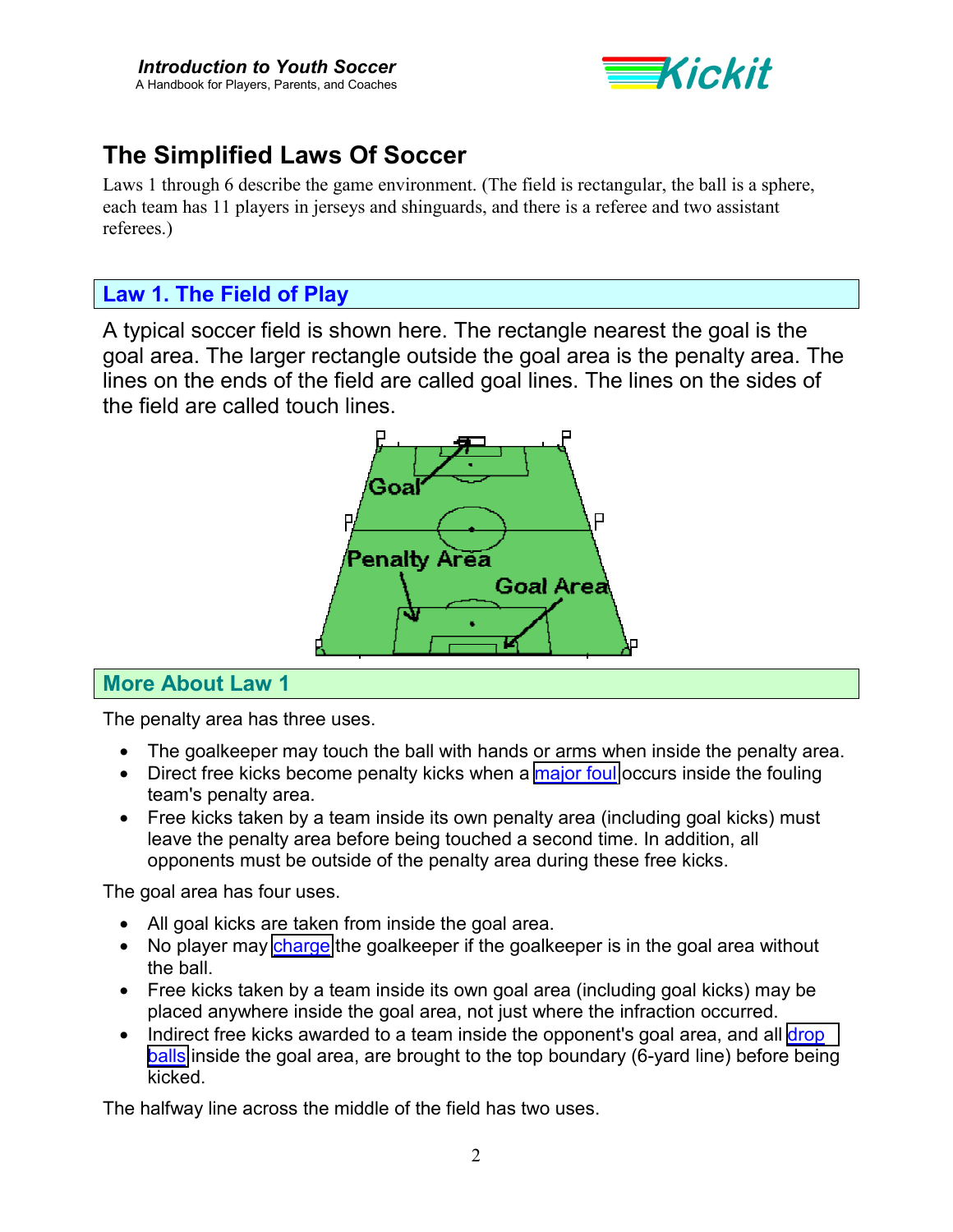## The Simplified Laws Of Soccer

Laws 1 through 6 describe the game environment. (The field is rectangular, the ball is a sphere, each team has 11 players in jerseys and shinguards, and there is a referee and two assistant referees.)

### Law 1. The Field of Play

A typical soccer field is shown here. The rectangle nearest the goal is the goal area. The larger rectangle outside the goal area is the penalty area. The lines on the ends of the field are called goal lines. The lines on the sides of the field are called touch lines.

### More About Law 1

The penalty area has three uses.

- The goalkeeper may touch the ball with hands or arms when inside the penalty area.
- Direct free kicks become penalty kicks when a major foul occurs inside the fouling team's penalty area.
- Free kicks taken by a team inside its own penalty area (including goal kicks) must leave the penalty area before being touched a second time. In addition, all opponents must be outside of the penalty area during these free kicks.

The goal area has four uses.

- All goal kicks are taken from inside the goal area.
- No player may charge the goalkeeper if the goalkeeper is in the goal area without the ball.
- Free kicks taken by a team inside its own goal area (including goal kicks) may be placed anywhere inside the goal area, not just where the infraction occurred.
- Indirect free kicks awarded to a team inside the opponent's goal area, and all drop balls inside the goal area, are brought to the top boundary (6-yard line) before being kicked.

The halfway line across the middle of the field has two uses.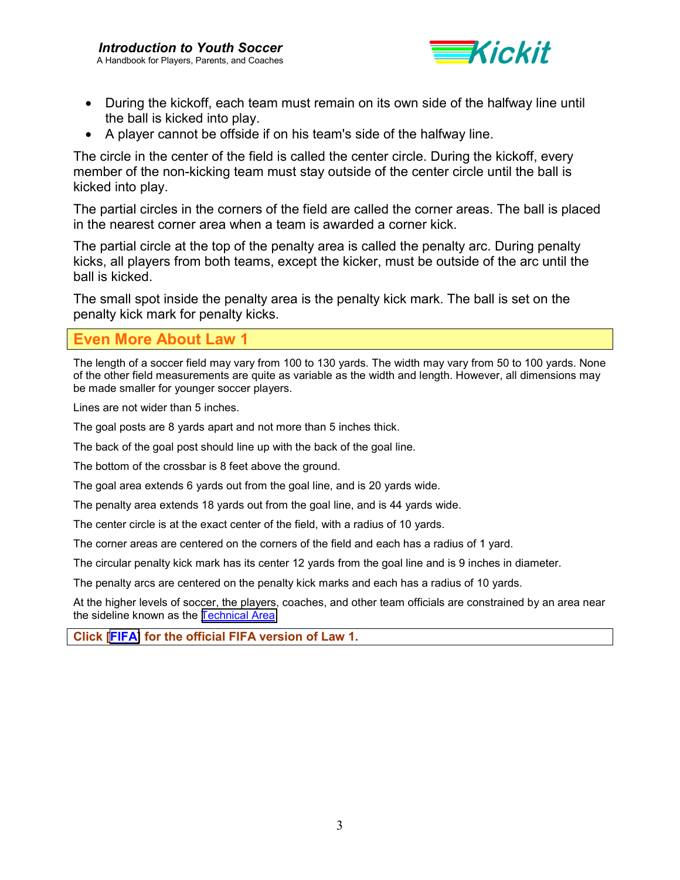- During the kickoff, each team must remain on its own side of the halfway line until the ball is kicked into play.
- A player cannot be offside if on his team's side of the halfway line.

The circle in the center of the field is called the center circle. During the kickoff, every member of the non-kicking team must stay outside of the center circle until the ball is kicked into play.

The partial circles in the corners of the field are called the corner areas. The ball is placed in the nearest corner area when a team is awarded a corner kick.

The partial circle at the top of the penalty area is called the penalty arc. During penalty kicks, all players from both teams, except the kicker, must be outside of the arc until the ball is kicked.

The small spot inside the penalty area is the penalty kick mark. The ball is set on the penalty kick mark for penalty kicks.

## Even More About Law 1

The length of a soccer field may vary from 100 to 130 yards. The width may vary from 50 to 100 yards. None of the other field measurements are quite as variable as the width and length. However, all dimensions may be made smaller for younger soccer players.

Lines are not wider than 5 inches.

The goal posts are 8 yards apart and not more than 5 inches thick.

The back of the goal post should line up with the back of the goal line.

The bottom of the crossbar is 8 feet above the ground.

The goal area extends 6 yards out from the goal line, and is 20 yards wide.

The penalty area extends 18 yards out from the goal line, and is 44 yards wide.

The center circle is at the exact center of the field, with a radius of 10 yards.

The corner areas are centered on the corners of the field and each has a radius of 1 yard.

The circular penalty kick mark has its center 12 yards from the goal line and is 9 inches in diameter.

The penalty arcs are centered on the penalty kick marks and each has a radius of 10 yards.

At the higher levels of soccer, the players, coaches, and other team officials are constrained by an area near the sideline known as the Technical Area

**Click [FIFA] for the official FIFA version of Law 1.**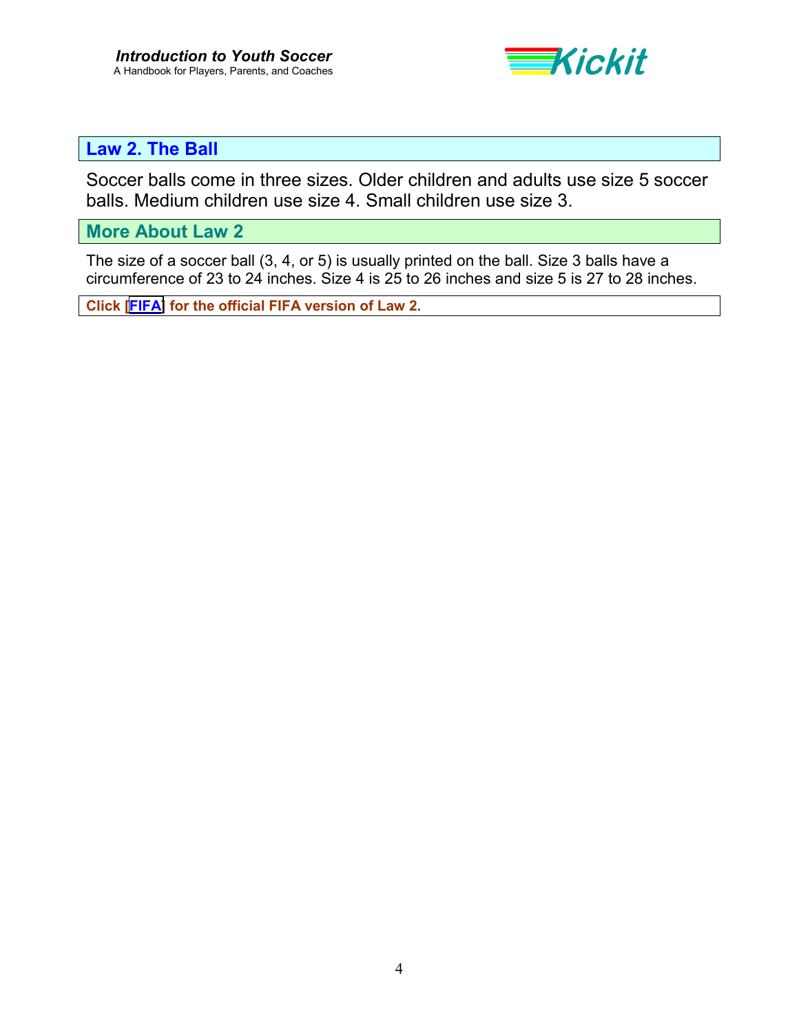## Law 2. The Ball

Soccer balls come in three sizes. Older children and adults use size 5 soccer balls. Medium children use size 4. Small children use size 3.

## More About Law 2

The size of a soccer ball (3, 4, or 5) is usually printed on the ball. Size 3 balls have a circumference of 23 to 24 inches. Size 4 is 25 to 26 inches and size 5 is 27 to 28 inches.

**Click [FIFA] for the official FIFA version of Law 2.**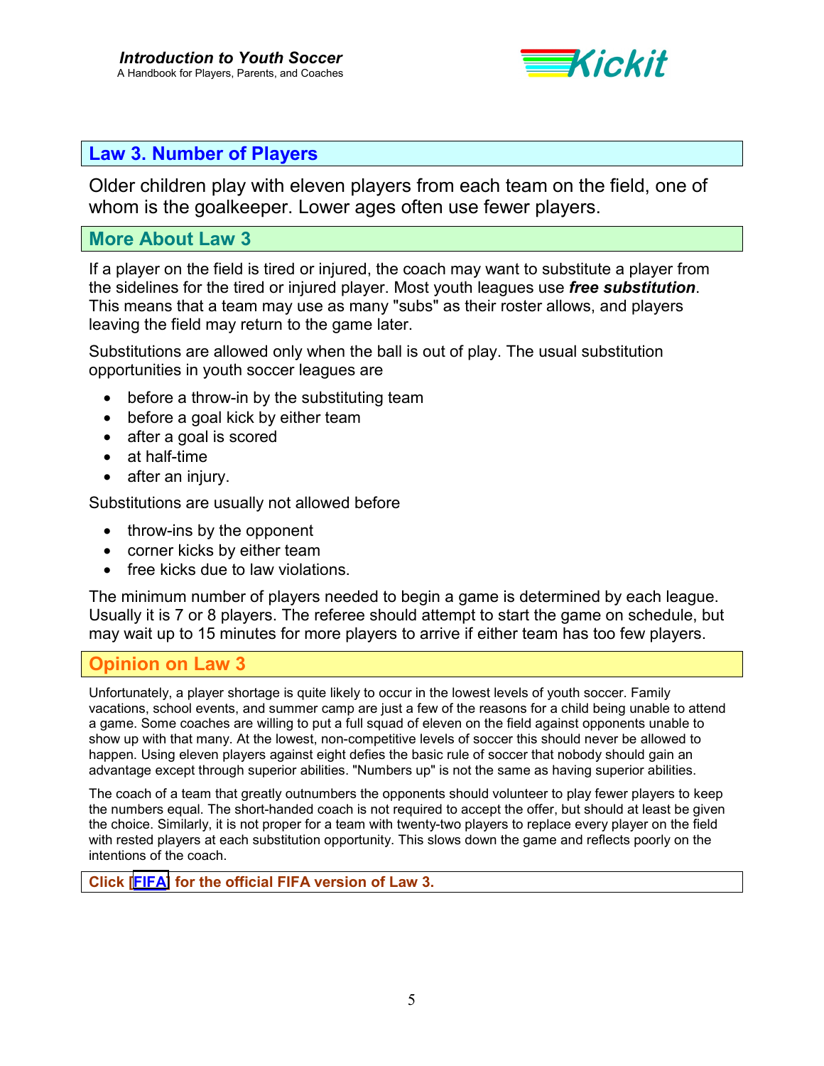## Law 3. Number of Players

Older children play with eleven players from each team on the field, one of whom is the goalkeeper. Lower ages often use fewer players.

## More About Law 3

If a player on the field is tired or injured, the coach may want to substitute a player from the sidelines for the tired or injured player. Most youth leagues use ***free substitution***. This means that a team may use as many "subs" as their roster allows, and players leaving the field may return to the game later.

Substitutions are allowed only when the ball is out of play. The usual substitution opportunities in youth soccer leagues are

- before a throw-in by the substituting team
- before a goal kick by either team
- after a goal is scored
- at half-time
- after an injury.

Substitutions are usually not allowed before

- throw-ins by the opponent
- corner kicks by either team
- free kicks due to law violations.

The minimum number of players needed to begin a game is determined by each league. Usually it is 7 or 8 players. The referee should attempt to start the game on schedule, but may wait up to 15 minutes for more players to arrive if either team has too few players.

## Opinion on Law 3

Unfortunately, a player shortage is quite likely to occur in the lowest levels of youth soccer. Family vacations, school events, and summer camp are just a few of the reasons for a child being unable to attend a game. Some coaches are willing to put a full squad of eleven on the field against opponents unable to show up with that many. At the lowest, non-competitive levels of soccer this should never be allowed to happen. Using eleven players against eight defies the basic rule of soccer that nobody should gain an advantage except through superior abilities. "Numbers up" is not the same as having superior abilities.

The coach of a team that greatly outnumbers the opponents should volunteer to play fewer players to keep the numbers equal. The short-handed coach is not required to accept the offer, but should at least be given the choice. Similarly, it is not proper for a team with twenty-two players to replace every player on the field with rested players at each substitution opportunity. This slows down the game and reflects poorly on the intentions of the coach.

**Click [FIFA] for the official FIFA version of Law 3.**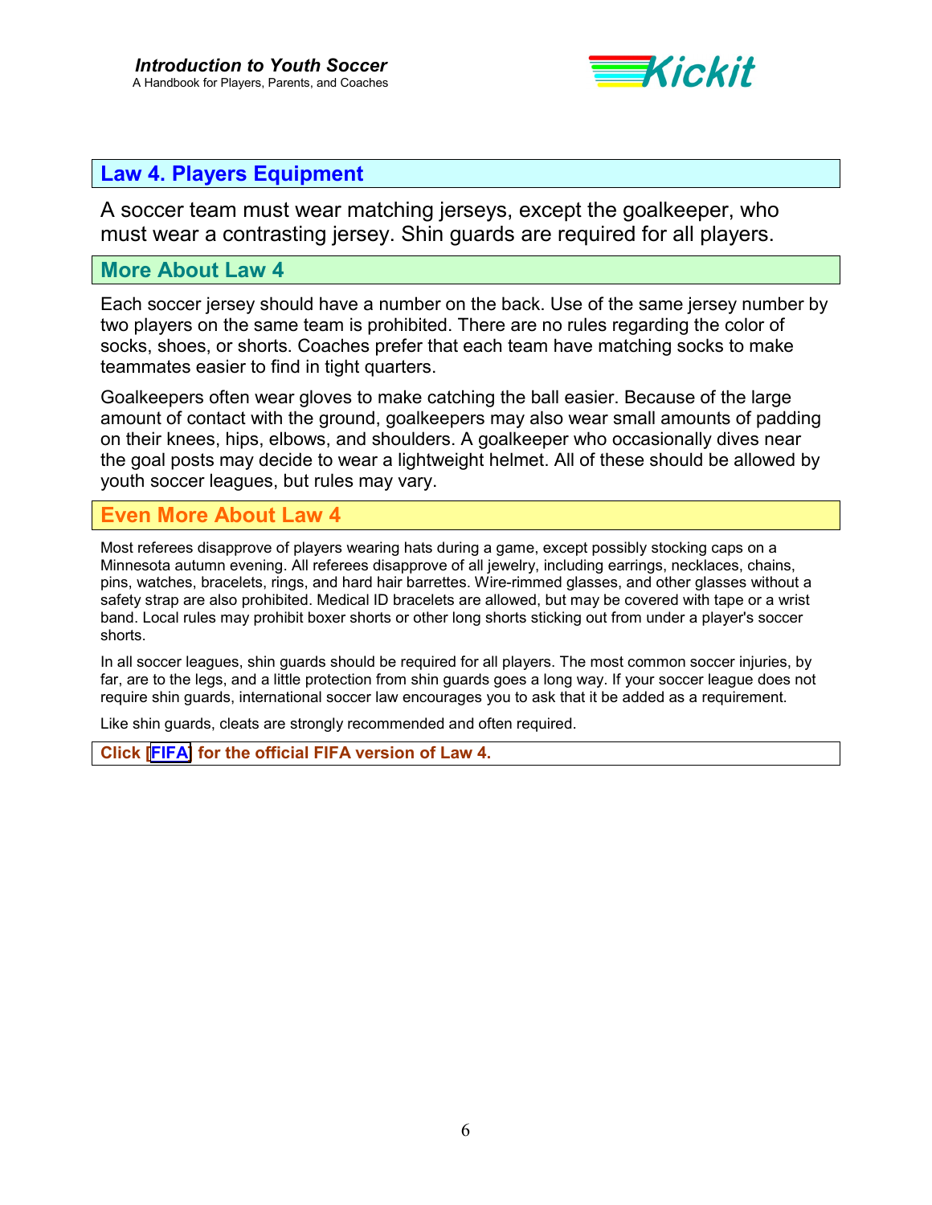## Law 4. Players Equipment

A soccer team must wear matching jerseys, except the goalkeeper, who must wear a contrasting jersey. Shin guards are required for all players.

## More About Law 4

Each soccer jersey should have a number on the back. Use of the same jersey number by two players on the same team is prohibited. There are no rules regarding the color of socks, shoes, or shorts. Coaches prefer that each team have matching socks to make teammates easier to find in tight quarters.

Goalkeepers often wear gloves to make catching the ball easier. Because of the large amount of contact with the ground, goalkeepers may also wear small amounts of padding on their knees, hips, elbows, and shoulders. A goalkeeper who occasionally dives near the goal posts may decide to wear a lightweight helmet. All of these should be allowed by youth soccer leagues, but rules may vary.

## Even More About Law 4

Most referees disapprove of players wearing hats during a game, except possibly stocking caps on a Minnesota autumn evening. All referees disapprove of all jewelry, including earrings, necklaces, chains, pins, watches, bracelets, rings, and hard hair barrettes. Wire-rimmed glasses, and other glasses without a safety strap are also prohibited. Medical ID bracelets are allowed, but may be covered with tape or a wrist band. Local rules may prohibit boxer shorts or other long shorts sticking out from under a player's soccer shorts.

In all soccer leagues, shin guards should be required for all players. The most common soccer injuries, by far, are to the legs, and a little protection from shin guards goes a long way. If your soccer league does not require shin guards, international soccer law encourages you to ask that it be added as a requirement.

Like shin guards, cleats are strongly recommended and often required.

**Click [FIFA] for the official FIFA version of Law 4.**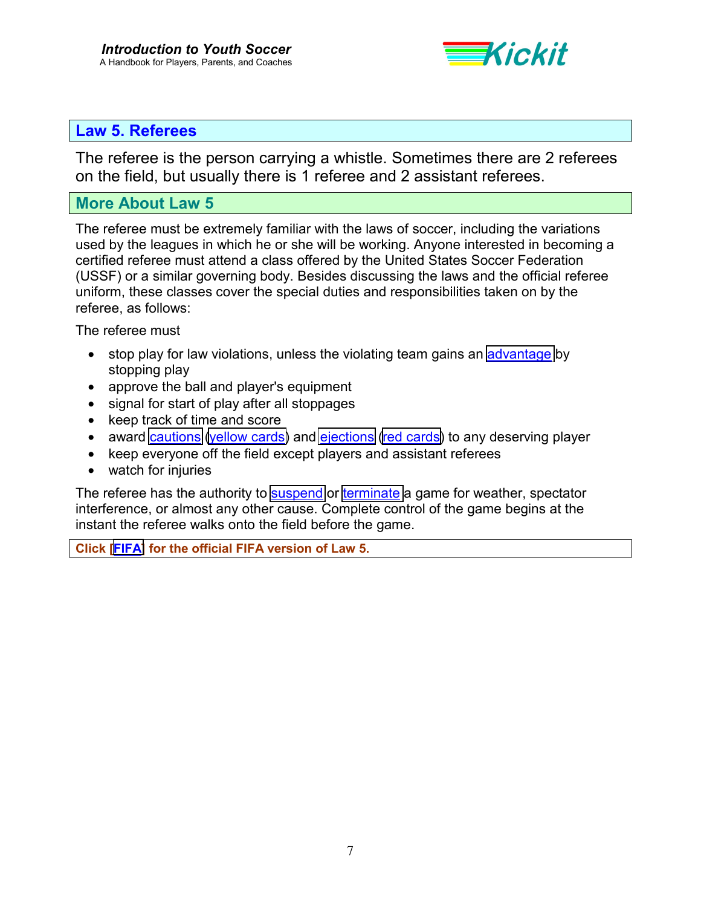## Law 5. Referees

The referee is the person carrying a whistle. Sometimes there are 2 referees on the field, but usually there is 1 referee and 2 assistant referees.

### More About Law 5

The referee must be extremely familiar with the laws of soccer, including the variations used by the leagues in which he or she will be working. Anyone interested in becoming a certified referee must attend a class offered by the United States Soccer Federation (USSF) or a similar governing body. Besides discussing the laws and the official referee uniform, these classes cover the special duties and responsibilities taken on by the referee, as follows:

The referee must

- stop play for law violations, unless the violating team gains an advantage by stopping play
- approve the ball and player's equipment
- signal for start of play after all stoppages
- keep track of time and score
- award cautions (yellow cards) and ejections (red cards) to any deserving player
- keep everyone off the field except players and assistant referees
- watch for injuries

The referee has the authority to suspend or terminate a game for weather, spectator interference, or almost any other cause. Complete control of the game begins at the instant the referee walks onto the field before the game.

**Click [FIFA] for the official FIFA version of Law 5.**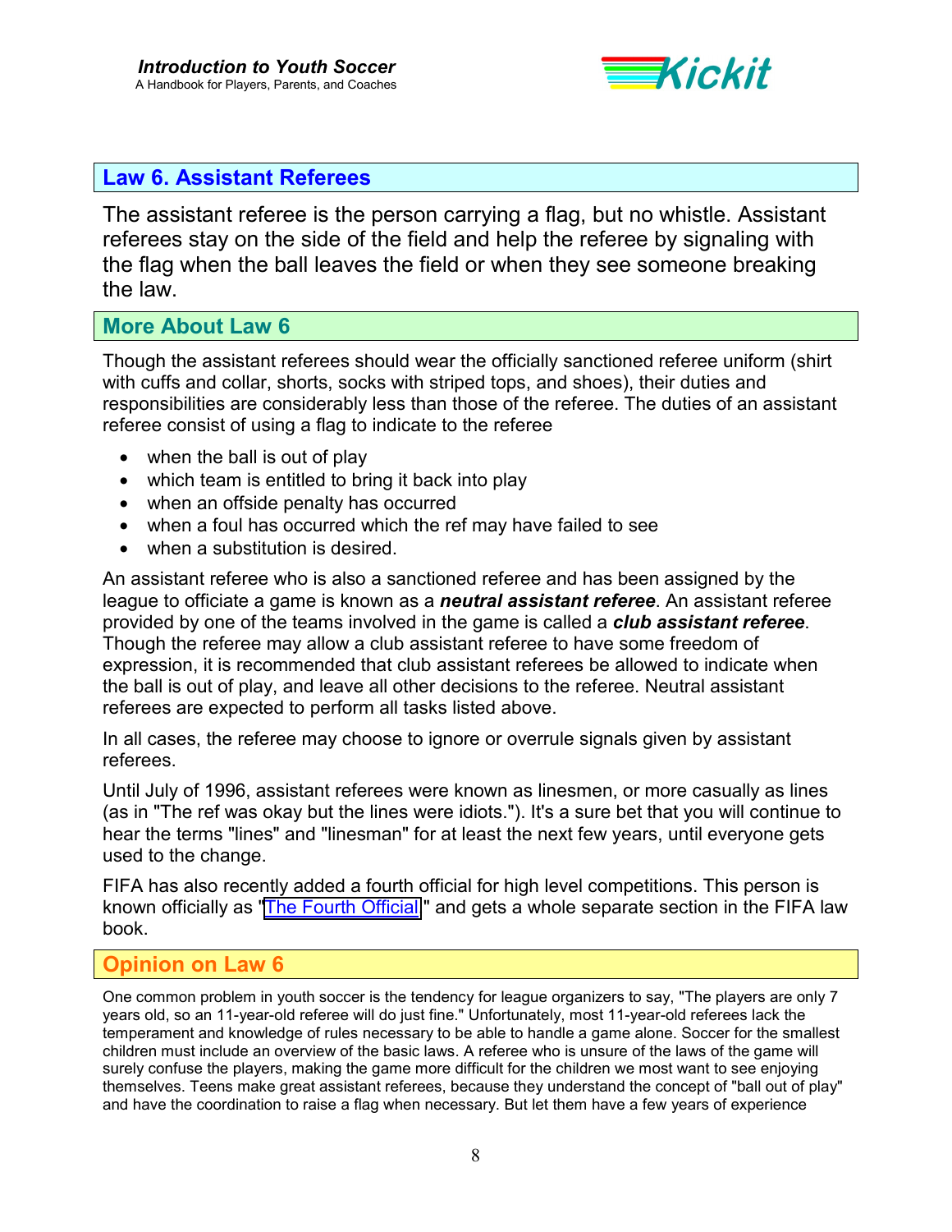## Law 6. Assistant Referees

The assistant referee is the person carrying a flag, but no whistle. Assistant referees stay on the side of the field and help the referee by signaling with the flag when the ball leaves the field or when they see someone breaking the law.

## More About Law 6

Though the assistant referees should wear the officially sanctioned referee uniform (shirt with cuffs and collar, shorts, socks with striped tops, and shoes), their duties and responsibilities are considerably less than those of the referee. The duties of an assistant referee consist of using a flag to indicate to the referee

- when the ball is out of play
- which team is entitled to bring it back into play
- when an offside penalty has occurred
- when a foul has occurred which the ref may have failed to see
- when a substitution is desired.

An assistant referee who is also a sanctioned referee and has been assigned by the league to officiate a game is known as a ***neutral assistant referee***. An assistant referee provided by one of the teams involved in the game is called a ***club assistant referee***. Though the referee may allow a club assistant referee to have some freedom of expression, it is recommended that club assistant referees be allowed to indicate when the ball is out of play, and leave all other decisions to the referee. Neutral assistant referees are expected to perform all tasks listed above.

In all cases, the referee may choose to ignore or overrule signals given by assistant referees.

Until July of 1996, assistant referees were known as linesmen, or more casually as lines (as in "The ref was okay but the lines were idiots."). It's a sure bet that you will continue to hear the terms "lines" and "linesman" for at least the next few years, until everyone gets used to the change.

FIFA has also recently added a fourth official for high level competitions. This person is known officially as "The Fourth Official" and gets a whole separate section in the FIFA law book.

## Opinion on Law 6

One common problem in youth soccer is the tendency for league organizers to say, "The players are only 7 years old, so an 11-year-old referee will do just fine." Unfortunately, most 11-year-old referees lack the temperament and knowledge of rules necessary to be able to handle a game alone. Soccer for the smallest children must include an overview of the basic laws. A referee who is unsure of the laws of the game will surely confuse the players, making the game more difficult for the children we most want to see enjoying themselves. Teens make great assistant referees, because they understand the concept of "ball out of play" and have the coordination to raise a flag when necessary. But let them have a few years of experience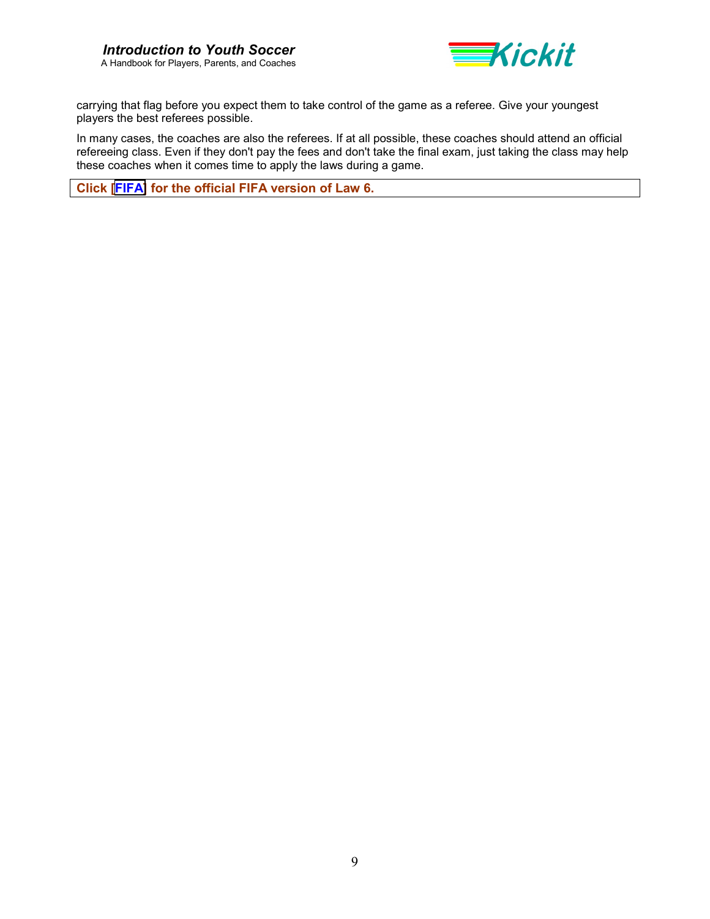carrying that flag before you expect them to take control of the game as a referee. Give your youngest players the best referees possible.

In many cases, the coaches are also the referees. If at all possible, these coaches should attend an official refereeing class. Even if they don't pay the fees and don't take the final exam, just taking the class may help these coaches when it comes time to apply the laws during a game.

**Click [FIFA] for the official FIFA version of Law 6.**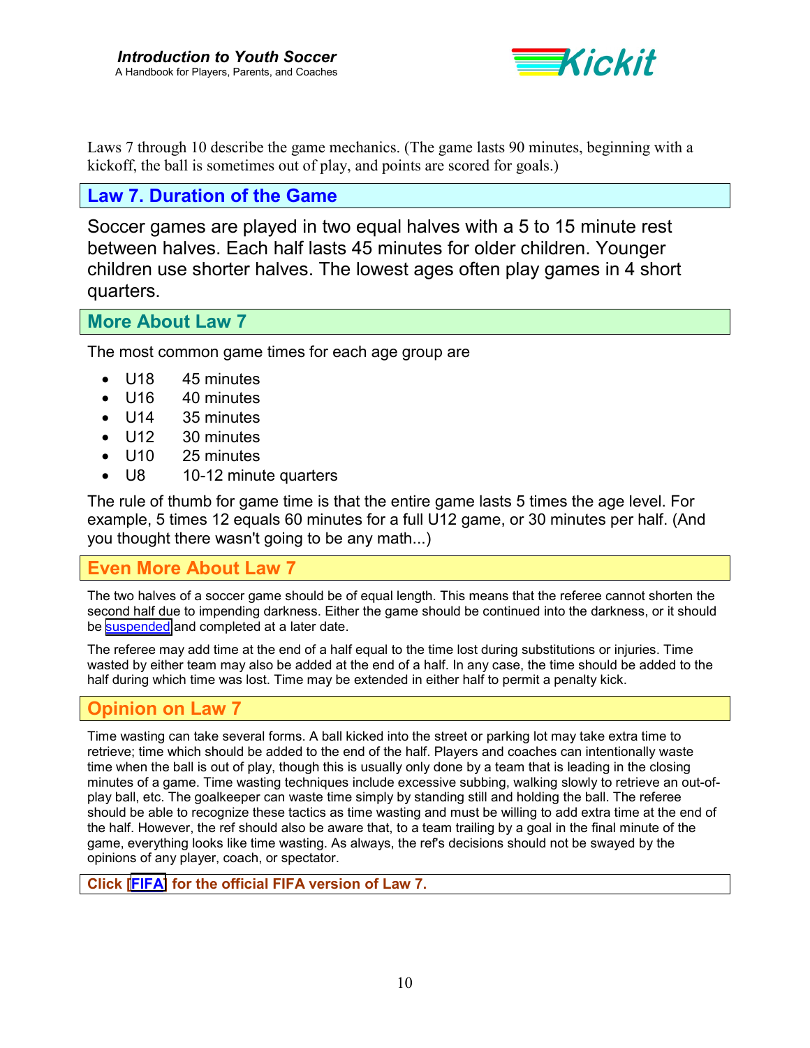Laws 7 through 10 describe the game mechanics. (The game lasts 90 minutes, beginning with a kickoff, the ball is sometimes out of play, and points are scored for goals.)

## Law 7. Duration of the Game

Soccer games are played in two equal halves with a 5 to 15 minute rest between halves. Each half lasts 45 minutes for older children. Younger children use shorter halves. The lowest ages often play games in 4 short quarters.

## More About Law 7

The most common game times for each age group are

- U18 45 minutes
- U16 40 minutes
- U14 35 minutes
- U12 30 minutes
- U10 25 minutes
- U8 10-12 minute quarters

The rule of thumb for game time is that the entire game lasts 5 times the age level. For example, 5 times 12 equals 60 minutes for a full U12 game, or 30 minutes per half. (And you thought there wasn't going to be any math...)

## Even More About Law 7

The two halves of a soccer game should be of equal length. This means that the referee cannot shorten the second half due to impending darkness. Either the game should be continued into the darkness, or it should be suspended and completed at a later date.

The referee may add time at the end of a half equal to the time lost during substitutions or injuries. Time wasted by either team may also be added at the end of a half. In any case, the time should be added to the half during which time was lost. Time may be extended in either half to permit a penalty kick.

## Opinion on Law 7

Time wasting can take several forms. A ball kicked into the street or parking lot may take extra time to retrieve; time which should be added to the end of the half. Players and coaches can intentionally waste time when the ball is out of play, though this is usually only done by a team that is leading in the closing minutes of a game. Time wasting techniques include excessive subbing, walking slowly to retrieve an out-of-play ball, etc. The goalkeeper can waste time simply by standing still and holding the ball. The referee should be able to recognize these tactics as time wasting and must be willing to add extra time at the end of the half. However, the ref should also be aware that, to a team trailing by a goal in the final minute of the game, everything looks like time wasting. As always, the ref's decisions should not be swayed by the opinions of any player, coach, or spectator.

**Click [FIFA] for the official FIFA version of Law 7.**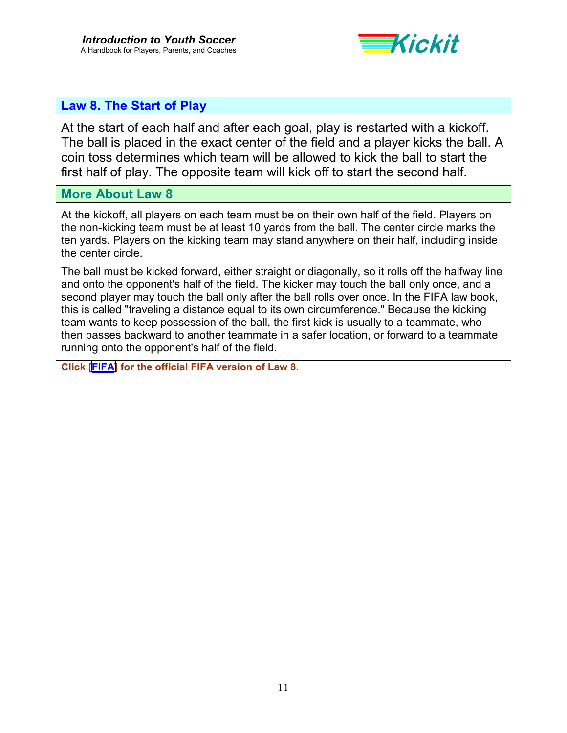## Law 8. The Start of Play

At the start of each half and after each goal, play is restarted with a kickoff. The ball is placed in the exact center of the field and a player kicks the ball. A coin toss determines which team will be allowed to kick the ball to start the first half of play. The opposite team will kick off to start the second half.

## More About Law 8

At the kickoff, all players on each team must be on their own half of the field. Players on the non-kicking team must be at least 10 yards from the ball. The center circle marks the ten yards. Players on the kicking team may stand anywhere on their half, including inside the center circle.

The ball must be kicked forward, either straight or diagonally, so it rolls off the halfway line and onto the opponent's half of the field. The kicker may touch the ball only once, and a second player may touch the ball only after the ball rolls over once. In the FIFA law book, this is called "traveling a distance equal to its own circumference." Because the kicking team wants to keep possession of the ball, the first kick is usually to a teammate, who then passes backward to another teammate in a safer location, or forward to a teammate running onto the opponent's half of the field.

**Click [FIFA] for the official FIFA version of Law 8.**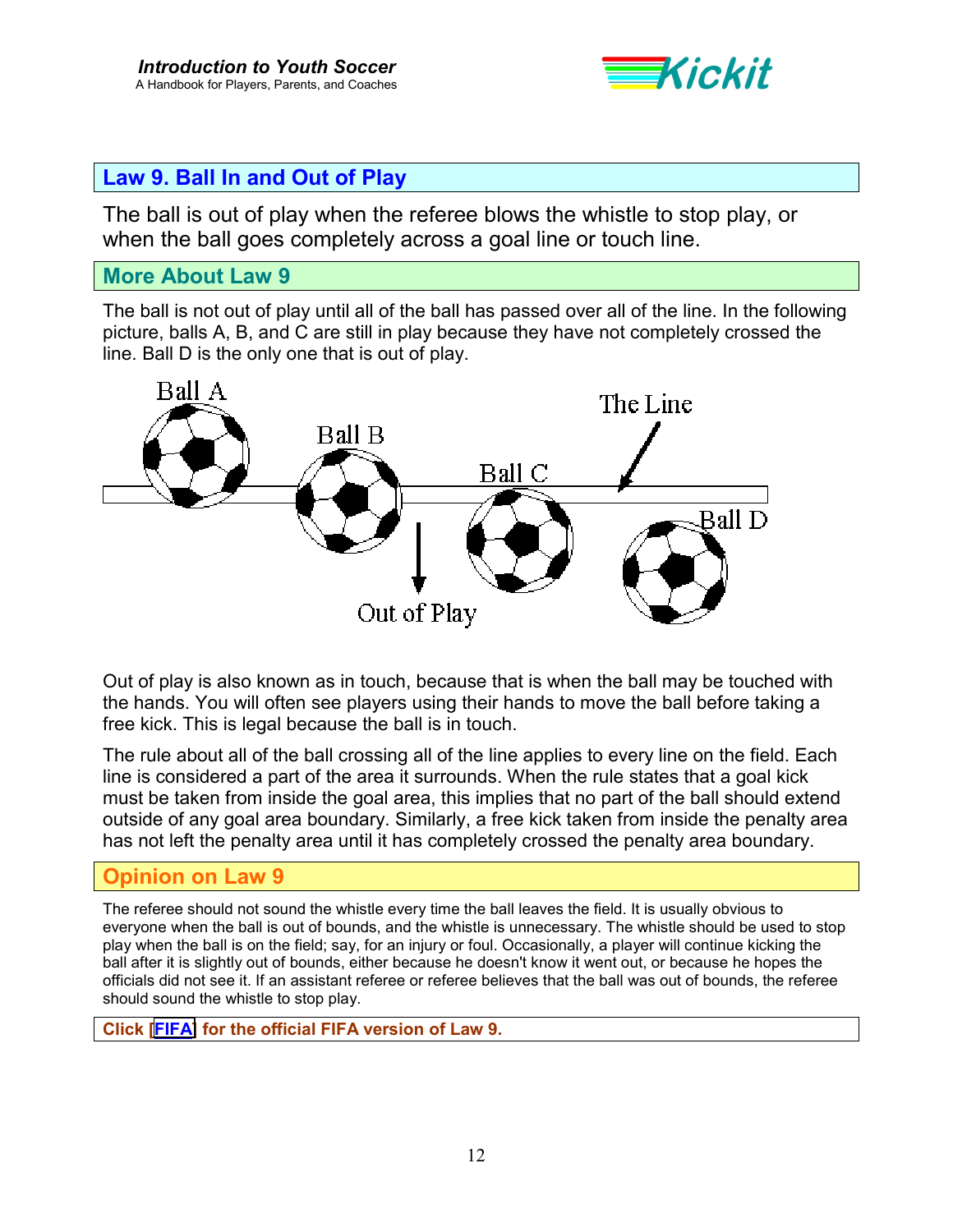## Law 9. Ball In and Out of Play

The ball is out of play when the referee blows the whistle to stop play, or when the ball goes completely across a goal line or touch line.

## More About Law 9

The ball is not out of play until all of the ball has passed over all of the line. In the following picture, balls A, B, and C are still in play because they have not completely crossed the line. Ball D is the only one that is out of play.

Out of play is also known as in touch, because that is when the ball may be touched with the hands. You will often see players using their hands to move the ball before taking a free kick. This is legal because the ball is in touch.

The rule about all of the ball crossing all of the line applies to every line on the field. Each line is considered a part of the area it surrounds. When the rule states that a goal kick must be taken from inside the goal area, this implies that no part of the ball should extend outside of any goal area boundary. Similarly, a free kick taken from inside the penalty area has not left the penalty area until it has completely crossed the penalty area boundary.

## Opinion on Law 9

The referee should not sound the whistle every time the ball leaves the field. It is usually obvious to everyone when the ball is out of bounds, and the whistle is unnecessary. The whistle should be used to stop play when the ball is on the field; say, for an injury or foul. Occasionally, a player will continue kicking the ball after it is slightly out of bounds, either because he doesn't know it went out, or because he hopes the officials did not see it. If an assistant referee or referee believes that the ball was out of bounds, the referee should sound the whistle to stop play.

**Click [FIFA] for the official FIFA version of Law 9.**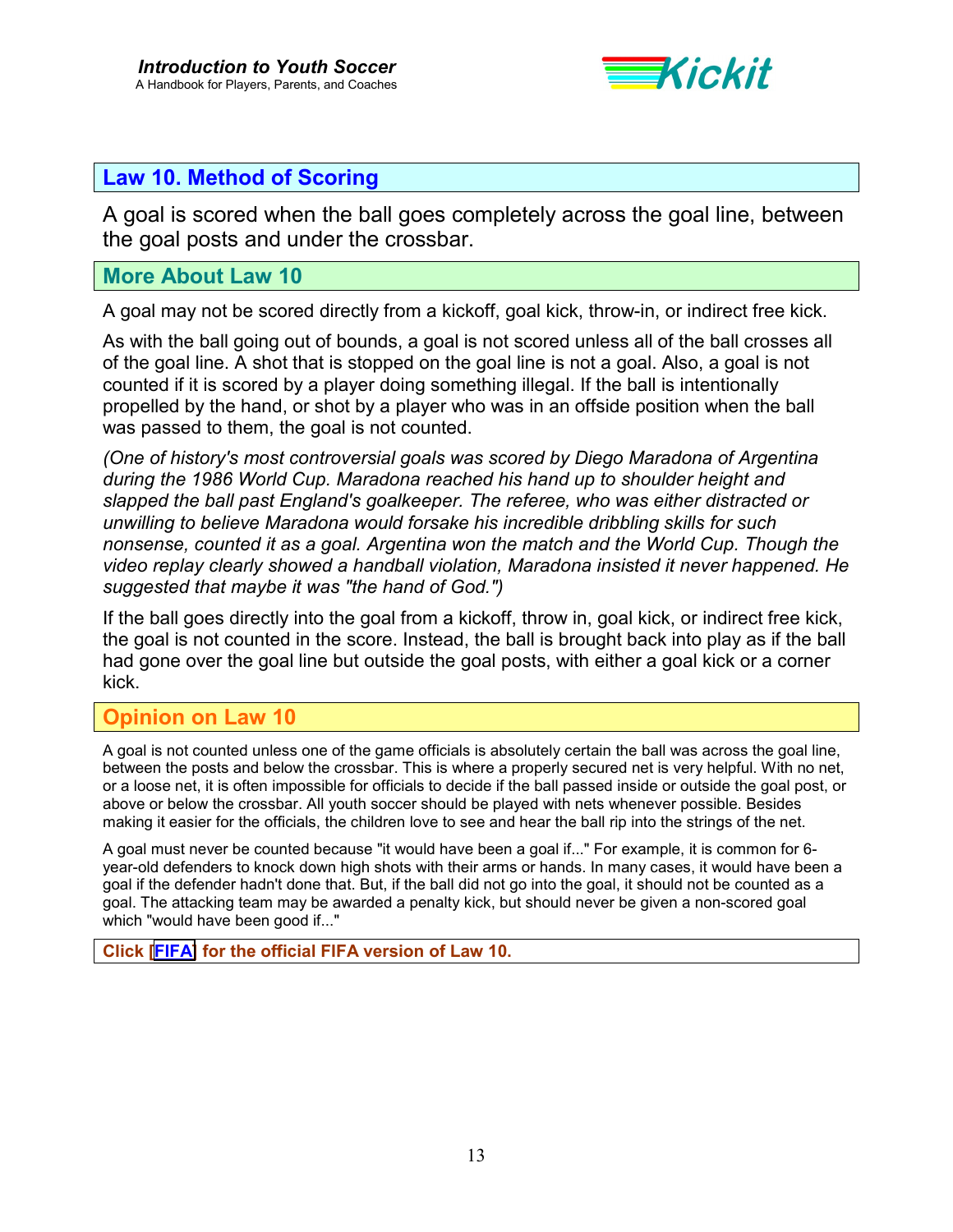## Law 10. Method of Scoring

A goal is scored when the ball goes completely across the goal line, between the goal posts and under the crossbar.

### More About Law 10

A goal may not be scored directly from a kickoff, goal kick, throw-in, or indirect free kick.

As with the ball going out of bounds, a goal is not scored unless all of the ball crosses all of the goal line. A shot that is stopped on the goal line is not a goal. Also, a goal is not counted if it is scored by a player doing something illegal. If the ball is intentionally propelled by the hand, or shot by a player who was in an offside position when the ball was passed to them, the goal is not counted.

*(One of history's most controversial goals was scored by Diego Maradona of Argentina during the 1986 World Cup. Maradona reached his hand up to shoulder height and slapped the ball past England's goalkeeper. The referee, who was either distracted or unwilling to believe Maradona would forsake his incredible dribbling skills for such nonsense, counted it as a goal. Argentina won the match and the World Cup. Though the video replay clearly showed a handball violation, Maradona insisted it never happened. He suggested that maybe it was "the hand of God.")*

If the ball goes directly into the goal from a kickoff, throw in, goal kick, or indirect free kick, the goal is not counted in the score. Instead, the ball is brought back into play as if the ball had gone over the goal line but outside the goal posts, with either a goal kick or a corner kick.

### Opinion on Law 10

A goal is not counted unless one of the game officials is absolutely certain the ball was across the goal line, between the posts and below the crossbar. This is where a properly secured net is very helpful. With no net, or a loose net, it is often impossible for officials to decide if the ball passed inside or outside the goal post, or above or below the crossbar. All youth soccer should be played with nets whenever possible. Besides making it easier for the officials, the children love to see and hear the ball rip into the strings of the net.

A goal must never be counted because "it would have been a goal if..." For example, it is common for 6-year-old defenders to knock down high shots with their arms or hands. In many cases, it would have been a goal if the defender hadn't done that. But, if the ball did not go into the goal, it should not be counted as a goal. The attacking team may be awarded a penalty kick, but should never be given a non-scored goal which "would have been good if..."

**Click [FIFA] for the official FIFA version of Law 10.**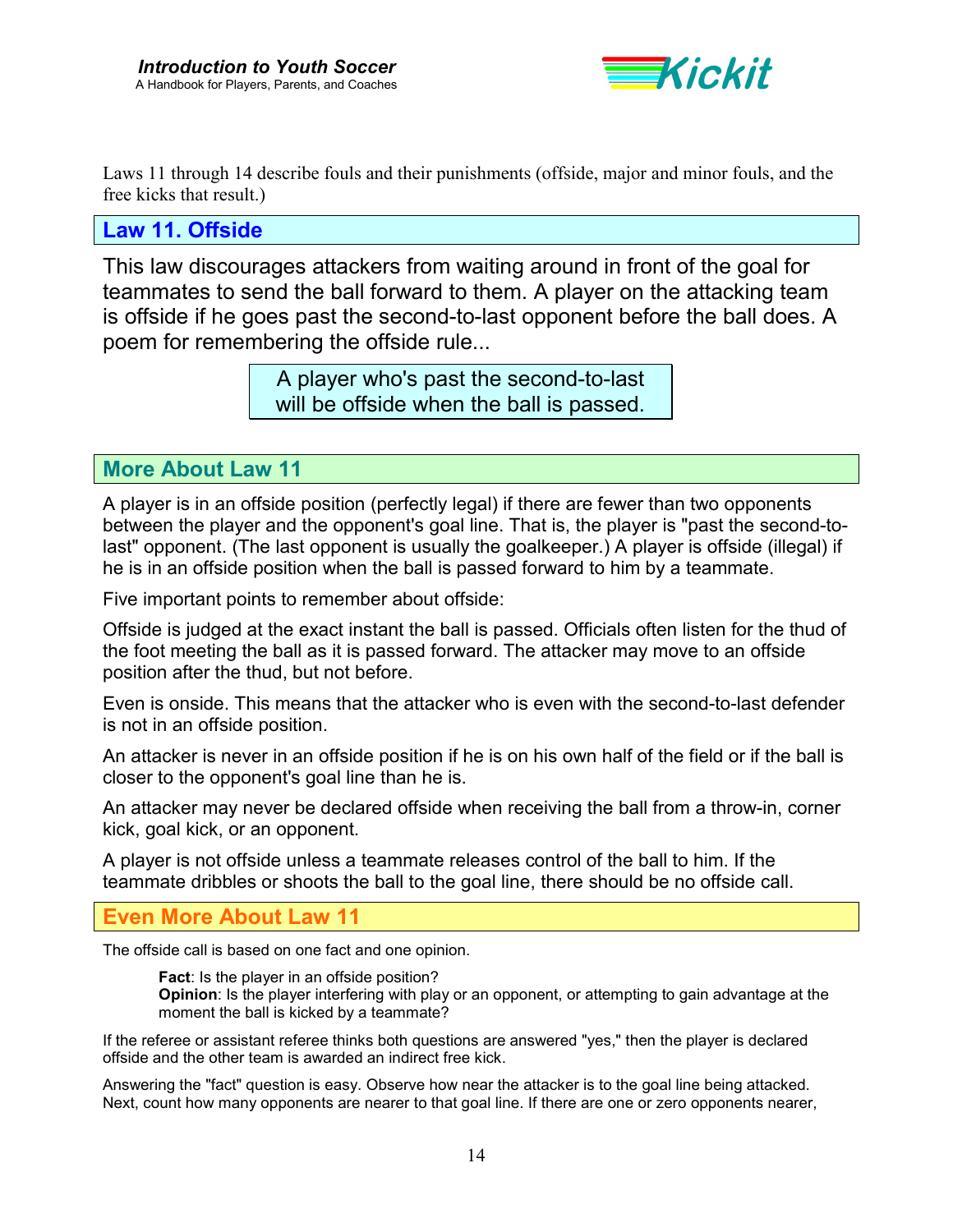Laws 11 through 14 describe fouls and their punishments (offside, major and minor fouls, and the free kicks that result.)

## Law 11. Offside

This law discourages attackers from waiting around in front of the goal for teammates to send the ball forward to them. A player on the attacking team is offside if he goes past the second-to-last opponent before the ball does. A poem for remembering the offside rule...

> A player who's past the second-to-last
> will be offside when the ball is passed.

## More About Law 11

A player is in an offside position (perfectly legal) if there are fewer than two opponents between the player and the opponent's goal line. That is, the player is "past the second-to-last" opponent. (The last opponent is usually the goalkeeper.) A player is offside (illegal) if he is in an offside position when the ball is passed forward to him by a teammate.

Five important points to remember about offside:

Offside is judged at the exact instant the ball is passed. Officials often listen for the thud of the foot meeting the ball as it is passed forward. The attacker may move to an offside position after the thud, but not before.

Even is onside. This means that the attacker who is even with the second-to-last defender is not in an offside position.

An attacker is never in an offside position if he is on his own half of the field or if the ball is closer to the opponent's goal line than he is.

An attacker may never be declared offside when receiving the ball from a throw-in, corner kick, goal kick, or an opponent.

A player is not offside unless a teammate releases control of the ball to him. If the teammate dribbles or shoots the ball to the goal line, there should be no offside call.

## Even More About Law 11

The offside call is based on one fact and one opinion.

> **Fact**: Is the player in an offside position?
> **Opinion**: Is the player interfering with play or an opponent, or attempting to gain advantage at the moment the ball is kicked by a teammate?

If the referee or assistant referee thinks both questions are answered "yes," then the player is declared offside and the other team is awarded an indirect free kick.

Answering the "fact" question is easy. Observe how near the attacker is to the goal line being attacked. Next, count how many opponents are nearer to that goal line. If there are one or zero opponents nearer,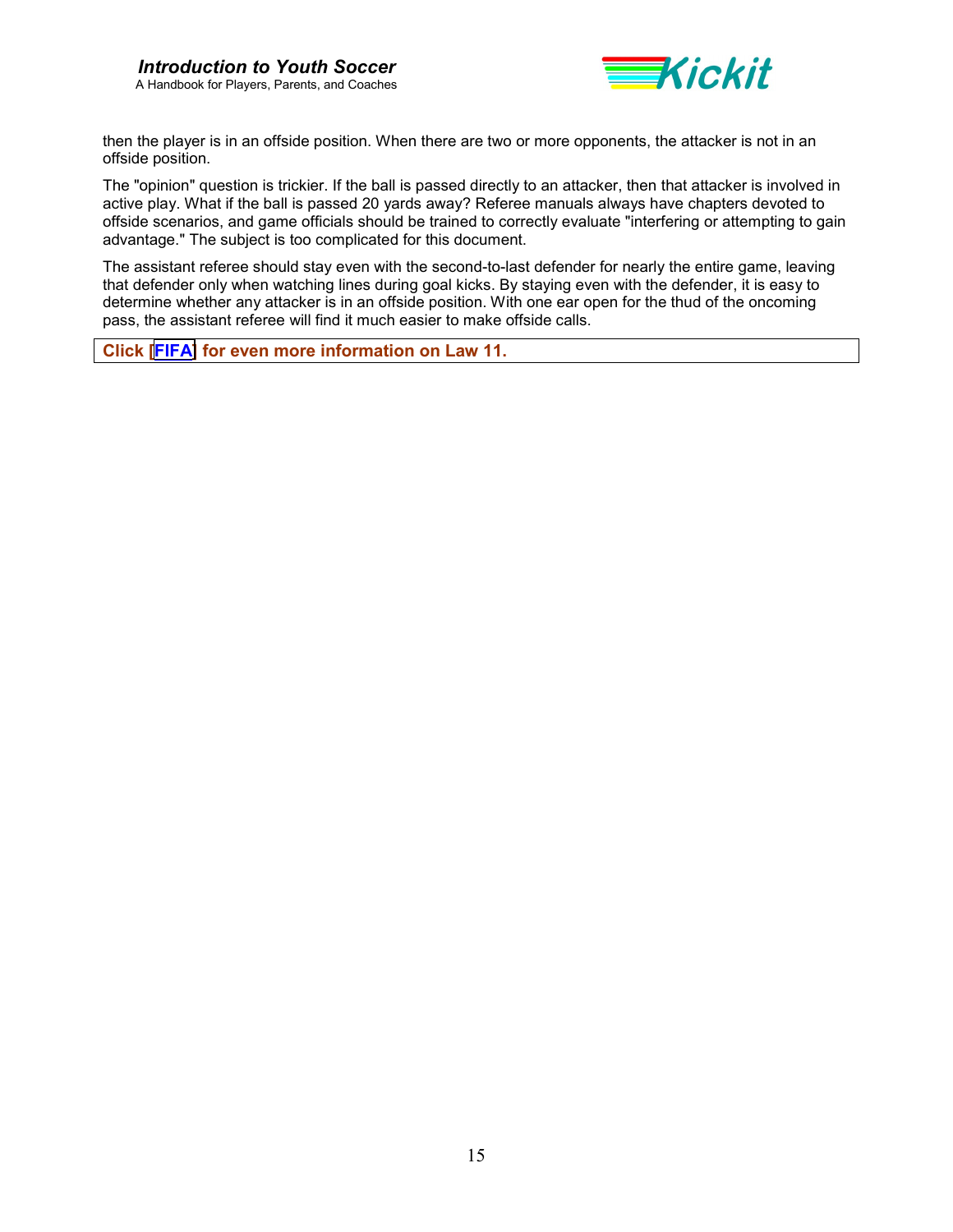then the player is in an offside position. When there are two or more opponents, the attacker is not in an offside position.

The "opinion" question is trickier. If the ball is passed directly to an attacker, then that attacker is involved in active play. What if the ball is passed 20 yards away? Referee manuals always have chapters devoted to offside scenarios, and game officials should be trained to correctly evaluate "interfering or attempting to gain advantage." The subject is too complicated for this document.

The assistant referee should stay even with the second-to-last defender for nearly the entire game, leaving that defender only when watching lines during goal kicks. By staying even with the defender, it is easy to determine whether any attacker is in an offside position. With one ear open for the thud of the oncoming pass, the assistant referee will find it much easier to make offside calls.

**Click [FIFA] for even more information on Law 11.**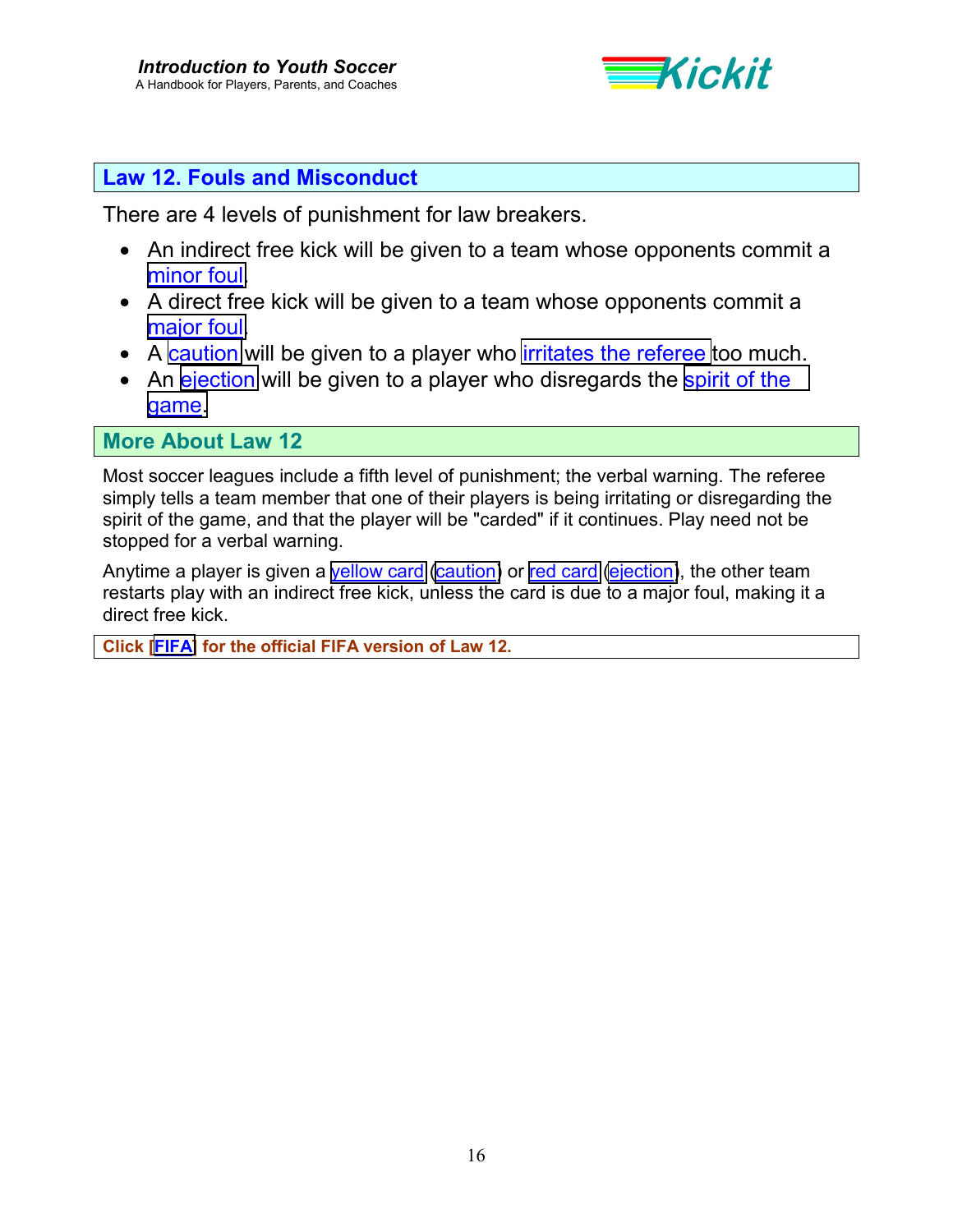## Law 12. Fouls and Misconduct

There are 4 levels of punishment for law breakers.

- An indirect free kick will be given to a team whose opponents commit a minor foul.
- A direct free kick will be given to a team whose opponents commit a major foul.
- A caution will be given to a player who irritates the referee too much.
- An ejection will be given to a player who disregards the spirit of the game.

## More About Law 12

Most soccer leagues include a fifth level of punishment; the verbal warning. The referee simply tells a team member that one of their players is being irritating or disregarding the spirit of the game, and that the player will be "carded" if it continues. Play need not be stopped for a verbal warning.

Anytime a player is given a yellow card (caution) or red card (ejection), the other team restarts play with an indirect free kick, unless the card is due to a major foul, making it a direct free kick.

**Click [FIFA] for the official FIFA version of Law 12.**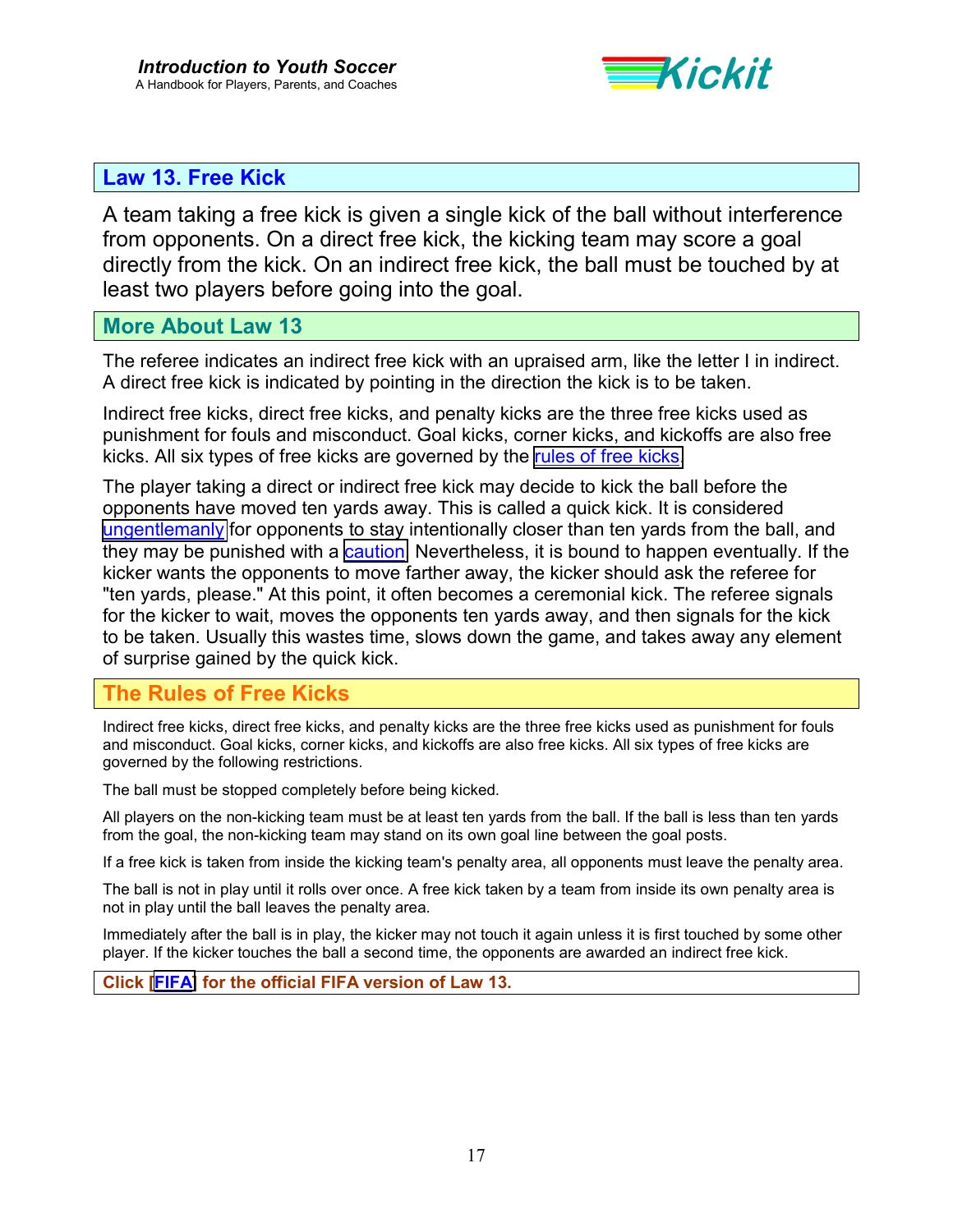## Law 13. Free Kick

A team taking a free kick is given a single kick of the ball without interference from opponents. On a direct free kick, the kicking team may score a goal directly from the kick. On an indirect free kick, the ball must be touched by at least two players before going into the goal.

## More About Law 13

The referee indicates an indirect free kick with an upraised arm, like the letter I in indirect. A direct free kick is indicated by pointing in the direction the kick is to be taken.

Indirect free kicks, direct free kicks, and penalty kicks are the three free kicks used as punishment for fouls and misconduct. Goal kicks, corner kicks, and kickoffs are also free kicks. All six types of free kicks are governed by the rules of free kicks.

The player taking a direct or indirect free kick may decide to kick the ball before the opponents have moved ten yards away. This is called a quick kick. It is considered ungentlemanly for opponents to stay intentionally closer than ten yards from the ball, and they may be punished with a caution. Nevertheless, it is bound to happen eventually. If the kicker wants the opponents to move farther away, the kicker should ask the referee for "ten yards, please." At this point, it often becomes a ceremonial kick. The referee signals for the kicker to wait, moves the opponents ten yards away, and then signals for the kick to be taken. Usually this wastes time, slows down the game, and takes away any element of surprise gained by the quick kick.

## The Rules of Free Kicks

Indirect free kicks, direct free kicks, and penalty kicks are the three free kicks used as punishment for fouls and misconduct. Goal kicks, corner kicks, and kickoffs are also free kicks. All six types of free kicks are governed by the following restrictions.

The ball must be stopped completely before being kicked.

All players on the non-kicking team must be at least ten yards from the ball. If the ball is less than ten yards from the goal, the non-kicking team may stand on its own goal line between the goal posts.

If a free kick is taken from inside the kicking team's penalty area, all opponents must leave the penalty area.

The ball is not in play until it rolls over once. A free kick taken by a team from inside its own penalty area is not in play until the ball leaves the penalty area.

Immediately after the ball is in play, the kicker may not touch it again unless it is first touched by some other player. If the kicker touches the ball a second time, the opponents are awarded an indirect free kick.

**Click [FIFA] for the official FIFA version of Law 13.**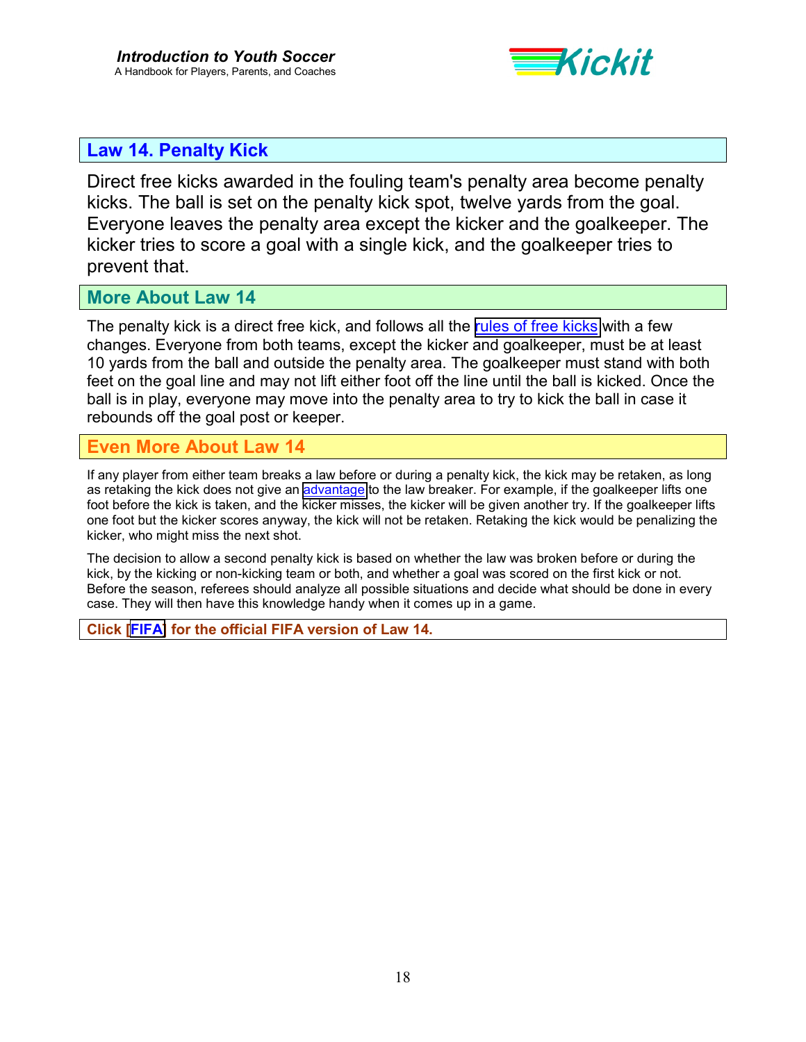## Law 14. Penalty Kick

Direct free kicks awarded in the fouling team's penalty area become penalty kicks. The ball is set on the penalty kick spot, twelve yards from the goal. Everyone leaves the penalty area except the kicker and the goalkeeper. The kicker tries to score a goal with a single kick, and the goalkeeper tries to prevent that.

## More About Law 14

The penalty kick is a direct free kick, and follows all the rules of free kicks with a few changes. Everyone from both teams, except the kicker and goalkeeper, must be at least 10 yards from the ball and outside the penalty area. The goalkeeper must stand with both feet on the goal line and may not lift either foot off the line until the ball is kicked. Once the ball is in play, everyone may move into the penalty area to try to kick the ball in case it rebounds off the goal post or keeper.

## Even More About Law 14

If any player from either team breaks a law before or during a penalty kick, the kick may be retaken, as long as retaking the kick does not give an advantage to the law breaker. For example, if the goalkeeper lifts one foot before the kick is taken, and the kicker misses, the kicker will be given another try. If the goalkeeper lifts one foot but the kicker scores anyway, the kick will not be retaken. Retaking the kick would be penalizing the kicker, who might miss the next shot.

The decision to allow a second penalty kick is based on whether the law was broken before or during the kick, by the kicking or non-kicking team or both, and whether a goal was scored on the first kick or not. Before the season, referees should analyze all possible situations and decide what should be done in every case. They will then have this knowledge handy when it comes up in a game.

**Click [FIFA] for the official FIFA version of Law 14.**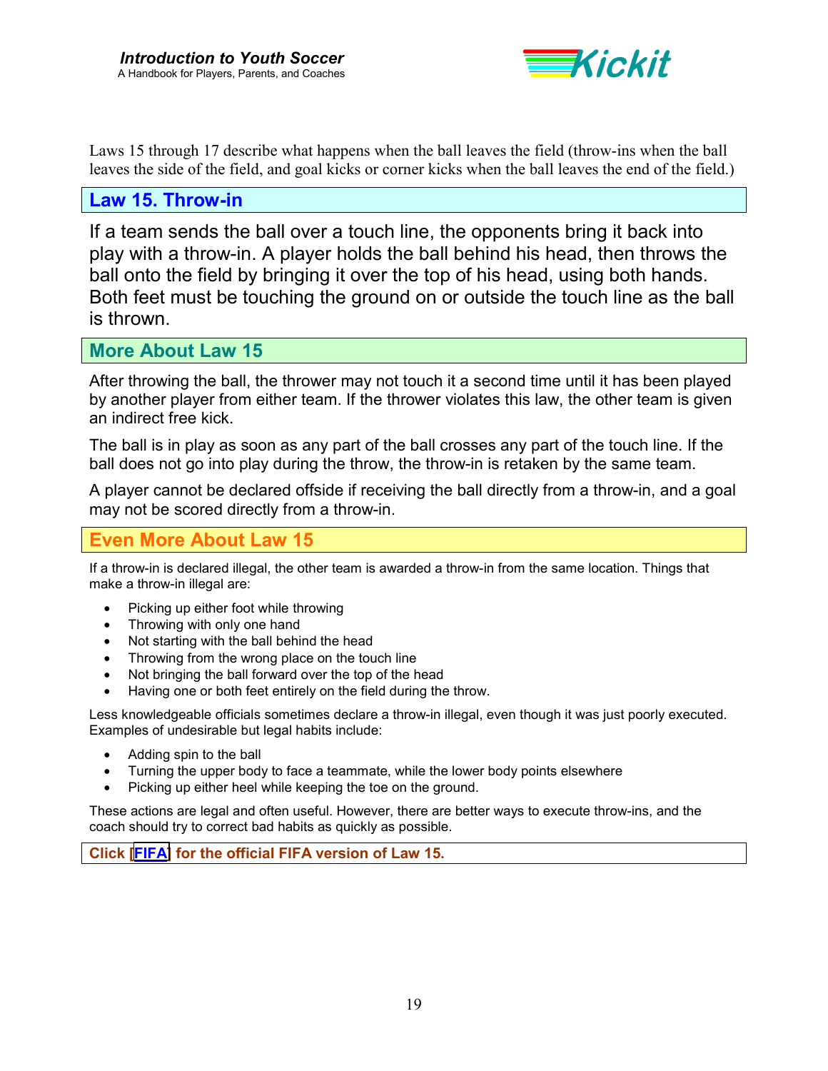Laws 15 through 17 describe what happens when the ball leaves the field (throw-ins when the ball leaves the side of the field, and goal kicks or corner kicks when the ball leaves the end of the field.)

## Law 15. Throw-in

If a team sends the ball over a touch line, the opponents bring it back into play with a throw-in. A player holds the ball behind his head, then throws the ball onto the field by bringing it over the top of his head, using both hands. Both feet must be touching the ground on or outside the touch line as the ball is thrown.

## More About Law 15

After throwing the ball, the thrower may not touch it a second time until it has been played by another player from either team. If the thrower violates this law, the other team is given an indirect free kick.

The ball is in play as soon as any part of the ball crosses any part of the touch line. If the ball does not go into play during the throw, the throw-in is retaken by the same team.

A player cannot be declared offside if receiving the ball directly from a throw-in, and a goal may not be scored directly from a throw-in.

## Even More About Law 15

If a throw-in is declared illegal, the other team is awarded a throw-in from the same location. Things that make a throw-in illegal are:

- Picking up either foot while throwing
- Throwing with only one hand
- Not starting with the ball behind the head
- Throwing from the wrong place on the touch line
- Not bringing the ball forward over the top of the head
- Having one or both feet entirely on the field during the throw.

Less knowledgeable officials sometimes declare a throw-in illegal, even though it was just poorly executed. Examples of undesirable but legal habits include:

- Adding spin to the ball
- Turning the upper body to face a teammate, while the lower body points elsewhere
- Picking up either heel while keeping the toe on the ground.

These actions are legal and often useful. However, there are better ways to execute throw-ins, and the coach should try to correct bad habits as quickly as possible.

**Click [FIFA] for the official FIFA version of Law 15.**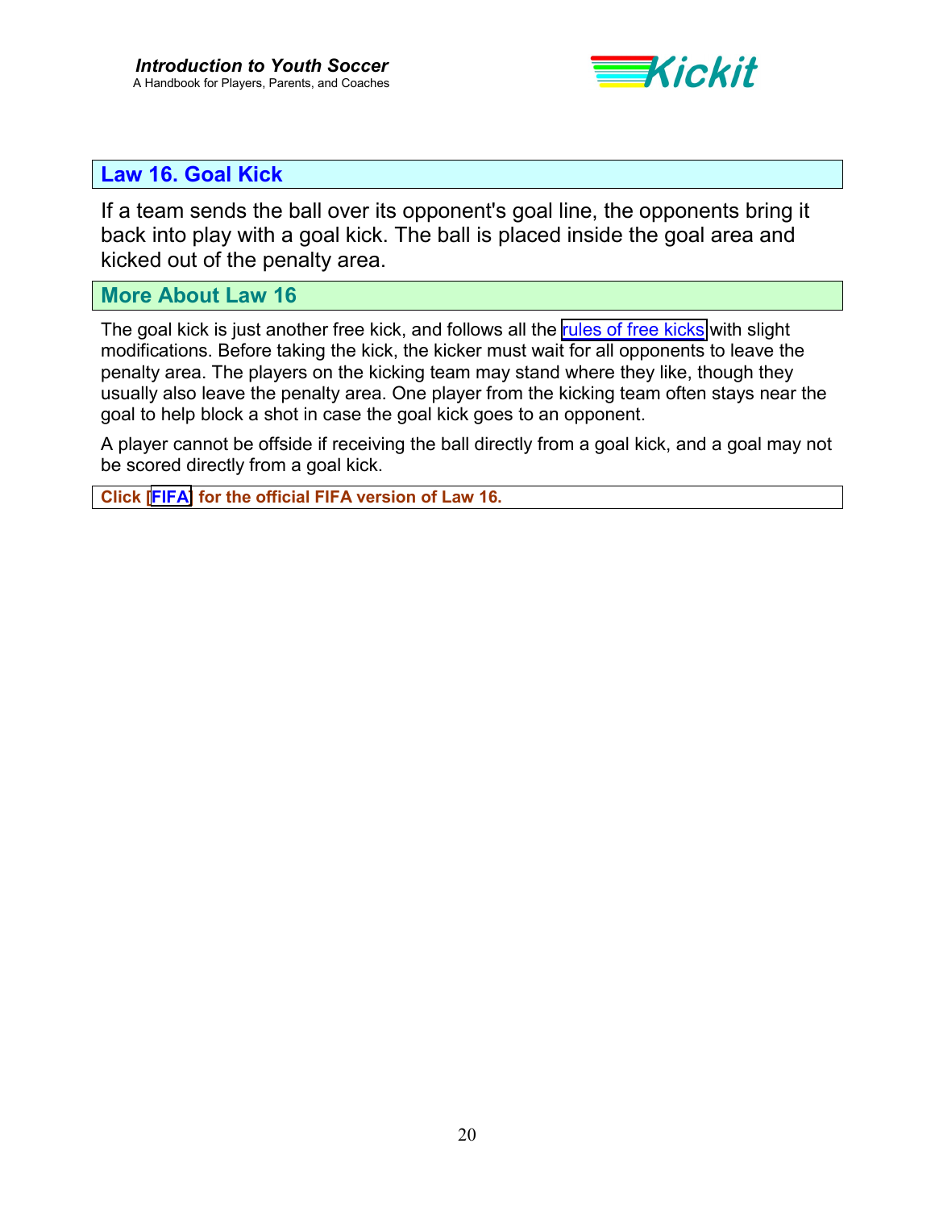## Law 16. Goal Kick

If a team sends the ball over its opponent's goal line, the opponents bring it back into play with a goal kick. The ball is placed inside the goal area and kicked out of the penalty area.

### More About Law 16

The goal kick is just another free kick, and follows all the rules of free kicks with slight modifications. Before taking the kick, the kicker must wait for all opponents to leave the penalty area. The players on the kicking team may stand where they like, though they usually also leave the penalty area. One player from the kicking team often stays near the goal to help block a shot in case the goal kick goes to an opponent.

A player cannot be offside if receiving the ball directly from a goal kick, and a goal may not be scored directly from a goal kick.

**Click [FIFA] for the official FIFA version of Law 16.**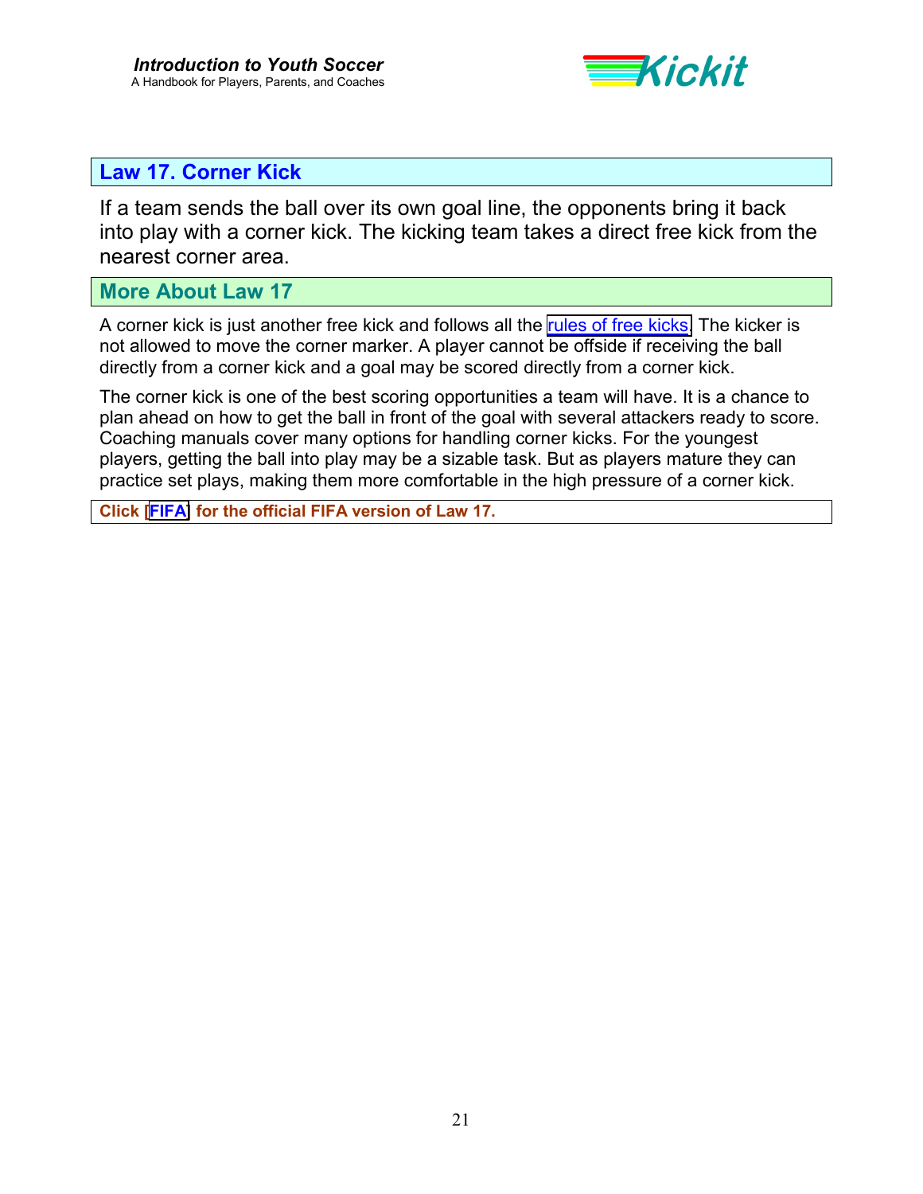## Law 17. Corner Kick

If a team sends the ball over its own goal line, the opponents bring it back into play with a corner kick. The kicking team takes a direct free kick from the nearest corner area.

### More About Law 17

A corner kick is just another free kick and follows all the rules of free kicks. The kicker is not allowed to move the corner marker. A player cannot be offside if receiving the ball directly from a corner kick and a goal may be scored directly from a corner kick.

The corner kick is one of the best scoring opportunities a team will have. It is a chance to plan ahead on how to get the ball in front of the goal with several attackers ready to score. Coaching manuals cover many options for handling corner kicks. For the youngest players, getting the ball into play may be a sizable task. But as players mature they can practice set plays, making them more comfortable in the high pressure of a corner kick.

**Click [FIFA] for the official FIFA version of Law 17.**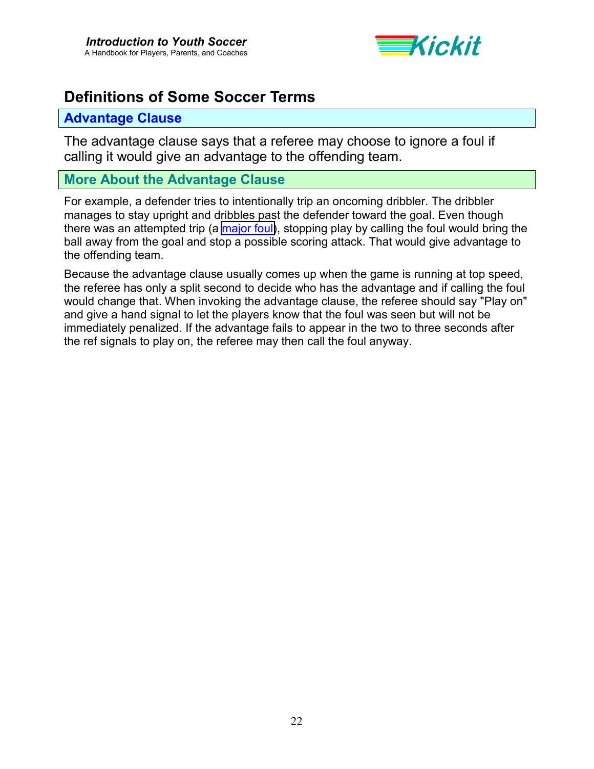# Definitions of Some Soccer Terms

## Advantage Clause

The advantage clause says that a referee may choose to ignore a foul if calling it would give an advantage to the offending team.

### More About the Advantage Clause

For example, a defender tries to intentionally trip an oncoming dribbler. The dribbler manages to stay upright and dribbles past the defender toward the goal. Even though there was an attempted trip (a major foul), stopping play by calling the foul would bring the ball away from the goal and stop a possible scoring attack. That would give advantage to the offending team.

Because the advantage clause usually comes up when the game is running at top speed, the referee has only a split second to decide who has the advantage and if calling the foul would change that. When invoking the advantage clause, the referee should say "Play on" and give a hand signal to let the players know that the foul was seen but will not be immediately penalized. If the advantage fails to appear in the two to three seconds after the ref signals to play on, the referee may then call the foul anyway.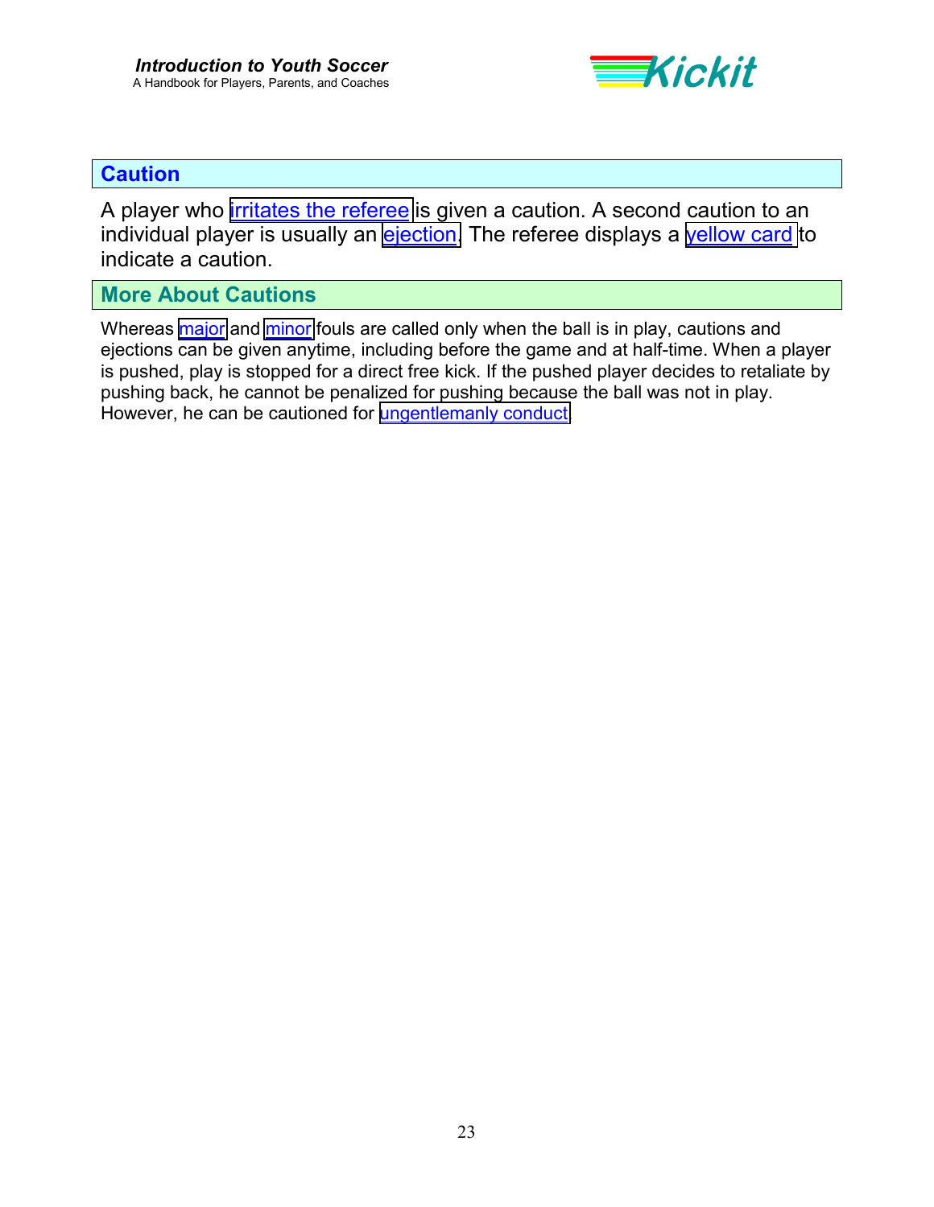## Caution

A player who irritates the referee is given a caution. A second caution to an individual player is usually an ejection. The referee displays a yellow card to indicate a caution.

## More About Cautions

Whereas major and minor fouls are called only when the ball is in play, cautions and ejections can be given anytime, including before the game and at half-time. When a player is pushed, play is stopped for a direct free kick. If the pushed player decides to retaliate by pushing back, he cannot be penalized for pushing because the ball was not in play. However, he can be cautioned for ungentlemanly conduct.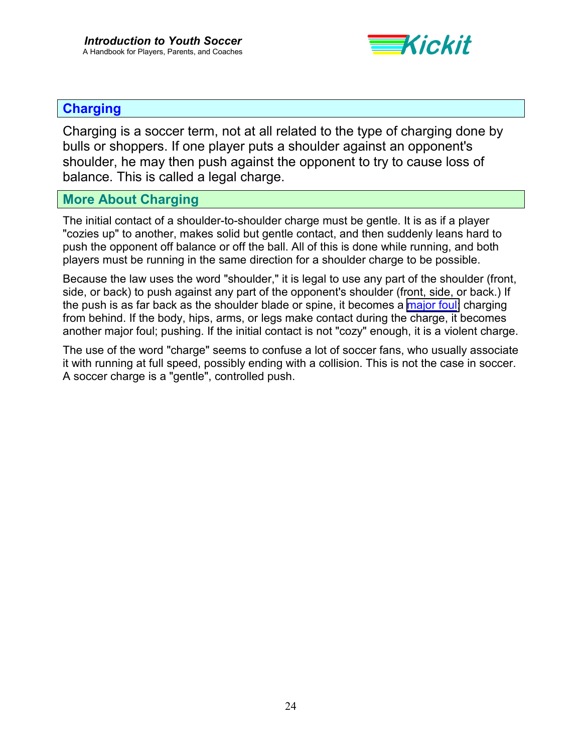## Charging

Charging is a soccer term, not at all related to the type of charging done by bulls or shoppers. If one player puts a shoulder against an opponent's shoulder, he may then push against the opponent to try to cause loss of balance. This is called a legal charge.

### More About Charging

The initial contact of a shoulder-to-shoulder charge must be gentle. It is as if a player "cozies up" to another, makes solid but gentle contact, and then suddenly leans hard to push the opponent off balance or off the ball. All of this is done while running, and both players must be running in the same direction for a shoulder charge to be possible.

Because the law uses the word "shoulder," it is legal to use any part of the shoulder (front, side, or back) to push against any part of the opponent's shoulder (front, side, or back.) If the push is as far back as the shoulder blade or spine, it becomes a major foul; charging from behind. If the body, hips, arms, or legs make contact during the charge, it becomes another major foul; pushing. If the initial contact is not "cozy" enough, it is a violent charge.

The use of the word "charge" seems to confuse a lot of soccer fans, who usually associate it with running at full speed, possibly ending with a collision. This is not the case in soccer. A soccer charge is a "gentle", controlled push.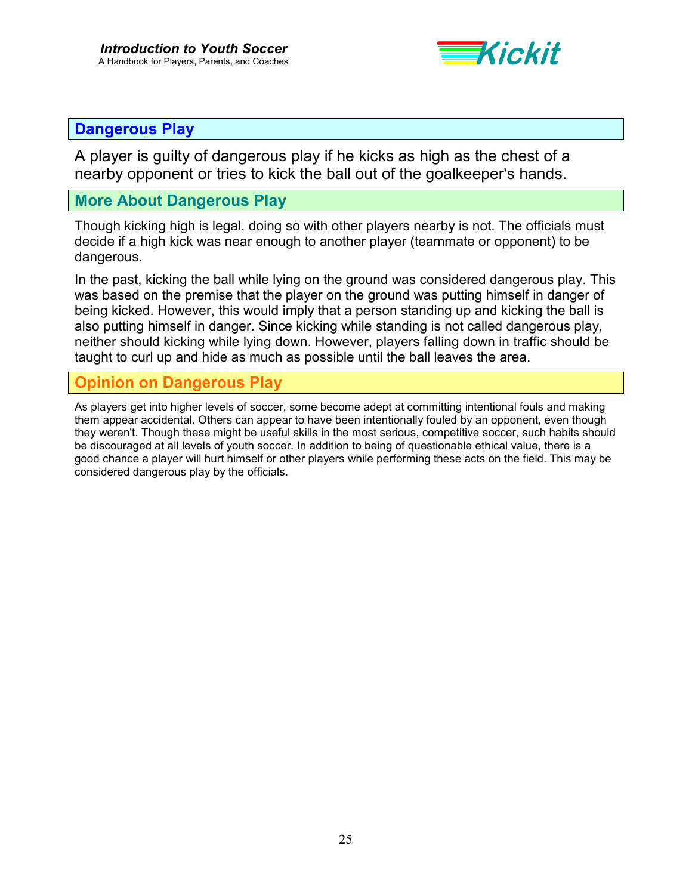## Dangerous Play

A player is guilty of dangerous play if he kicks as high as the chest of a nearby opponent or tries to kick the ball out of the goalkeeper's hands.

## More About Dangerous Play

Though kicking high is legal, doing so with other players nearby is not. The officials must decide if a high kick was near enough to another player (teammate or opponent) to be dangerous.

In the past, kicking the ball while lying on the ground was considered dangerous play. This was based on the premise that the player on the ground was putting himself in danger of being kicked. However, this would imply that a person standing up and kicking the ball is also putting himself in danger. Since kicking while standing is not called dangerous play, neither should kicking while lying down. However, players falling down in traffic should be taught to curl up and hide as much as possible until the ball leaves the area.

## Opinion on Dangerous Play

As players get into higher levels of soccer, some become adept at committing intentional fouls and making them appear accidental. Others can appear to have been intentionally fouled by an opponent, even though they weren't. Though these might be useful skills in the most serious, competitive soccer, such habits should be discouraged at all levels of youth soccer. In addition to being of questionable ethical value, there is a good chance a player will hurt himself or other players while performing these acts on the field. This may be considered dangerous play by the officials.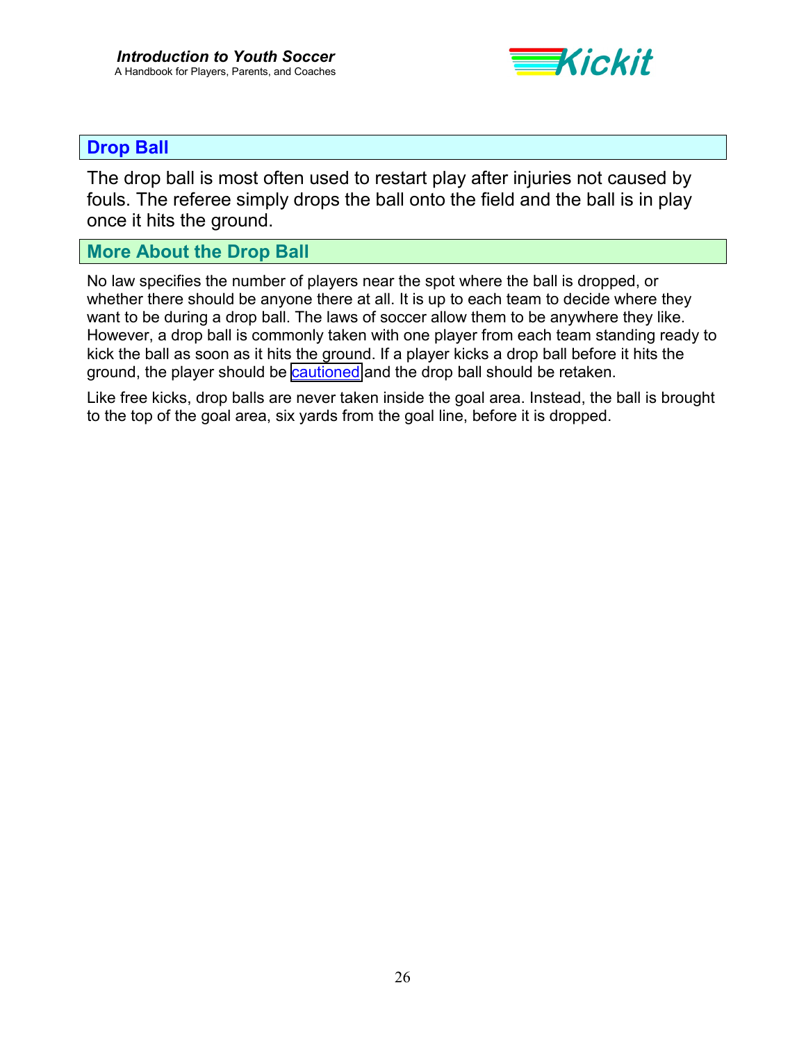## Drop Ball

The drop ball is most often used to restart play after injuries not caused by fouls. The referee simply drops the ball onto the field and the ball is in play once it hits the ground.

## More About the Drop Ball

No law specifies the number of players near the spot where the ball is dropped, or whether there should be anyone there at all. It is up to each team to decide where they want to be during a drop ball. The laws of soccer allow them to be anywhere they like. However, a drop ball is commonly taken with one player from each team standing ready to kick the ball as soon as it hits the ground. If a player kicks a drop ball before it hits the ground, the player should be cautioned and the drop ball should be retaken.

Like free kicks, drop balls are never taken inside the goal area. Instead, the ball is brought to the top of the goal area, six yards from the goal line, before it is dropped.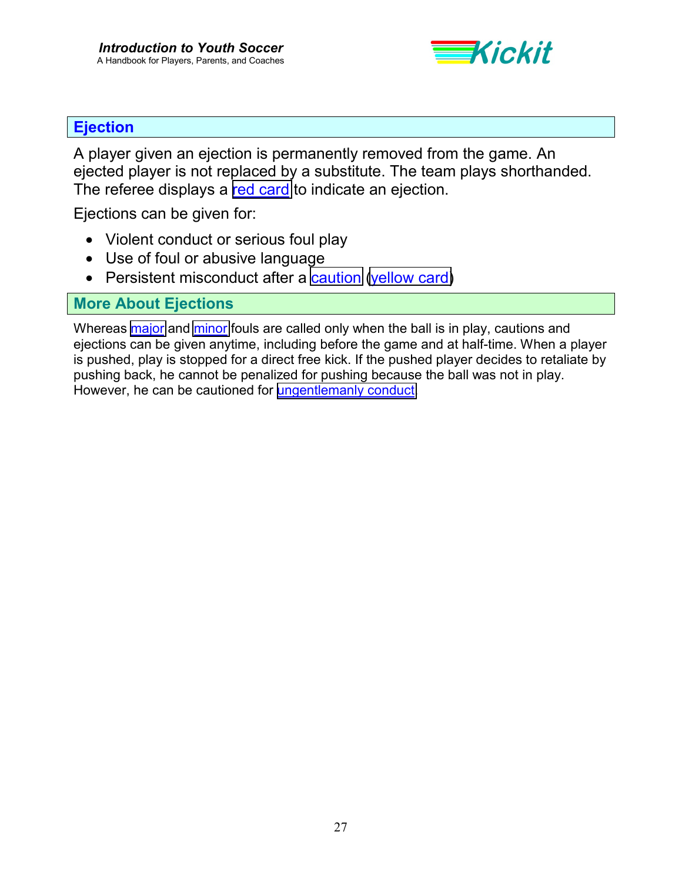## Ejection

A player given an ejection is permanently removed from the game. An ejected player is not replaced by a substitute. The team plays shorthanded. The referee displays a red card to indicate an ejection.

Ejections can be given for:

- Violent conduct or serious foul play
- Use of foul or abusive language
- Persistent misconduct after a caution (yellow card)

## More About Ejections

Whereas major and minor fouls are called only when the ball is in play, cautions and ejections can be given anytime, including before the game and at half-time. When a player is pushed, play is stopped for a direct free kick. If the pushed player decides to retaliate by pushing back, he cannot be penalized for pushing because the ball was not in play. However, he can be cautioned for ungentlemanly conduct.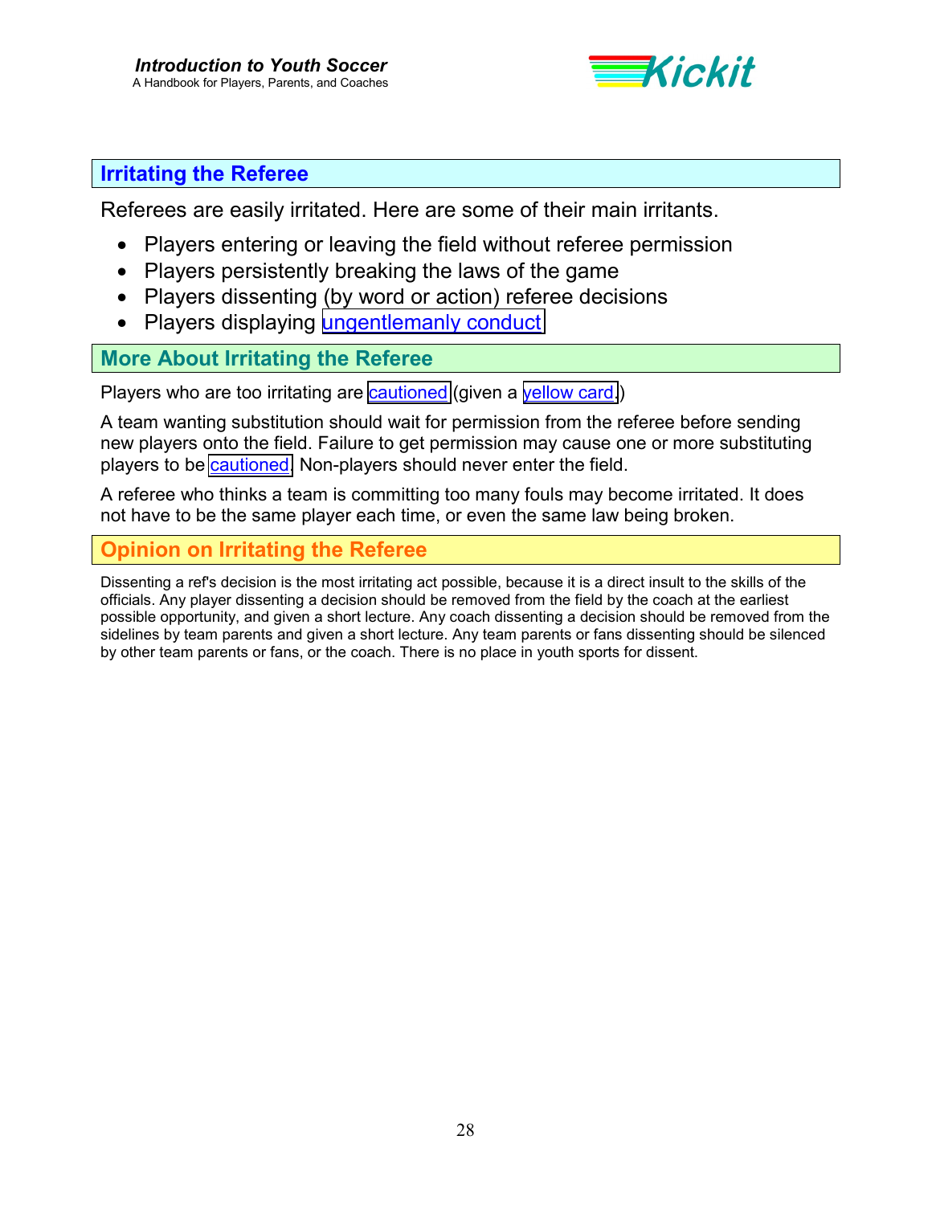## Irritating the Referee

Referees are easily irritated. Here are some of their main irritants.

- Players entering or leaving the field without referee permission
- Players persistently breaking the laws of the game
- Players dissenting (by word or action) referee decisions
- Players displaying ungentlemanly conduct

## More About Irritating the Referee

Players who are too irritating are cautioned (given a yellow card.)

A team wanting substitution should wait for permission from the referee before sending new players onto the field. Failure to get permission may cause one or more substituting players to be cautioned. Non-players should never enter the field.

A referee who thinks a team is committing too many fouls may become irritated. It does not have to be the same player each time, or even the same law being broken.

## Opinion on Irritating the Referee

Dissenting a ref's decision is the most irritating act possible, because it is a direct insult to the skills of the officials. Any player dissenting a decision should be removed from the field by the coach at the earliest possible opportunity, and given a short lecture. Any coach dissenting a decision should be removed from the sidelines by team parents and given a short lecture. Any team parents or fans dissenting should be silenced by other team parents or fans, or the coach. There is no place in youth sports for dissent.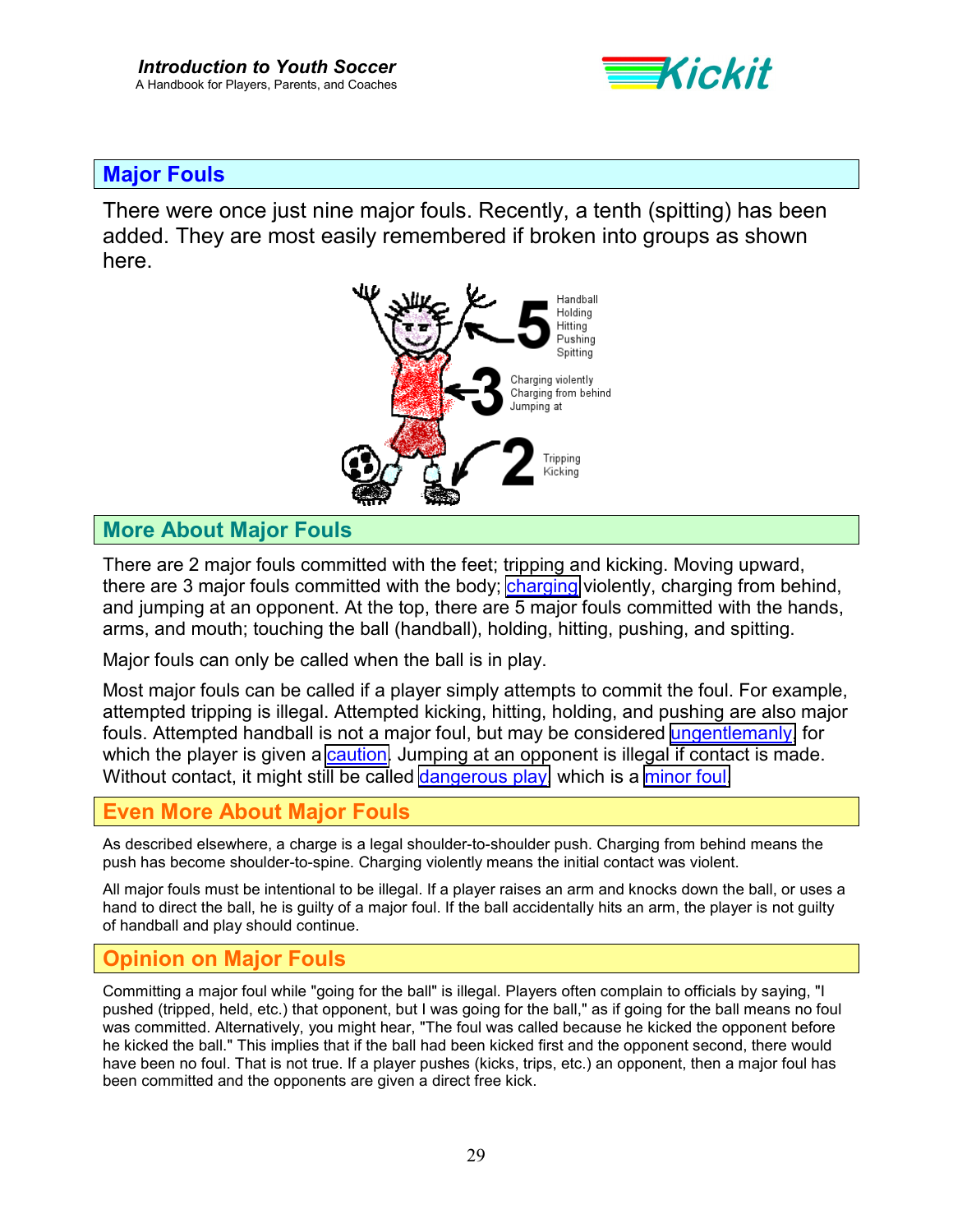## Major Fouls

There were once just nine major fouls. Recently, a tenth (spitting) has been added. They are most easily remembered if broken into groups as shown here.

5 — Handball, Holding, Hitting, Pushing, Spitting

3 — Charging violently, Charging from behind, Jumping at

2 — Tripping, Kicking

## More About Major Fouls

There are 2 major fouls committed with the feet; tripping and kicking. Moving upward, there are 3 major fouls committed with the body; charging violently, charging from behind, and jumping at an opponent. At the top, there are 5 major fouls committed with the hands, arms, and mouth; touching the ball (handball), holding, hitting, pushing, and spitting.

Major fouls can only be called when the ball is in play.

Most major fouls can be called if a player simply attempts to commit the foul. For example, attempted tripping is illegal. Attempted kicking, hitting, holding, and pushing are also major fouls. Attempted handball is not a major foul, but may be considered ungentlemanly for which the player is given a caution. Jumping at an opponent is illegal if contact is made. Without contact, it might still be called dangerous play which is a minor foul.

## Even More About Major Fouls

As described elsewhere, a charge is a legal shoulder-to-shoulder push. Charging from behind means the push has become shoulder-to-spine. Charging violently means the initial contact was violent.

All major fouls must be intentional to be illegal. If a player raises an arm and knocks down the ball, or uses a hand to direct the ball, he is guilty of a major foul. If the ball accidentally hits an arm, the player is not guilty of handball and play should continue.

## Opinion on Major Fouls

Committing a major foul while "going for the ball" is illegal. Players often complain to officials by saying, "I pushed (tripped, held, etc.) that opponent, but I was going for the ball," as if going for the ball means no foul was committed. Alternatively, you might hear, "The foul was called because he kicked the opponent before he kicked the ball." This implies that if the ball had been kicked first and the opponent second, there would have been no foul. That is not true. If a player pushes (kicks, trips, etc.) an opponent, then a major foul has been committed and the opponents are given a direct free kick.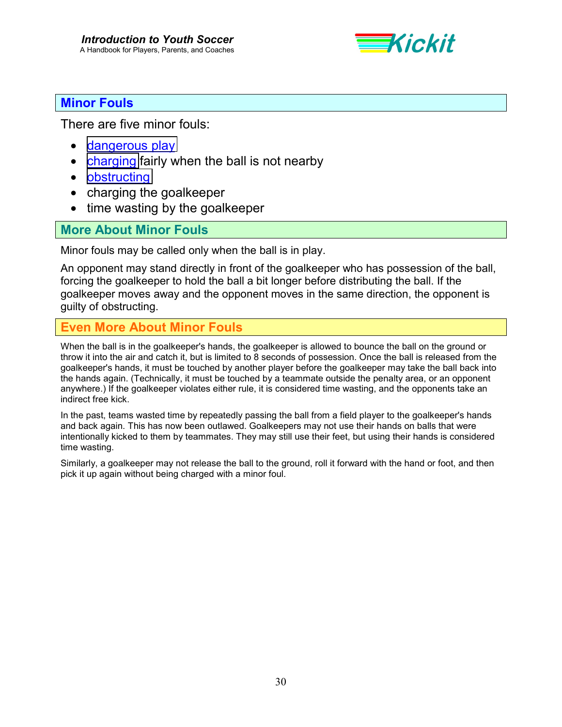## Minor Fouls

There are five minor fouls:

- dangerous play
- charging fairly when the ball is not nearby
- obstructing
- charging the goalkeeper
- time wasting by the goalkeeper

## More About Minor Fouls

Minor fouls may be called only when the ball is in play.

An opponent may stand directly in front of the goalkeeper who has possession of the ball, forcing the goalkeeper to hold the ball a bit longer before distributing the ball. If the goalkeeper moves away and the opponent moves in the same direction, the opponent is guilty of obstructing.

## Even More About Minor Fouls

When the ball is in the goalkeeper's hands, the goalkeeper is allowed to bounce the ball on the ground or throw it into the air and catch it, but is limited to 8 seconds of possession. Once the ball is released from the goalkeeper's hands, it must be touched by another player before the goalkeeper may take the ball back into the hands again. (Technically, it must be touched by a teammate outside the penalty area, or an opponent anywhere.) If the goalkeeper violates either rule, it is considered time wasting, and the opponents take an indirect free kick.

In the past, teams wasted time by repeatedly passing the ball from a field player to the goalkeeper's hands and back again. This has now been outlawed. Goalkeepers may not use their hands on balls that were intentionally kicked to them by teammates. They may still use their feet, but using their hands is considered time wasting.

Similarly, a goalkeeper may not release the ball to the ground, roll it forward with the hand or foot, and then pick it up again without being charged with a minor foul.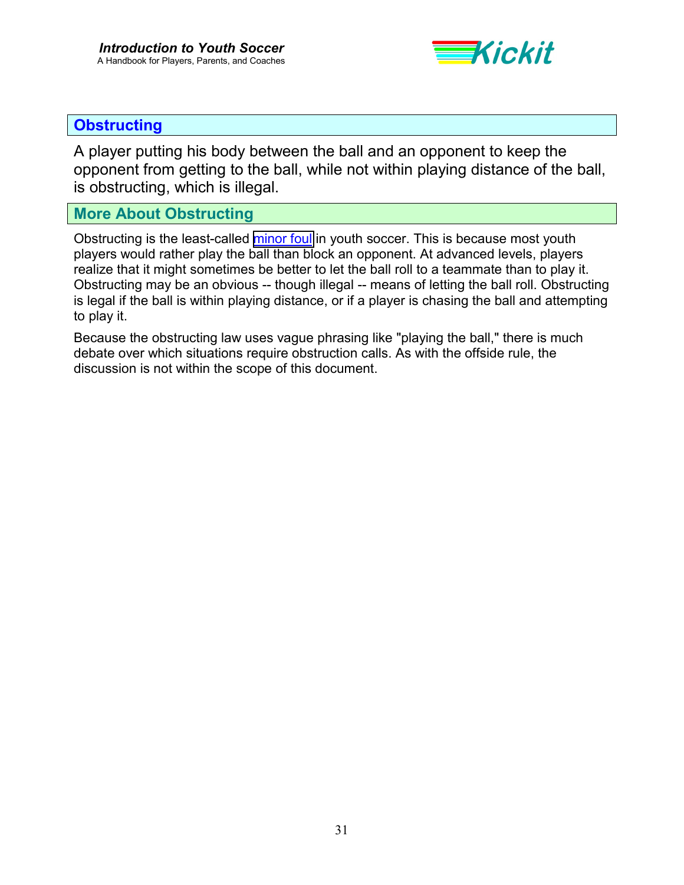## Obstructing

A player putting his body between the ball and an opponent to keep the opponent from getting to the ball, while not within playing distance of the ball, is obstructing, which is illegal.

### More About Obstructing

Obstructing is the least-called minor foul in youth soccer. This is because most youth players would rather play the ball than block an opponent. At advanced levels, players realize that it might sometimes be better to let the ball roll to a teammate than to play it. Obstructing may be an obvious -- though illegal -- means of letting the ball roll. Obstructing is legal if the ball is within playing distance, or if a player is chasing the ball and attempting to play it.

Because the obstructing law uses vague phrasing like "playing the ball," there is much debate over which situations require obstruction calls. As with the offside rule, the discussion is not within the scope of this document.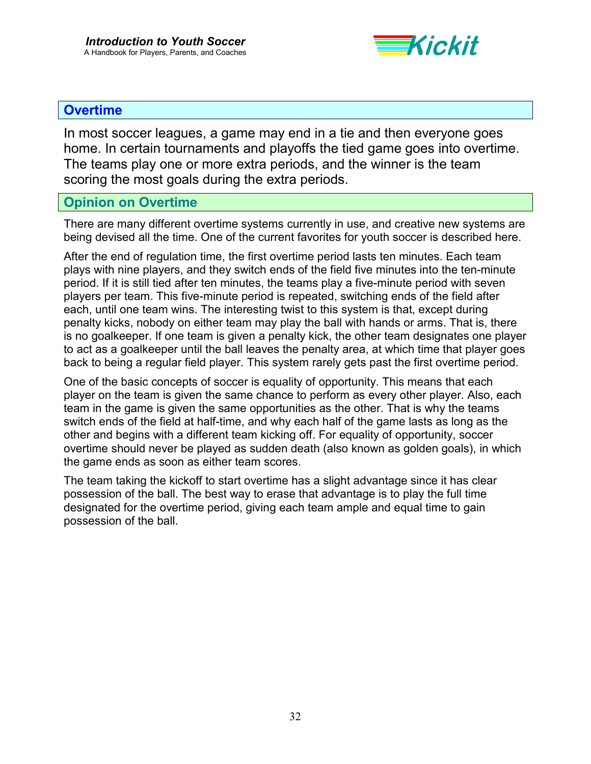## Overtime

In most soccer leagues, a game may end in a tie and then everyone goes home. In certain tournaments and playoffs the tied game goes into overtime. The teams play one or more extra periods, and the winner is the team scoring the most goals during the extra periods.

## Opinion on Overtime

There are many different overtime systems currently in use, and creative new systems are being devised all the time. One of the current favorites for youth soccer is described here.

After the end of regulation time, the first overtime period lasts ten minutes. Each team plays with nine players, and they switch ends of the field five minutes into the ten-minute period. If it is still tied after ten minutes, the teams play a five-minute period with seven players per team. This five-minute period is repeated, switching ends of the field after each, until one team wins. The interesting twist to this system is that, except during penalty kicks, nobody on either team may play the ball with hands or arms. That is, there is no goalkeeper. If one team is given a penalty kick, the other team designates one player to act as a goalkeeper until the ball leaves the penalty area, at which time that player goes back to being a regular field player. This system rarely gets past the first overtime period.

One of the basic concepts of soccer is equality of opportunity. This means that each player on the team is given the same chance to perform as every other player. Also, each team in the game is given the same opportunities as the other. That is why the teams switch ends of the field at half-time, and why each half of the game lasts as long as the other and begins with a different team kicking off. For equality of opportunity, soccer overtime should never be played as sudden death (also known as golden goals), in which the game ends as soon as either team scores.

The team taking the kickoff to start overtime has a slight advantage since it has clear possession of the ball. The best way to erase that advantage is to play the full time designated for the overtime period, giving each team ample and equal time to gain possession of the ball.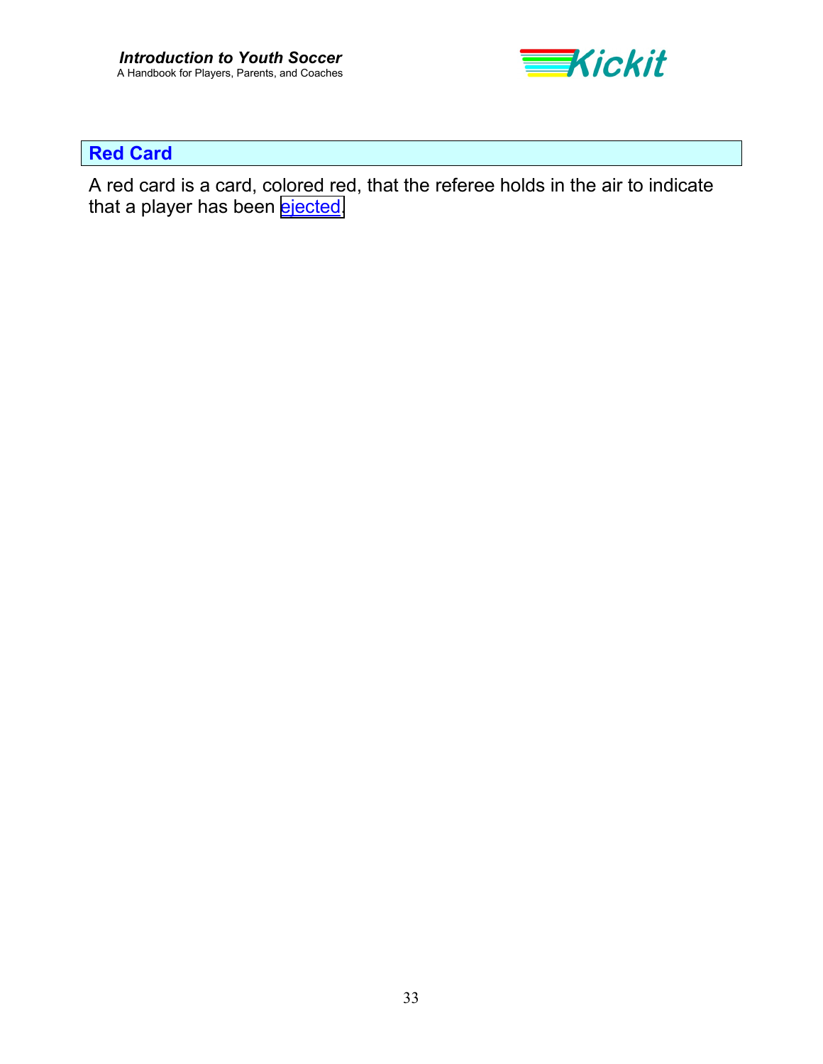## Red Card

A red card is a card, colored red, that the referee holds in the air to indicate that a player has been ejected.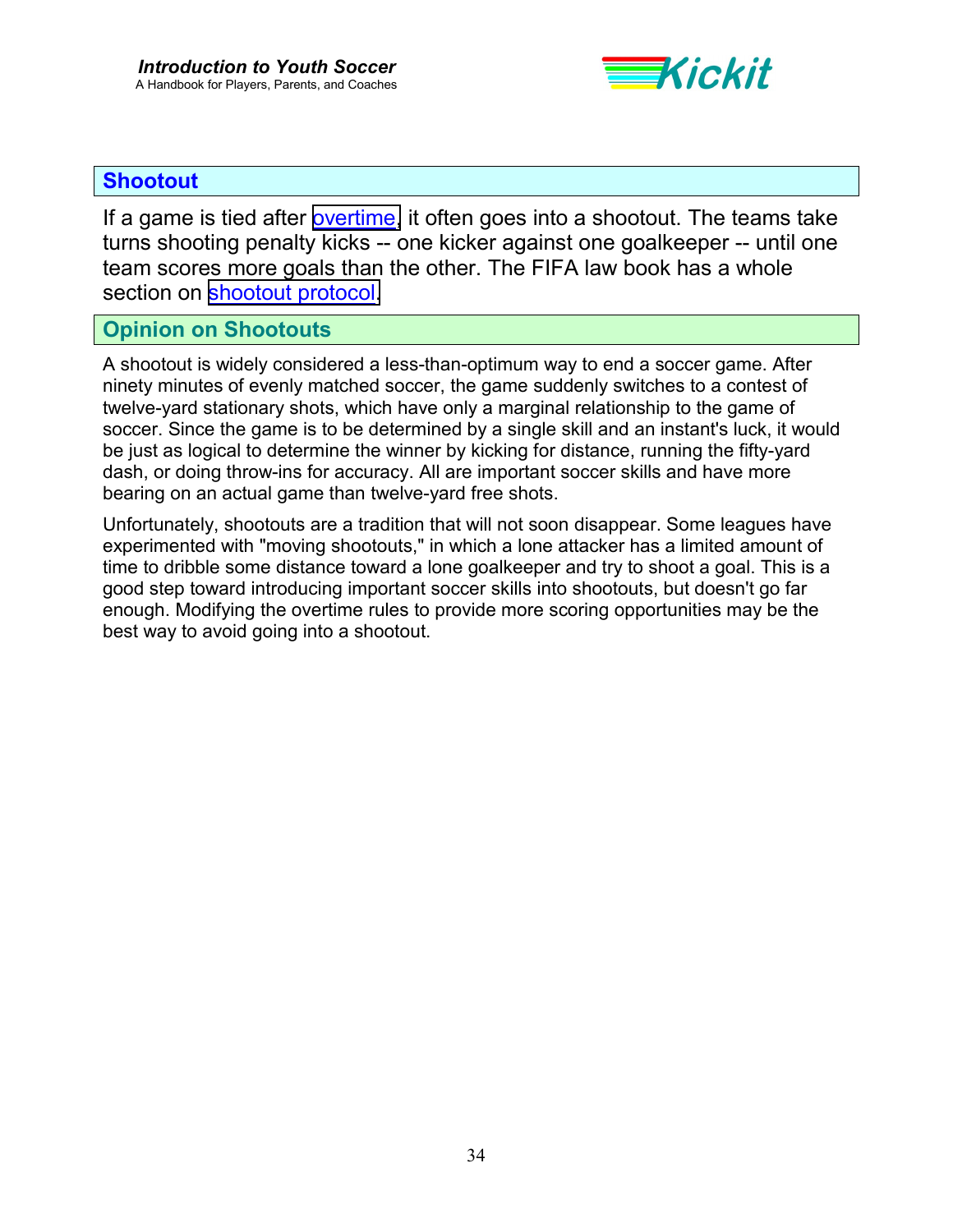## Shootout

If a game is tied after overtime, it often goes into a shootout. The teams take turns shooting penalty kicks -- one kicker against one goalkeeper -- until one team scores more goals than the other. The FIFA law book has a whole section on shootout protocol.

## Opinion on Shootouts

A shootout is widely considered a less-than-optimum way to end a soccer game. After ninety minutes of evenly matched soccer, the game suddenly switches to a contest of twelve-yard stationary shots, which have only a marginal relationship to the game of soccer. Since the game is to be determined by a single skill and an instant's luck, it would be just as logical to determine the winner by kicking for distance, running the fifty-yard dash, or doing throw-ins for accuracy. All are important soccer skills and have more bearing on an actual game than twelve-yard free shots.

Unfortunately, shootouts are a tradition that will not soon disappear. Some leagues have experimented with "moving shootouts," in which a lone attacker has a limited amount of time to dribble some distance toward a lone goalkeeper and try to shoot a goal. This is a good step toward introducing important soccer skills into shootouts, but doesn't go far enough. Modifying the overtime rules to provide more scoring opportunities may be the best way to avoid going into a shootout.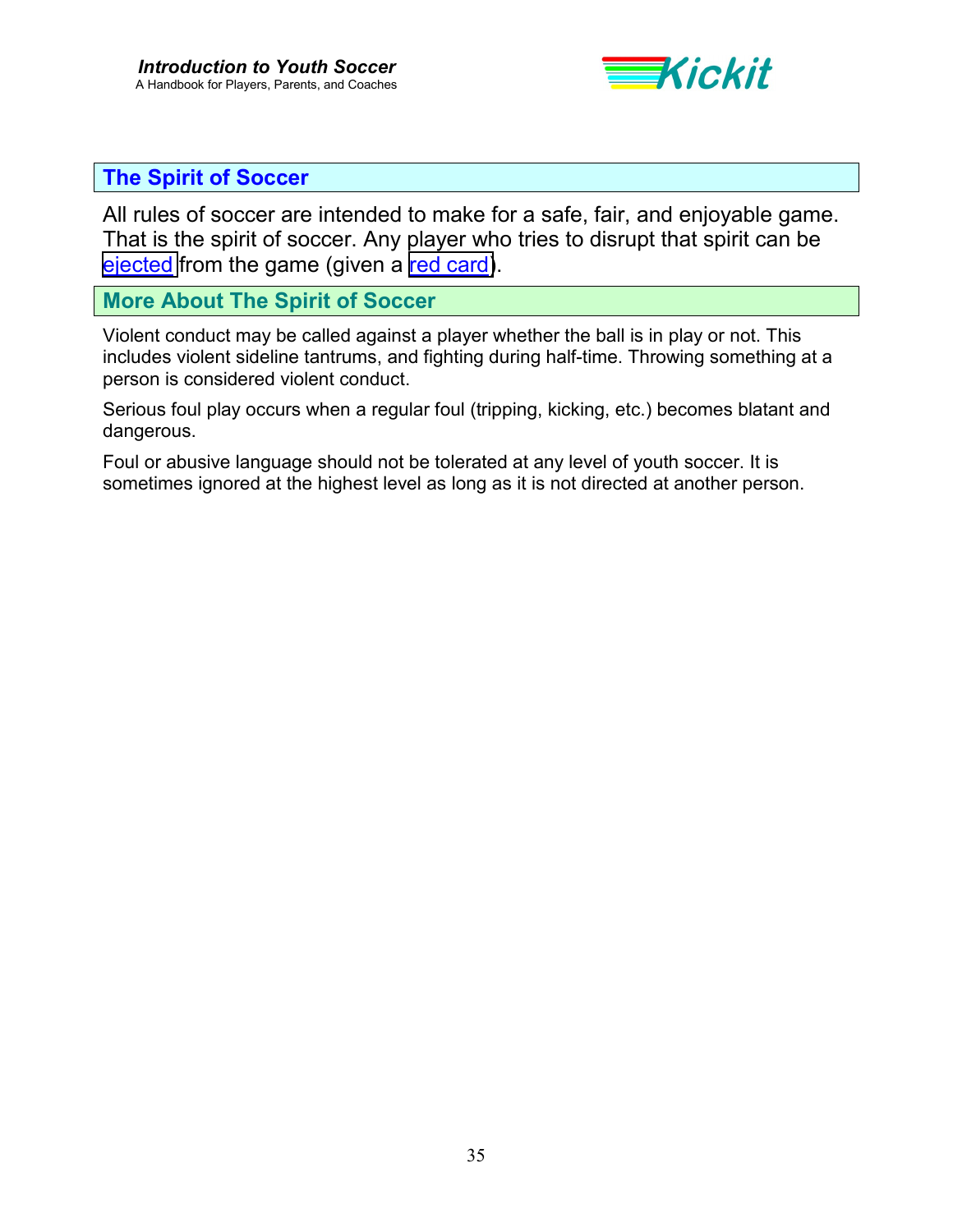## The Spirit of Soccer

All rules of soccer are intended to make for a safe, fair, and enjoyable game. That is the spirit of soccer. Any player who tries to disrupt that spirit can be ejected from the game (given a red card).

### More About The Spirit of Soccer

Violent conduct may be called against a player whether the ball is in play or not. This includes violent sideline tantrums, and fighting during half-time. Throwing something at a person is considered violent conduct.

Serious foul play occurs when a regular foul (tripping, kicking, etc.) becomes blatant and dangerous.

Foul or abusive language should not be tolerated at any level of youth soccer. It is sometimes ignored at the highest level as long as it is not directed at another person.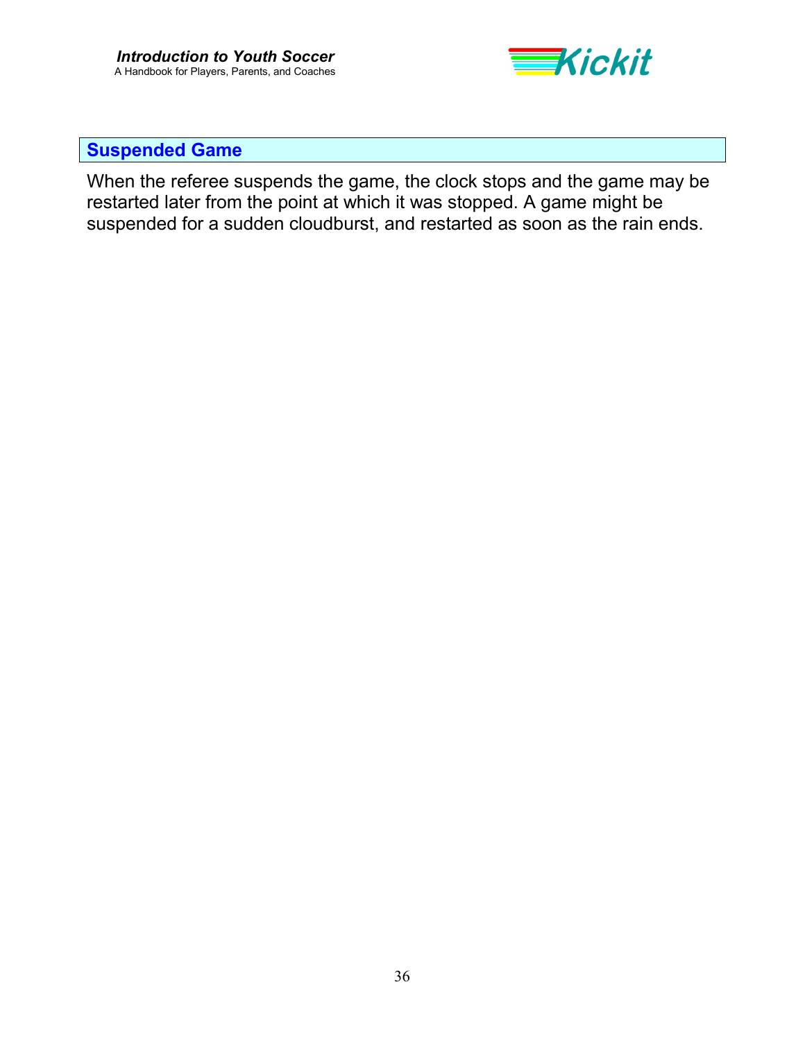## Suspended Game

When the referee suspends the game, the clock stops and the game may be restarted later from the point at which it was stopped. A game might be suspended for a sudden cloudburst, and restarted as soon as the rain ends.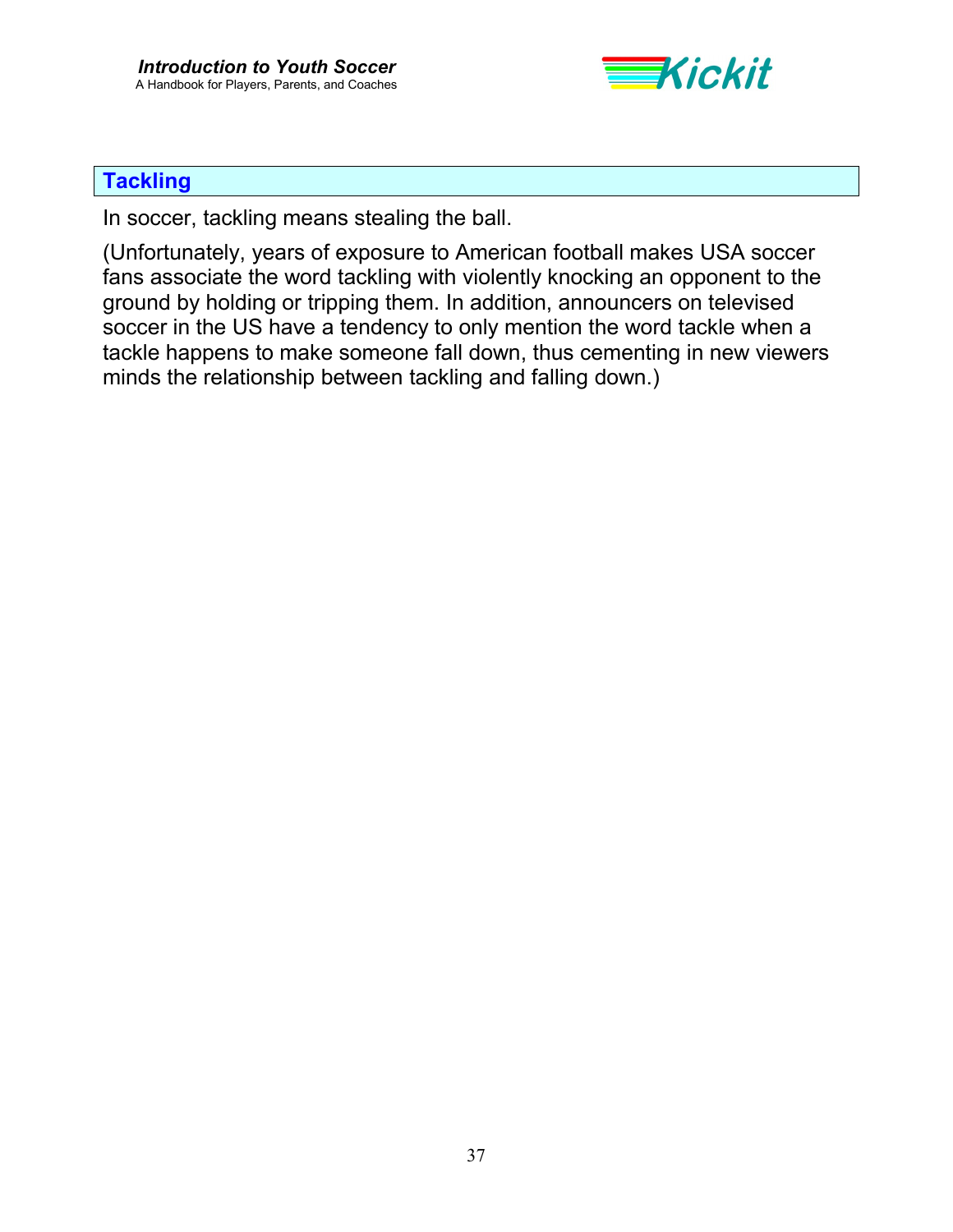## Tackling

In soccer, tackling means stealing the ball.

(Unfortunately, years of exposure to American football makes USA soccer fans associate the word tackling with violently knocking an opponent to the ground by holding or tripping them. In addition, announcers on televised soccer in the US have a tendency to only mention the word tackle when a tackle happens to make someone fall down, thus cementing in new viewers minds the relationship between tackling and falling down.)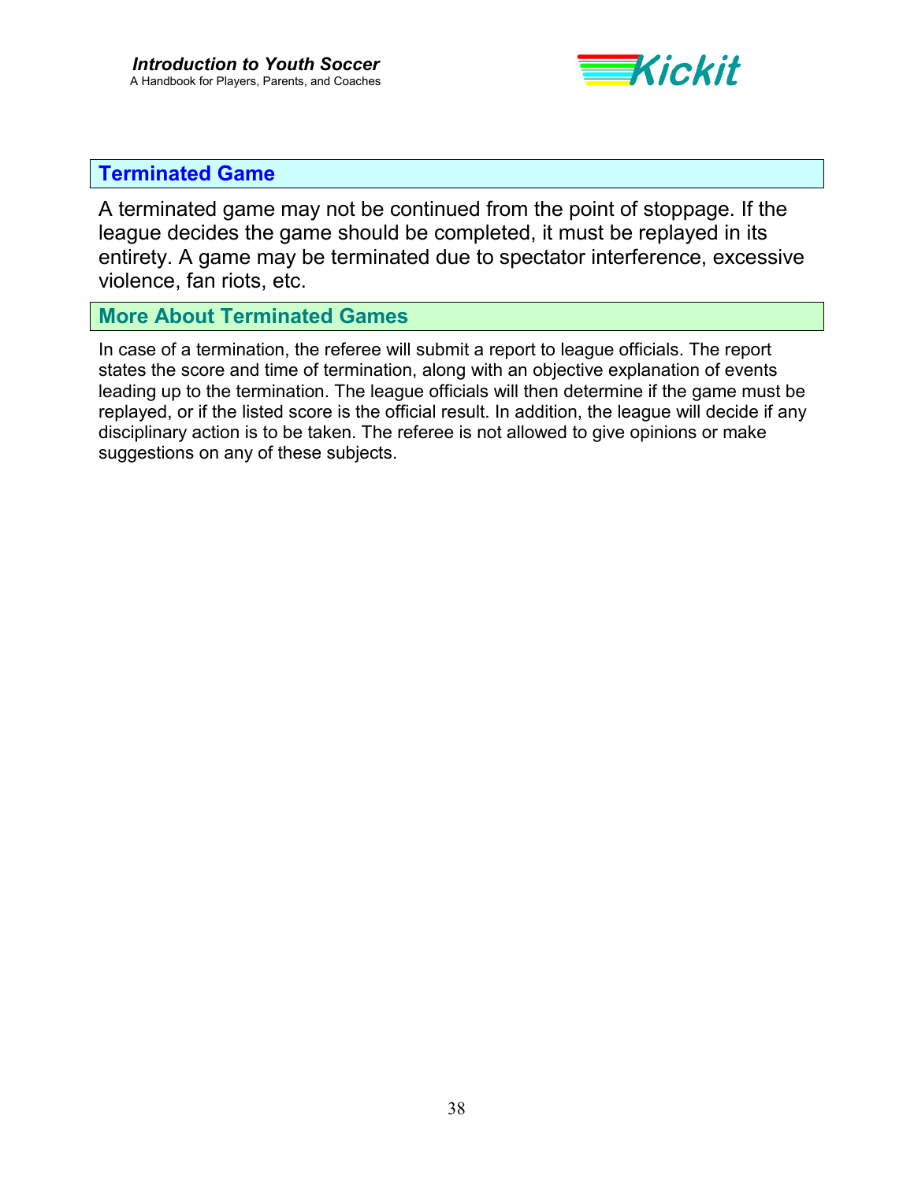## Terminated Game

A terminated game may not be continued from the point of stoppage. If the league decides the game should be completed, it must be replayed in its entirety. A game may be terminated due to spectator interference, excessive violence, fan riots, etc.

## More About Terminated Games

In case of a termination, the referee will submit a report to league officials. The report states the score and time of termination, along with an objective explanation of events leading up to the termination. The league officials will then determine if the game must be replayed, or if the listed score is the official result. In addition, the league will decide if any disciplinary action is to be taken. The referee is not allowed to give opinions or make suggestions on any of these subjects.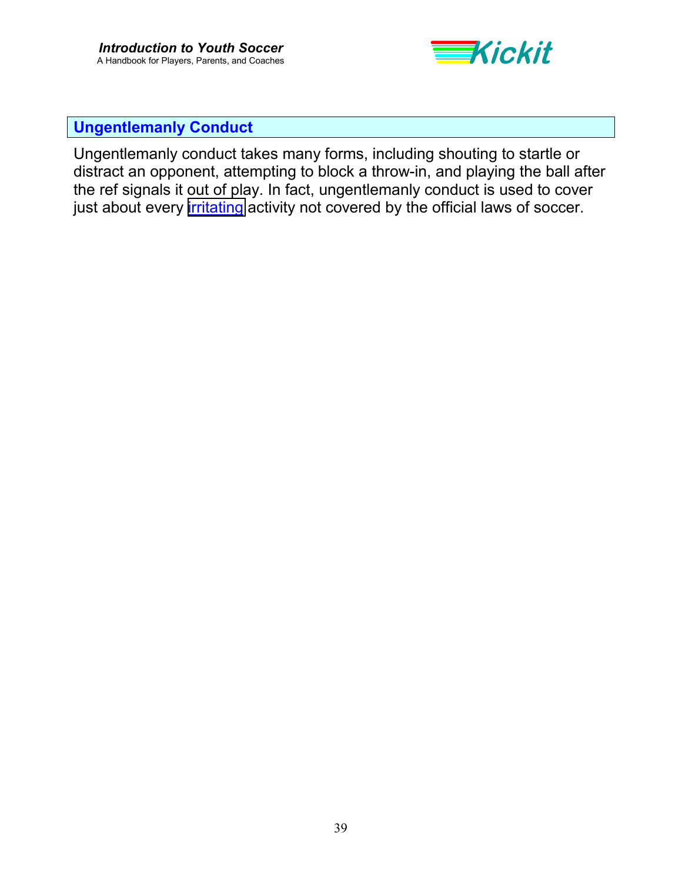## Ungentlemanly Conduct

Ungentlemanly conduct takes many forms, including shouting to startle or distract an opponent, attempting to block a throw-in, and playing the ball after the ref signals it out of play. In fact, ungentlemanly conduct is used to cover just about every irritating activity not covered by the official laws of soccer.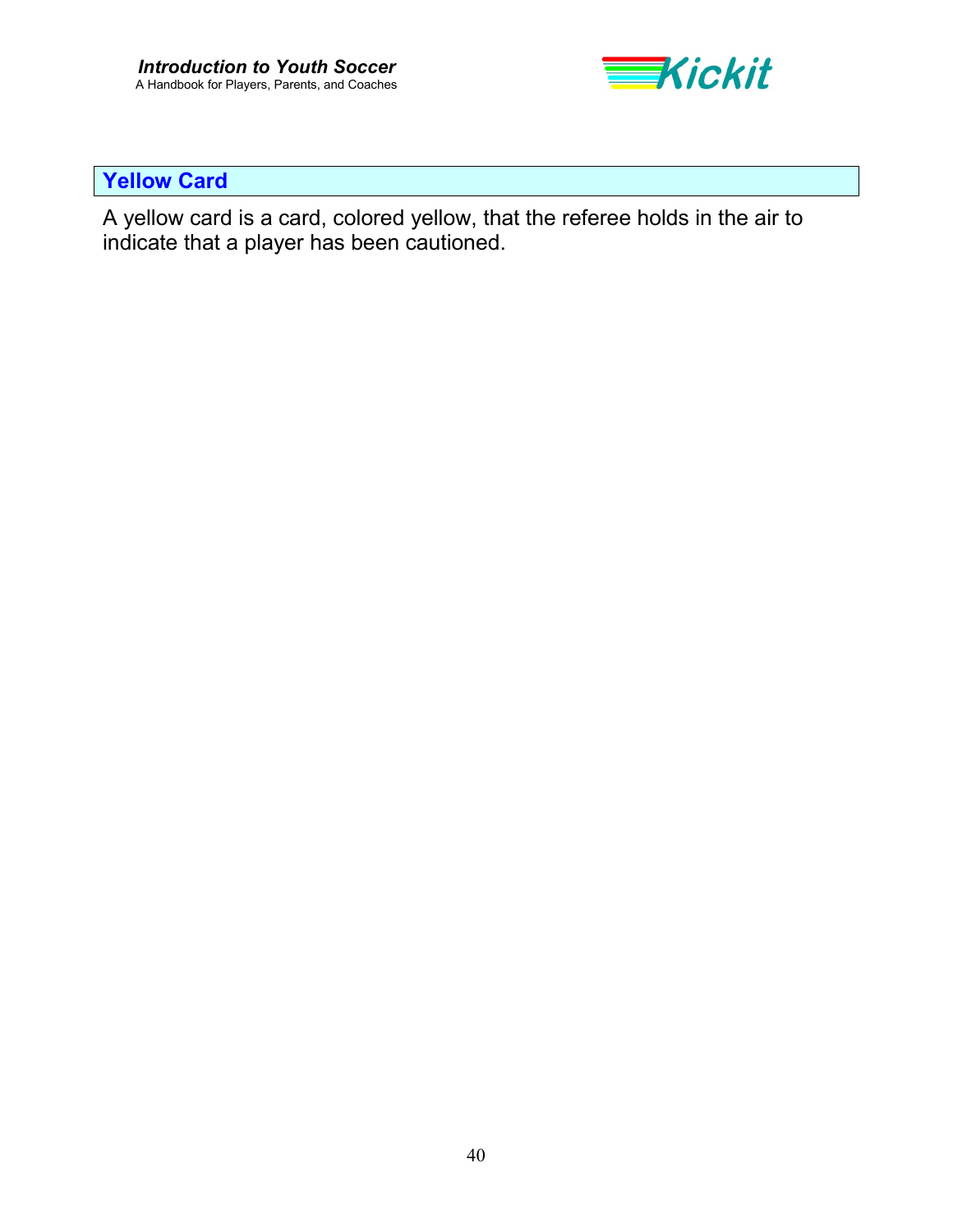## Yellow Card

A yellow card is a card, colored yellow, that the referee holds in the air to indicate that a player has been cautioned.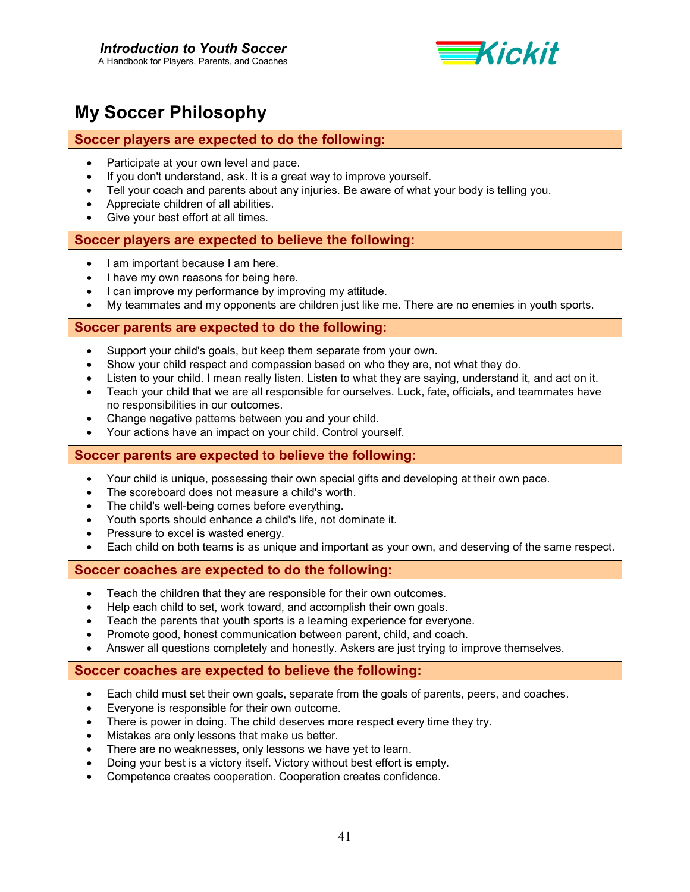# My Soccer Philosophy

## Soccer players are expected to do the following:

- Participate at your own level and pace.
- If you don't understand, ask. It is a great way to improve yourself.
- Tell your coach and parents about any injuries. Be aware of what your body is telling you.
- Appreciate children of all abilities.
- Give your best effort at all times.

## Soccer players are expected to believe the following:

- I am important because I am here.
- I have my own reasons for being here.
- I can improve my performance by improving my attitude.
- My teammates and my opponents are children just like me. There are no enemies in youth sports.

## Soccer parents are expected to do the following:

- Support your child's goals, but keep them separate from your own.
- Show your child respect and compassion based on who they are, not what they do.
- Listen to your child. I mean really listen. Listen to what they are saying, understand it, and act on it.
- Teach your child that we are all responsible for ourselves. Luck, fate, officials, and teammates have no responsibilities in our outcomes.
- Change negative patterns between you and your child.
- Your actions have an impact on your child. Control yourself.

## Soccer parents are expected to believe the following:

- Your child is unique, possessing their own special gifts and developing at their own pace.
- The scoreboard does not measure a child's worth.
- The child's well-being comes before everything.
- Youth sports should enhance a child's life, not dominate it.
- Pressure to excel is wasted energy.
- Each child on both teams is as unique and important as your own, and deserving of the same respect.

## Soccer coaches are expected to do the following:

- Teach the children that they are responsible for their own outcomes.
- Help each child to set, work toward, and accomplish their own goals.
- Teach the parents that youth sports is a learning experience for everyone.
- Promote good, honest communication between parent, child, and coach.
- Answer all questions completely and honestly. Askers are just trying to improve themselves.

## Soccer coaches are expected to believe the following:

- Each child must set their own goals, separate from the goals of parents, peers, and coaches.
- Everyone is responsible for their own outcome.
- There is power in doing. The child deserves more respect every time they try.
- Mistakes are only lessons that make us better.
- There are no weaknesses, only lessons we have yet to learn.
- Doing your best is a victory itself. Victory without best effort is empty.
- Competence creates cooperation. Cooperation creates confidence.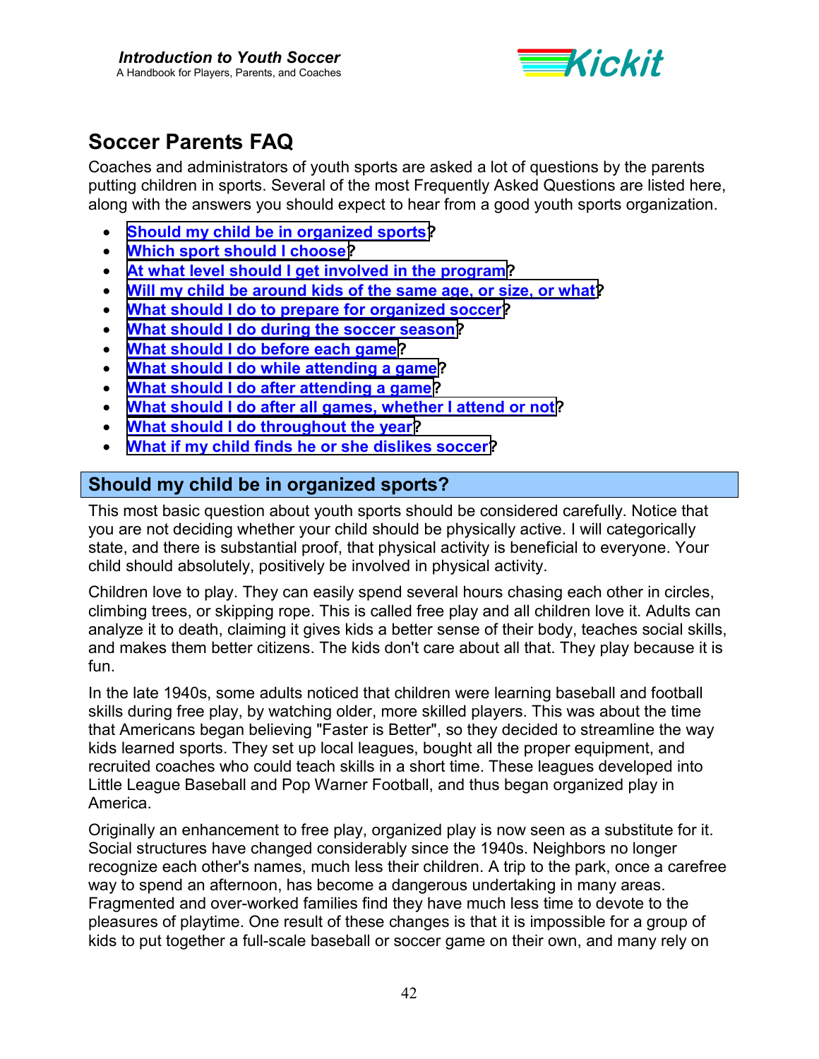# Soccer Parents FAQ

Coaches and administrators of youth sports are asked a lot of questions by the parents putting children in sports. Several of the most Frequently Asked Questions are listed here, along with the answers you should expect to hear from a good youth sports organization.

- Should my child be in organized sports?
- Which sport should I choose?
- At what level should I get involved in the program?
- Will my child be around kids of the same age, or size, or what?
- What should I do to prepare for organized soccer?
- What should I do during the soccer season?
- What should I do before each game?
- What should I do while attending a game?
- What should I do after attending a game?
- What should I do after all games, whether I attend or not?
- What should I do throughout the year?
- What if my child finds he or she dislikes soccer?

## Should my child be in organized sports?

This most basic question about youth sports should be considered carefully. Notice that you are not deciding whether your child should be physically active. I will categorically state, and there is substantial proof, that physical activity is beneficial to everyone. Your child should absolutely, positively be involved in physical activity.

Children love to play. They can easily spend several hours chasing each other in circles, climbing trees, or skipping rope. This is called free play and all children love it. Adults can analyze it to death, claiming it gives kids a better sense of their body, teaches social skills, and makes them better citizens. The kids don't care about all that. They play because it is fun.

In the late 1940s, some adults noticed that children were learning baseball and football skills during free play, by watching older, more skilled players. This was about the time that Americans began believing "Faster is Better", so they decided to streamline the way kids learned sports. They set up local leagues, bought all the proper equipment, and recruited coaches who could teach skills in a short time. These leagues developed into Little League Baseball and Pop Warner Football, and thus began organized play in America.

Originally an enhancement to free play, organized play is now seen as a substitute for it. Social structures have changed considerably since the 1940s. Neighbors no longer recognize each other's names, much less their children. A trip to the park, once a carefree way to spend an afternoon, has become a dangerous undertaking in many areas. Fragmented and over-worked families find they have much less time to devote to the pleasures of playtime. One result of these changes is that it is impossible for a group of kids to put together a full-scale baseball or soccer game on their own, and many rely on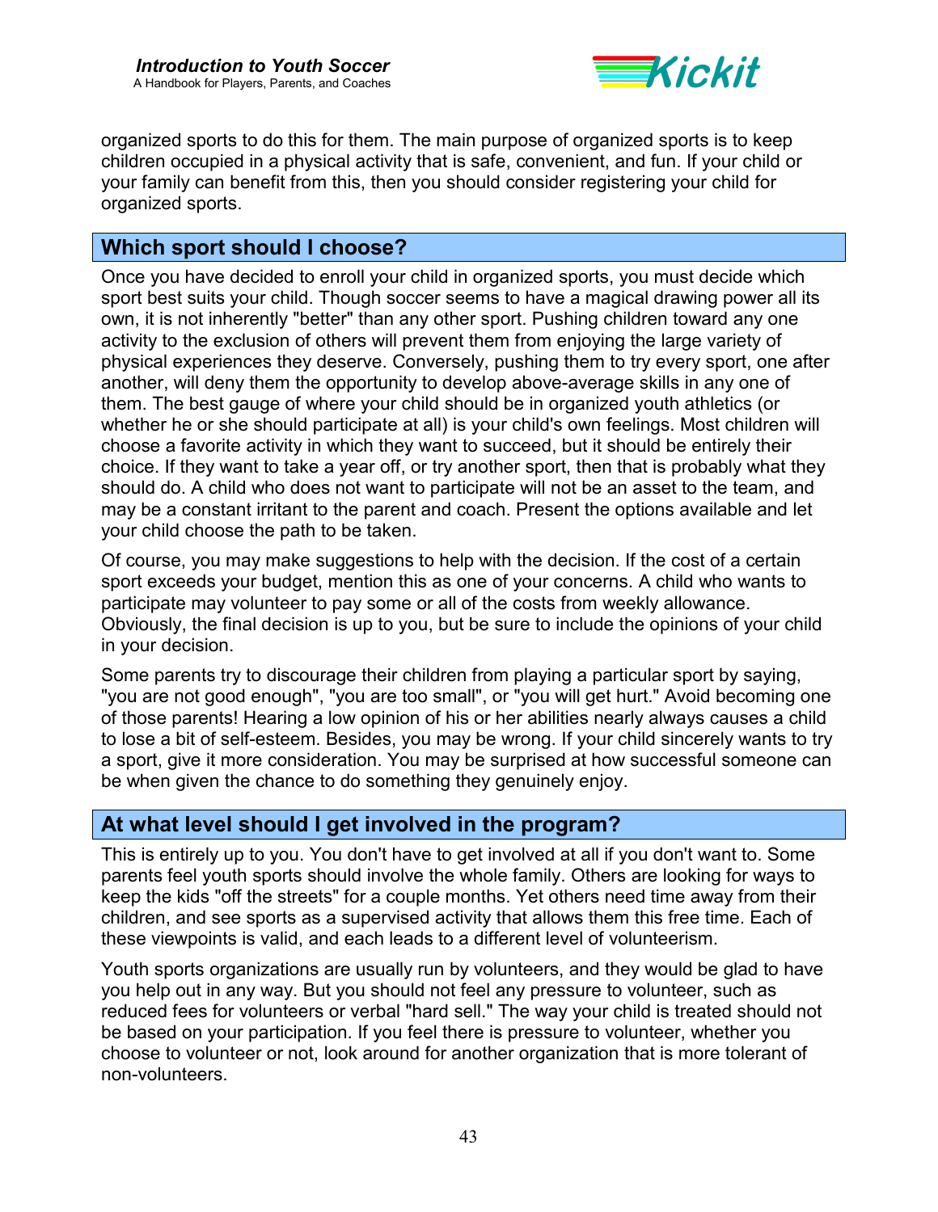organized sports to do this for them. The main purpose of organized sports is to keep children occupied in a physical activity that is safe, convenient, and fun. If your child or your family can benefit from this, then you should consider registering your child for organized sports.

## Which sport should I choose?

Once you have decided to enroll your child in organized sports, you must decide which sport best suits your child. Though soccer seems to have a magical drawing power all its own, it is not inherently "better" than any other sport. Pushing children toward any one activity to the exclusion of others will prevent them from enjoying the large variety of physical experiences they deserve. Conversely, pushing them to try every sport, one after another, will deny them the opportunity to develop above-average skills in any one of them. The best gauge of where your child should be in organized youth athletics (or whether he or she should participate at all) is your child's own feelings. Most children will choose a favorite activity in which they want to succeed, but it should be entirely their choice. If they want to take a year off, or try another sport, then that is probably what they should do. A child who does not want to participate will not be an asset to the team, and may be a constant irritant to the parent and coach. Present the options available and let your child choose the path to be taken.

Of course, you may make suggestions to help with the decision. If the cost of a certain sport exceeds your budget, mention this as one of your concerns. A child who wants to participate may volunteer to pay some or all of the costs from weekly allowance. Obviously, the final decision is up to you, but be sure to include the opinions of your child in your decision.

Some parents try to discourage their children from playing a particular sport by saying, "you are not good enough", "you are too small", or "you will get hurt." Avoid becoming one of those parents! Hearing a low opinion of his or her abilities nearly always causes a child to lose a bit of self-esteem. Besides, you may be wrong. If your child sincerely wants to try a sport, give it more consideration. You may be surprised at how successful someone can be when given the chance to do something they genuinely enjoy.

## At what level should I get involved in the program?

This is entirely up to you. You don't have to get involved at all if you don't want to. Some parents feel youth sports should involve the whole family. Others are looking for ways to keep the kids "off the streets" for a couple months. Yet others need time away from their children, and see sports as a supervised activity that allows them this free time. Each of these viewpoints is valid, and each leads to a different level of volunteerism.

Youth sports organizations are usually run by volunteers, and they would be glad to have you help out in any way. But you should not feel any pressure to volunteer, such as reduced fees for volunteers or verbal "hard sell." The way your child is treated should not be based on your participation. If you feel there is pressure to volunteer, whether you choose to volunteer or not, look around for another organization that is more tolerant of non-volunteers.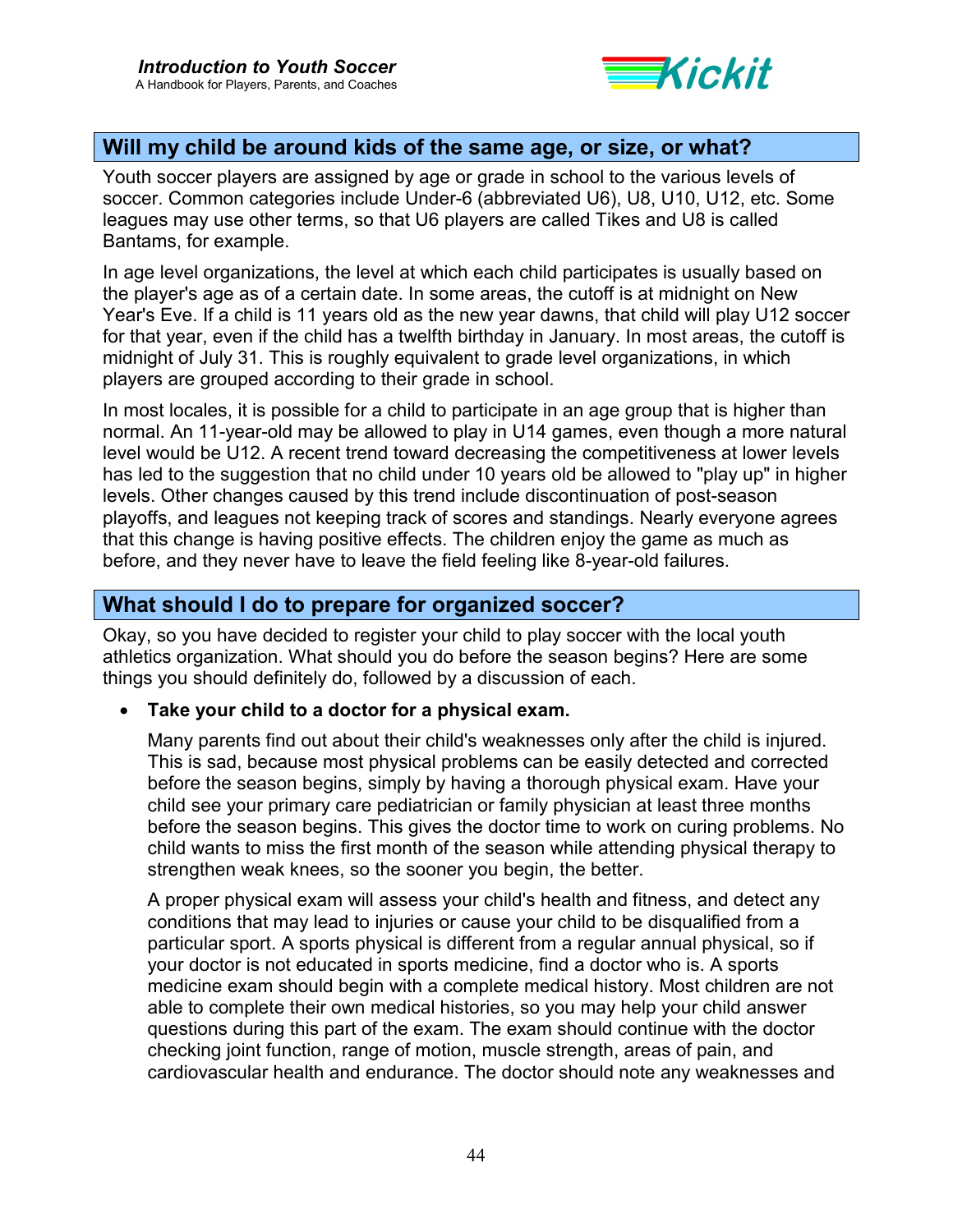## Will my child be around kids of the same age, or size, or what?

Youth soccer players are assigned by age or grade in school to the various levels of soccer. Common categories include Under-6 (abbreviated U6), U8, U10, U12, etc. Some leagues may use other terms, so that U6 players are called Tikes and U8 is called Bantams, for example.

In age level organizations, the level at which each child participates is usually based on the player's age as of a certain date. In some areas, the cutoff is at midnight on New Year's Eve. If a child is 11 years old as the new year dawns, that child will play U12 soccer for that year, even if the child has a twelfth birthday in January. In most areas, the cutoff is midnight of July 31. This is roughly equivalent to grade level organizations, in which players are grouped according to their grade in school.

In most locales, it is possible for a child to participate in an age group that is higher than normal. An 11-year-old may be allowed to play in U14 games, even though a more natural level would be U12. A recent trend toward decreasing the competitiveness at lower levels has led to the suggestion that no child under 10 years old be allowed to "play up" in higher levels. Other changes caused by this trend include discontinuation of post-season playoffs, and leagues not keeping track of scores and standings. Nearly everyone agrees that this change is having positive effects. The children enjoy the game as much as before, and they never have to leave the field feeling like 8-year-old failures.

## What should I do to prepare for organized soccer?

Okay, so you have decided to register your child to play soccer with the local youth athletics organization. What should you do before the season begins? Here are some things you should definitely do, followed by a discussion of each.

- **Take your child to a doctor for a physical exam.**

  Many parents find out about their child's weaknesses only after the child is injured. This is sad, because most physical problems can be easily detected and corrected before the season begins, simply by having a thorough physical exam. Have your child see your primary care pediatrician or family physician at least three months before the season begins. This gives the doctor time to work on curing problems. No child wants to miss the first month of the season while attending physical therapy to strengthen weak knees, so the sooner you begin, the better.

  A proper physical exam will assess your child's health and fitness, and detect any conditions that may lead to injuries or cause your child to be disqualified from a particular sport. A sports physical is different from a regular annual physical, so if your doctor is not educated in sports medicine, find a doctor who is. A sports medicine exam should begin with a complete medical history. Most children are not able to complete their own medical histories, so you may help your child answer questions during this part of the exam. The exam should continue with the doctor checking joint function, range of motion, muscle strength, areas of pain, and cardiovascular health and endurance. The doctor should note any weaknesses and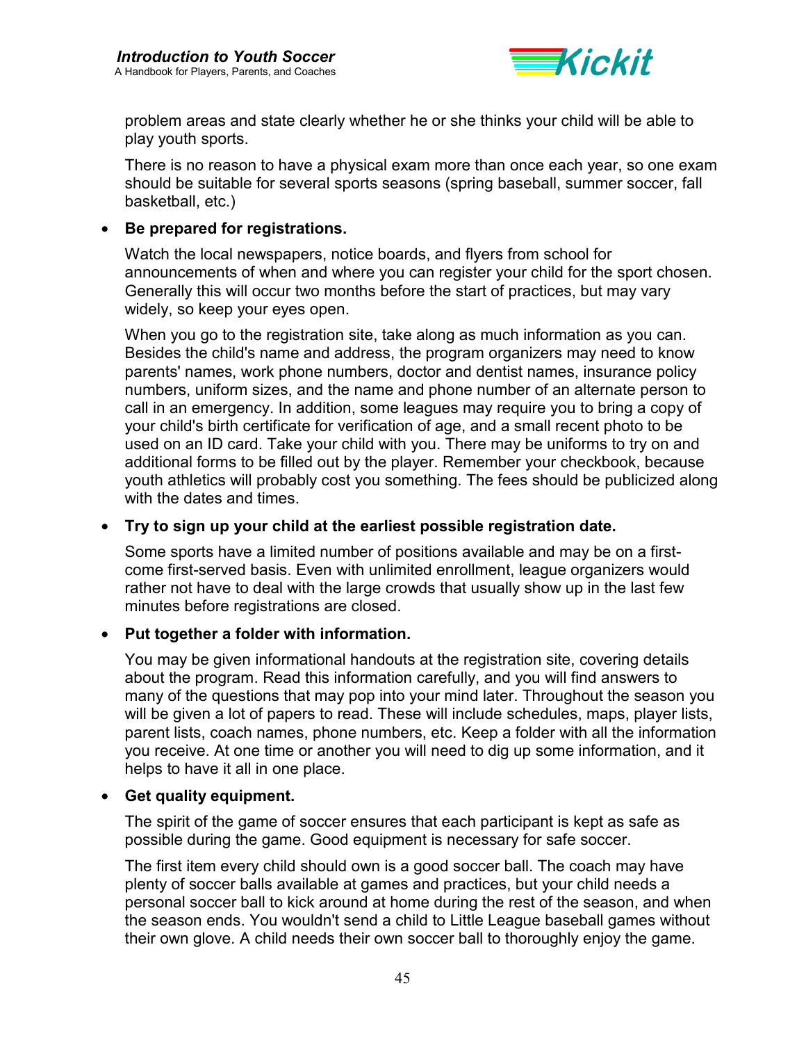problem areas and state clearly whether he or she thinks your child will be able to play youth sports.

There is no reason to have a physical exam more than once each year, so one exam should be suitable for several sports seasons (spring baseball, summer soccer, fall basketball, etc.)

- **Be prepared for registrations.**

  Watch the local newspapers, notice boards, and flyers from school for announcements of when and where you can register your child for the sport chosen. Generally this will occur two months before the start of practices, but may vary widely, so keep your eyes open.

  When you go to the registration site, take along as much information as you can. Besides the child's name and address, the program organizers may need to know parents' names, work phone numbers, doctor and dentist names, insurance policy numbers, uniform sizes, and the name and phone number of an alternate person to call in an emergency. In addition, some leagues may require you to bring a copy of your child's birth certificate for verification of age, and a small recent photo to be used on an ID card. Take your child with you. There may be uniforms to try on and additional forms to be filled out by the player. Remember your checkbook, because youth athletics will probably cost you something. The fees should be publicized along with the dates and times.

- **Try to sign up your child at the earliest possible registration date.**

  Some sports have a limited number of positions available and may be on a first-come first-served basis. Even with unlimited enrollment, league organizers would rather not have to deal with the large crowds that usually show up in the last few minutes before registrations are closed.

- **Put together a folder with information.**

  You may be given informational handouts at the registration site, covering details about the program. Read this information carefully, and you will find answers to many of the questions that may pop into your mind later. Throughout the season you will be given a lot of papers to read. These will include schedules, maps, player lists, parent lists, coach names, phone numbers, etc. Keep a folder with all the information you receive. At one time or another you will need to dig up some information, and it helps to have it all in one place.

- **Get quality equipment.**

  The spirit of the game of soccer ensures that each participant is kept as safe as possible during the game. Good equipment is necessary for safe soccer.

  The first item every child should own is a good soccer ball. The coach may have plenty of soccer balls available at games and practices, but your child needs a personal soccer ball to kick around at home during the rest of the season, and when the season ends. You wouldn't send a child to Little League baseball games without their own glove. A child needs their own soccer ball to thoroughly enjoy the game.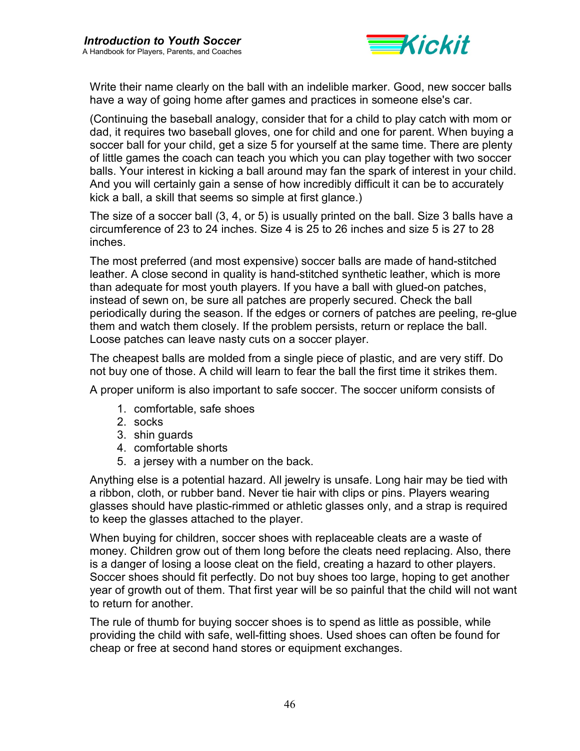Write their name clearly on the ball with an indelible marker. Good, new soccer balls have a way of going home after games and practices in someone else's car.

(Continuing the baseball analogy, consider that for a child to play catch with mom or dad, it requires two baseball gloves, one for child and one for parent. When buying a soccer ball for your child, get a size 5 for yourself at the same time. There are plenty of little games the coach can teach you which you can play together with two soccer balls. Your interest in kicking a ball around may fan the spark of interest in your child. And you will certainly gain a sense of how incredibly difficult it can be to accurately kick a ball, a skill that seems so simple at first glance.)

The size of a soccer ball (3, 4, or 5) is usually printed on the ball. Size 3 balls have a circumference of 23 to 24 inches. Size 4 is 25 to 26 inches and size 5 is 27 to 28 inches.

The most preferred (and most expensive) soccer balls are made of hand-stitched leather. A close second in quality is hand-stitched synthetic leather, which is more than adequate for most youth players. If you have a ball with glued-on patches, instead of sewn on, be sure all patches are properly secured. Check the ball periodically during the season. If the edges or corners of patches are peeling, re-glue them and watch them closely. If the problem persists, return or replace the ball. Loose patches can leave nasty cuts on a soccer player.

The cheapest balls are molded from a single piece of plastic, and are very stiff. Do not buy one of those. A child will learn to fear the ball the first time it strikes them.

A proper uniform is also important to safe soccer. The soccer uniform consists of

1. comfortable, safe shoes
2. socks
3. shin guards
4. comfortable shorts
5. a jersey with a number on the back.

Anything else is a potential hazard. All jewelry is unsafe. Long hair may be tied with a ribbon, cloth, or rubber band. Never tie hair with clips or pins. Players wearing glasses should have plastic-rimmed or athletic glasses only, and a strap is required to keep the glasses attached to the player.

When buying for children, soccer shoes with replaceable cleats are a waste of money. Children grow out of them long before the cleats need replacing. Also, there is a danger of losing a loose cleat on the field, creating a hazard to other players. Soccer shoes should fit perfectly. Do not buy shoes too large, hoping to get another year of growth out of them. That first year will be so painful that the child will not want to return for another.

The rule of thumb for buying soccer shoes is to spend as little as possible, while providing the child with safe, well-fitting shoes. Used shoes can often be found for cheap or free at second hand stores or equipment exchanges.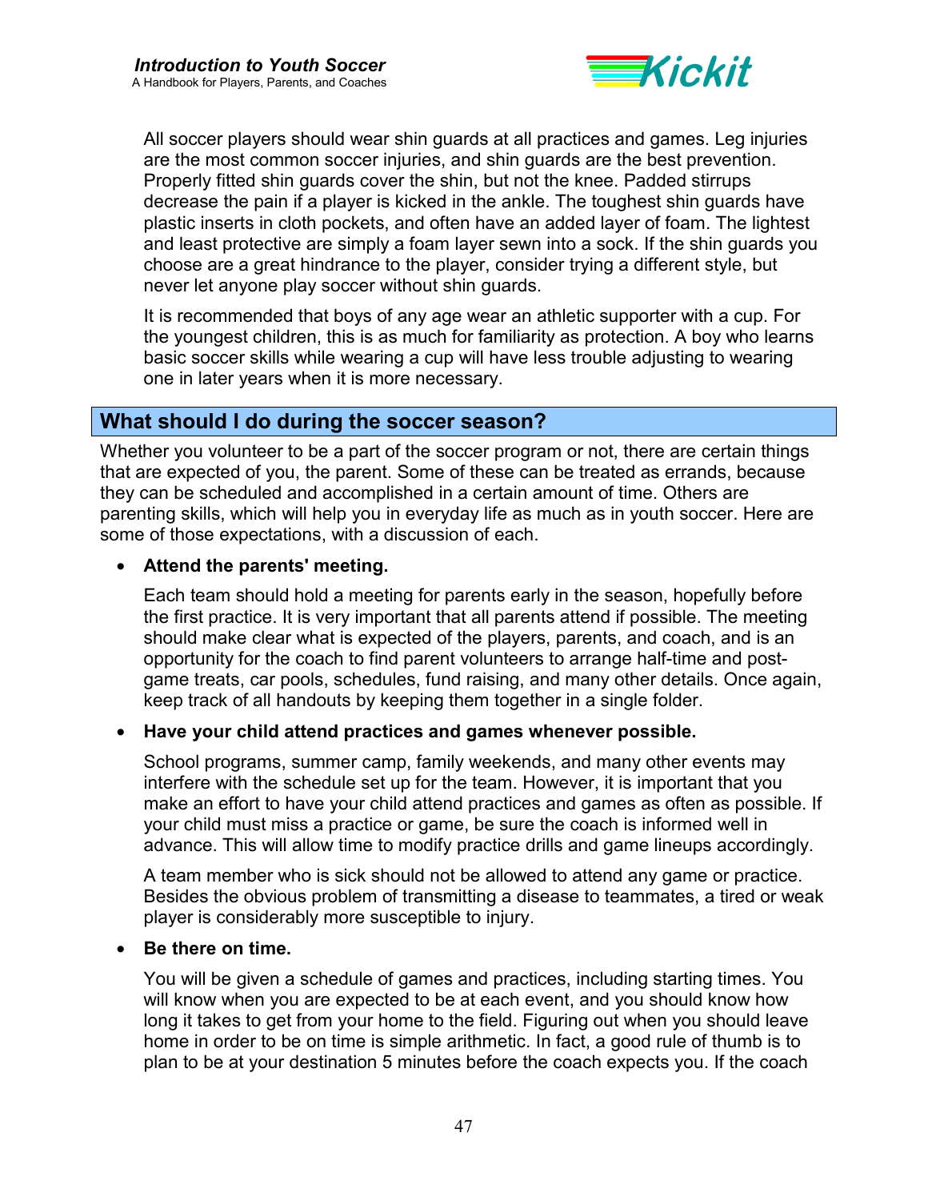All soccer players should wear shin guards at all practices and games. Leg injuries are the most common soccer injuries, and shin guards are the best prevention. Properly fitted shin guards cover the shin, but not the knee. Padded stirrups decrease the pain if a player is kicked in the ankle. The toughest shin guards have plastic inserts in cloth pockets, and often have an added layer of foam. The lightest and least protective are simply a foam layer sewn into a sock. If the shin guards you choose are a great hindrance to the player, consider trying a different style, but never let anyone play soccer without shin guards.

It is recommended that boys of any age wear an athletic supporter with a cup. For the youngest children, this is as much for familiarity as protection. A boy who learns basic soccer skills while wearing a cup will have less trouble adjusting to wearing one in later years when it is more necessary.

## What should I do during the soccer season?

Whether you volunteer to be a part of the soccer program or not, there are certain things that are expected of you, the parent. Some of these can be treated as errands, because they can be scheduled and accomplished in a certain amount of time. Others are parenting skills, which will help you in everyday life as much as in youth soccer. Here are some of those expectations, with a discussion of each.

- **Attend the parents' meeting.**

  Each team should hold a meeting for parents early in the season, hopefully before the first practice. It is very important that all parents attend if possible. The meeting should make clear what is expected of the players, parents, and coach, and is an opportunity for the coach to find parent volunteers to arrange half-time and post-game treats, car pools, schedules, fund raising, and many other details. Once again, keep track of all handouts by keeping them together in a single folder.

- **Have your child attend practices and games whenever possible.**

  School programs, summer camp, family weekends, and many other events may interfere with the schedule set up for the team. However, it is important that you make an effort to have your child attend practices and games as often as possible. If your child must miss a practice or game, be sure the coach is informed well in advance. This will allow time to modify practice drills and game lineups accordingly.

  A team member who is sick should not be allowed to attend any game or practice. Besides the obvious problem of transmitting a disease to teammates, a tired or weak player is considerably more susceptible to injury.

- **Be there on time.**

  You will be given a schedule of games and practices, including starting times. You will know when you are expected to be at each event, and you should know how long it takes to get from your home to the field. Figuring out when you should leave home in order to be on time is simple arithmetic. In fact, a good rule of thumb is to plan to be at your destination 5 minutes before the coach expects you. If the coach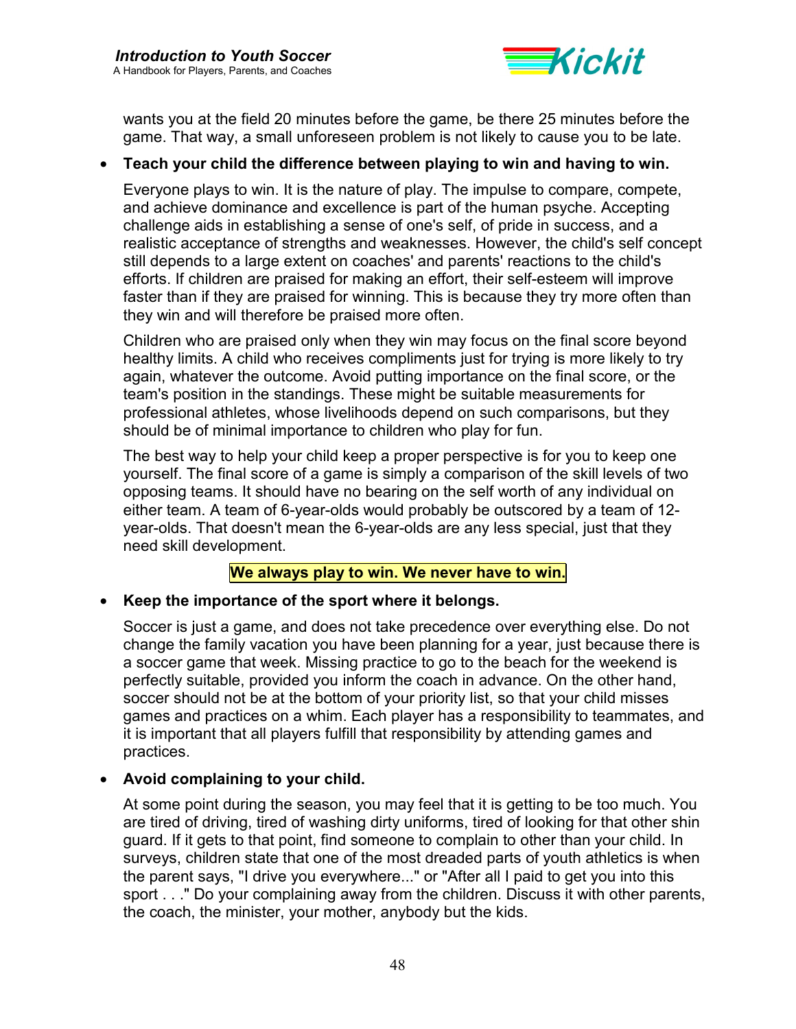wants you at the field 20 minutes before the game, be there 25 minutes before the game. That way, a small unforeseen problem is not likely to cause you to be late.

- **Teach your child the difference between playing to win and having to win.**

  Everyone plays to win. It is the nature of play. The impulse to compare, compete, and achieve dominance and excellence is part of the human psyche. Accepting challenge aids in establishing a sense of one's self, of pride in success, and a realistic acceptance of strengths and weaknesses. However, the child's self concept still depends to a large extent on coaches' and parents' reactions to the child's efforts. If children are praised for making an effort, their self-esteem will improve faster than if they are praised for winning. This is because they try more often than they win and will therefore be praised more often.

  Children who are praised only when they win may focus on the final score beyond healthy limits. A child who receives compliments just for trying is more likely to try again, whatever the outcome. Avoid putting importance on the final score, or the team's position in the standings. These might be suitable measurements for professional athletes, whose livelihoods depend on such comparisons, but they should be of minimal importance to children who play for fun.

  The best way to help your child keep a proper perspective is for you to keep one yourself. The final score of a game is simply a comparison of the skill levels of two opposing teams. It should have no bearing on the self worth of any individual on either team. A team of 6-year-olds would probably be outscored by a team of 12-year-olds. That doesn't mean the 6-year-olds are any less special, just that they need skill development.

  **We always play to win. We never have to win.**

- **Keep the importance of the sport where it belongs.**

  Soccer is just a game, and does not take precedence over everything else. Do not change the family vacation you have been planning for a year, just because there is a soccer game that week. Missing practice to go to the beach for the weekend is perfectly suitable, provided you inform the coach in advance. On the other hand, soccer should not be at the bottom of your priority list, so that your child misses games and practices on a whim. Each player has a responsibility to teammates, and it is important that all players fulfill that responsibility by attending games and practices.

- **Avoid complaining to your child.**

  At some point during the season, you may feel that it is getting to be too much. You are tired of driving, tired of washing dirty uniforms, tired of looking for that other shin guard. If it gets to that point, find someone to complain to other than your child. In surveys, children state that one of the most dreaded parts of youth athletics is when the parent says, "I drive you everywhere..." or "After all I paid to get you into this sport . . ." Do your complaining away from the children. Discuss it with other parents, the coach, the minister, your mother, anybody but the kids.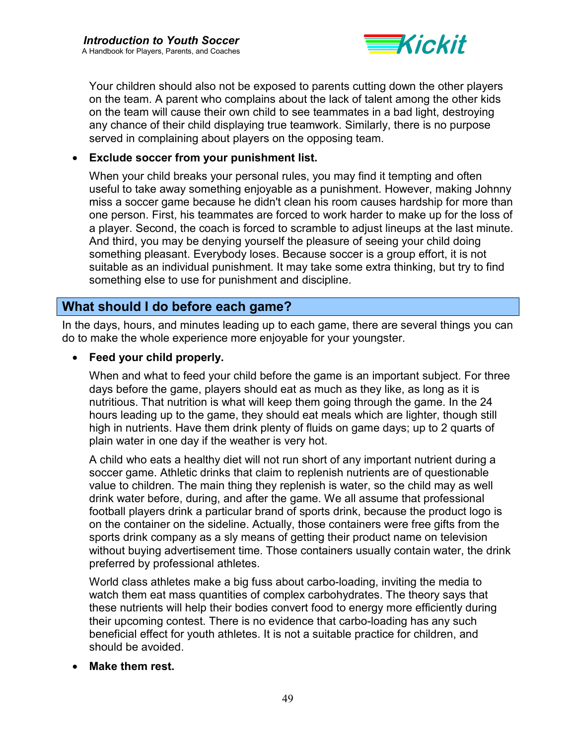Your children should also not be exposed to parents cutting down the other players on the team. A parent who complains about the lack of talent among the other kids on the team will cause their own child to see teammates in a bad light, destroying any chance of their child displaying true teamwork. Similarly, there is no purpose served in complaining about players on the opposing team.

- **Exclude soccer from your punishment list.**

  When your child breaks your personal rules, you may find it tempting and often useful to take away something enjoyable as a punishment. However, making Johnny miss a soccer game because he didn't clean his room causes hardship for more than one person. First, his teammates are forced to work harder to make up for the loss of a player. Second, the coach is forced to scramble to adjust lineups at the last minute. And third, you may be denying yourself the pleasure of seeing your child doing something pleasant. Everybody loses. Because soccer is a group effort, it is not suitable as an individual punishment. It may take some extra thinking, but try to find something else to use for punishment and discipline.

## What should I do before each game?

In the days, hours, and minutes leading up to each game, there are several things you can do to make the whole experience more enjoyable for your youngster.

- **Feed your child properly.**

  When and what to feed your child before the game is an important subject. For three days before the game, players should eat as much as they like, as long as it is nutritious. That nutrition is what will keep them going through the game. In the 24 hours leading up to the game, they should eat meals which are lighter, though still high in nutrients. Have them drink plenty of fluids on game days; up to 2 quarts of plain water in one day if the weather is very hot.

  A child who eats a healthy diet will not run short of any important nutrient during a soccer game. Athletic drinks that claim to replenish nutrients are of questionable value to children. The main thing they replenish is water, so the child may as well drink water before, during, and after the game. We all assume that professional football players drink a particular brand of sports drink, because the product logo is on the container on the sideline. Actually, those containers were free gifts from the sports drink company as a sly means of getting their product name on television without buying advertisement time. Those containers usually contain water, the drink preferred by professional athletes.

  World class athletes make a big fuss about carbo-loading, inviting the media to watch them eat mass quantities of complex carbohydrates. The theory says that these nutrients will help their bodies convert food to energy more efficiently during their upcoming contest. There is no evidence that carbo-loading has any such beneficial effect for youth athletes. It is not a suitable practice for children, and should be avoided.

- **Make them rest.**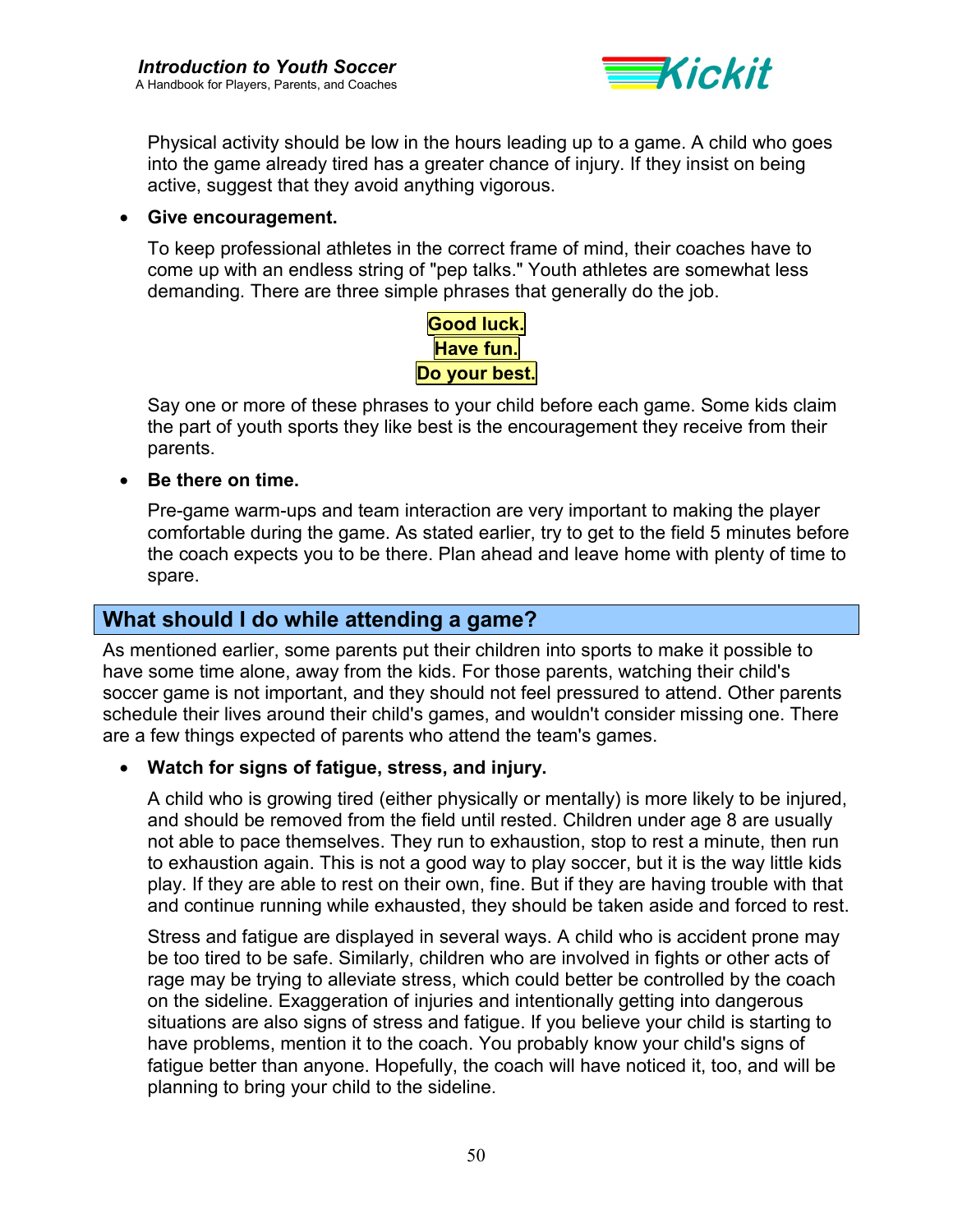Physical activity should be low in the hours leading up to a game. A child who goes into the game already tired has a greater chance of injury. If they insist on being active, suggest that they avoid anything vigorous.

- **Give encouragement.**

  To keep professional athletes in the correct frame of mind, their coaches have to come up with an endless string of "pep talks." Youth athletes are somewhat less demanding. There are three simple phrases that generally do the job.

  **Good luck.**
  **Have fun.**
  **Do your best.**

  Say one or more of these phrases to your child before each game. Some kids claim the part of youth sports they like best is the encouragement they receive from their parents.

- **Be there on time.**

  Pre-game warm-ups and team interaction are very important to making the player comfortable during the game. As stated earlier, try to get to the field 5 minutes before the coach expects you to be there. Plan ahead and leave home with plenty of time to spare.

## What should I do while attending a game?

As mentioned earlier, some parents put their children into sports to make it possible to have some time alone, away from the kids. For those parents, watching their child's soccer game is not important, and they should not feel pressured to attend. Other parents schedule their lives around their child's games, and wouldn't consider missing one. There are a few things expected of parents who attend the team's games.

- **Watch for signs of fatigue, stress, and injury.**

  A child who is growing tired (either physically or mentally) is more likely to be injured, and should be removed from the field until rested. Children under age 8 are usually not able to pace themselves. They run to exhaustion, stop to rest a minute, then run to exhaustion again. This is not a good way to play soccer, but it is the way little kids play. If they are able to rest on their own, fine. But if they are having trouble with that and continue running while exhausted, they should be taken aside and forced to rest.

  Stress and fatigue are displayed in several ways. A child who is accident prone may be too tired to be safe. Similarly, children who are involved in fights or other acts of rage may be trying to alleviate stress, which could better be controlled by the coach on the sideline. Exaggeration of injuries and intentionally getting into dangerous situations are also signs of stress and fatigue. If you believe your child is starting to have problems, mention it to the coach. You probably know your child's signs of fatigue better than anyone. Hopefully, the coach will have noticed it, too, and will be planning to bring your child to the sideline.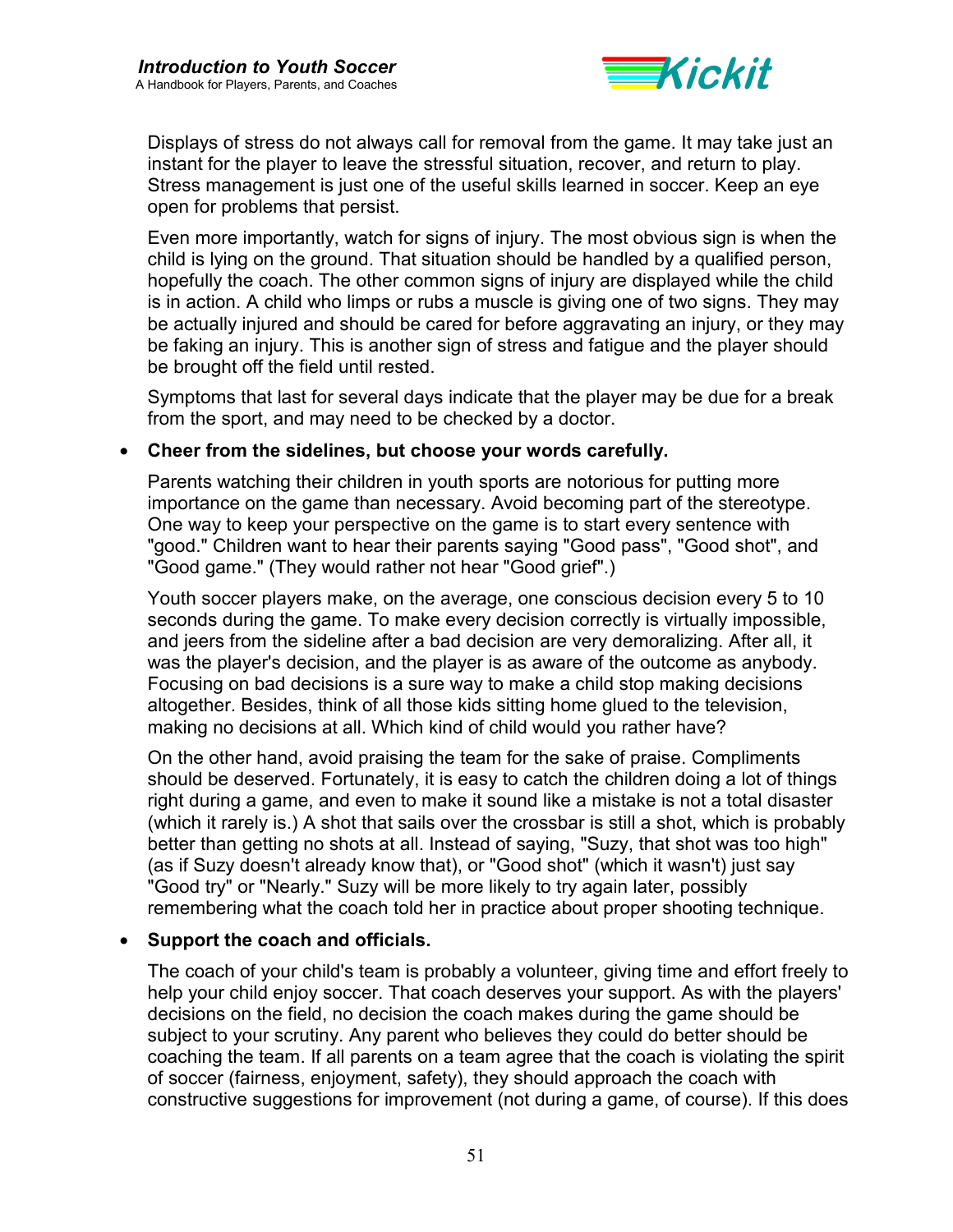Displays of stress do not always call for removal from the game. It may take just an instant for the player to leave the stressful situation, recover, and return to play. Stress management is just one of the useful skills learned in soccer. Keep an eye open for problems that persist.

Even more importantly, watch for signs of injury. The most obvious sign is when the child is lying on the ground. That situation should be handled by a qualified person, hopefully the coach. The other common signs of injury are displayed while the child is in action. A child who limps or rubs a muscle is giving one of two signs. They may be actually injured and should be cared for before aggravating an injury, or they may be faking an injury. This is another sign of stress and fatigue and the player should be brought off the field until rested.

Symptoms that last for several days indicate that the player may be due for a break from the sport, and may need to be checked by a doctor.

- **Cheer from the sidelines, but choose your words carefully.**

  Parents watching their children in youth sports are notorious for putting more importance on the game than necessary. Avoid becoming part of the stereotype. One way to keep your perspective on the game is to start every sentence with "good." Children want to hear their parents saying "Good pass", "Good shot", and "Good game." (They would rather not hear "Good grief".)

  Youth soccer players make, on the average, one conscious decision every 5 to 10 seconds during the game. To make every decision correctly is virtually impossible, and jeers from the sideline after a bad decision are very demoralizing. After all, it was the player's decision, and the player is as aware of the outcome as anybody. Focusing on bad decisions is a sure way to make a child stop making decisions altogether. Besides, think of all those kids sitting home glued to the television, making no decisions at all. Which kind of child would you rather have?

  On the other hand, avoid praising the team for the sake of praise. Compliments should be deserved. Fortunately, it is easy to catch the children doing a lot of things right during a game, and even to make it sound like a mistake is not a total disaster (which it rarely is.) A shot that sails over the crossbar is still a shot, which is probably better than getting no shots at all. Instead of saying, "Suzy, that shot was too high" (as if Suzy doesn't already know that), or "Good shot" (which it wasn't) just say "Good try" or "Nearly." Suzy will be more likely to try again later, possibly remembering what the coach told her in practice about proper shooting technique.

- **Support the coach and officials.**

  The coach of your child's team is probably a volunteer, giving time and effort freely to help your child enjoy soccer. That coach deserves your support. As with the players' decisions on the field, no decision the coach makes during the game should be subject to your scrutiny. Any parent who believes they could do better should be coaching the team. If all parents on a team agree that the coach is violating the spirit of soccer (fairness, enjoyment, safety), they should approach the coach with constructive suggestions for improvement (not during a game, of course). If this does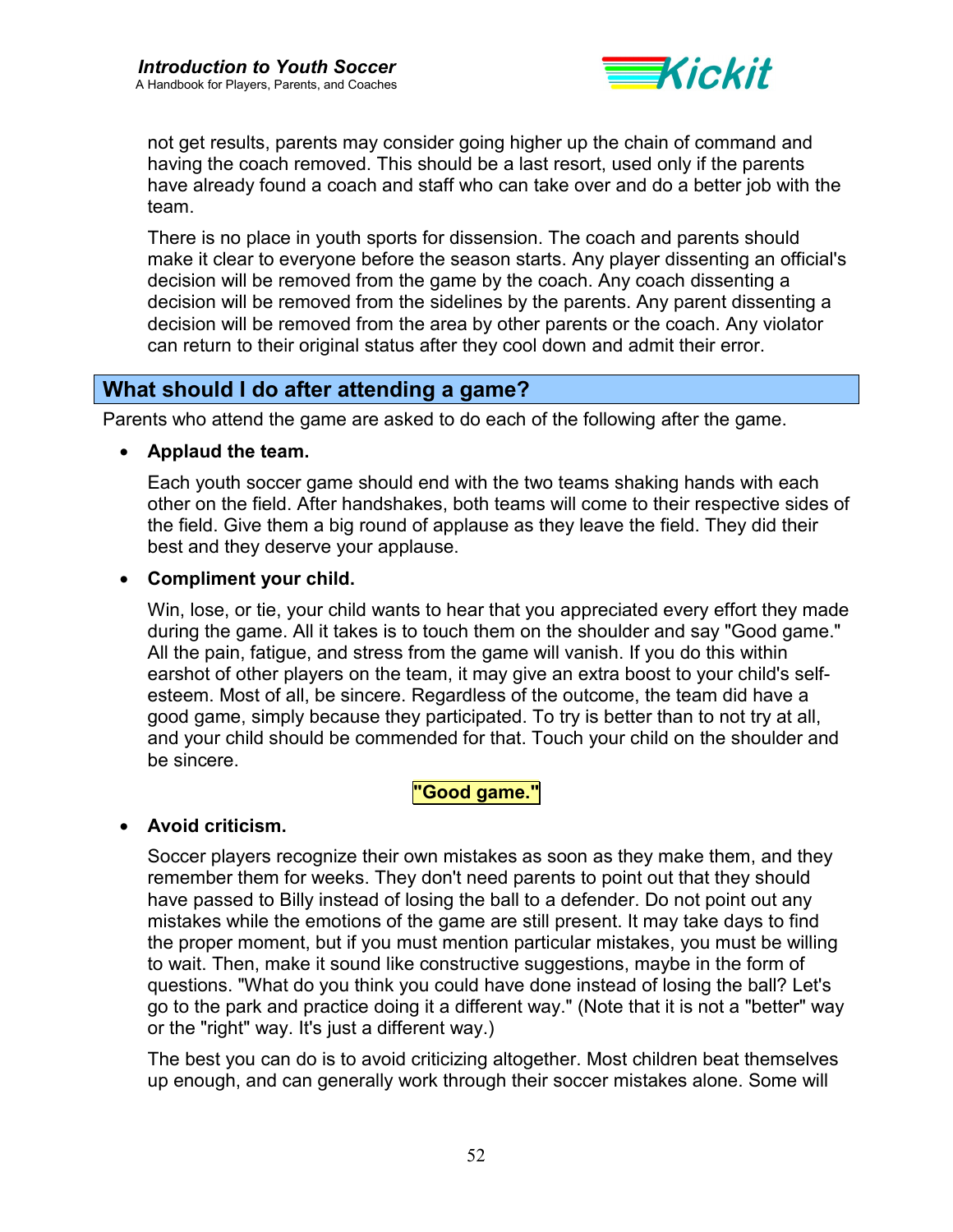not get results, parents may consider going higher up the chain of command and having the coach removed. This should be a last resort, used only if the parents have already found a coach and staff who can take over and do a better job with the team.

There is no place in youth sports for dissension. The coach and parents should make it clear to everyone before the season starts. Any player dissenting an official's decision will be removed from the game by the coach. Any coach dissenting a decision will be removed from the sidelines by the parents. Any parent dissenting a decision will be removed from the area by other parents or the coach. Any violator can return to their original status after they cool down and admit their error.

## What should I do after attending a game?

Parents who attend the game are asked to do each of the following after the game.

- **Applaud the team.**

  Each youth soccer game should end with the two teams shaking hands with each other on the field. After handshakes, both teams will come to their respective sides of the field. Give them a big round of applause as they leave the field. They did their best and they deserve your applause.

- **Compliment your child.**

  Win, lose, or tie, your child wants to hear that you appreciated every effort they made during the game. All it takes is to touch them on the shoulder and say "Good game." All the pain, fatigue, and stress from the game will vanish. If you do this within earshot of other players on the team, it may give an extra boost to your child's self-esteem. Most of all, be sincere. Regardless of the outcome, the team did have a good game, simply because they participated. To try is better than to not try at all, and your child should be commended for that. Touch your child on the shoulder and be sincere.

  **"Good game."**

- **Avoid criticism.**

  Soccer players recognize their own mistakes as soon as they make them, and they remember them for weeks. They don't need parents to point out that they should have passed to Billy instead of losing the ball to a defender. Do not point out any mistakes while the emotions of the game are still present. It may take days to find the proper moment, but if you must mention particular mistakes, you must be willing to wait. Then, make it sound like constructive suggestions, maybe in the form of questions. "What do you think you could have done instead of losing the ball? Let's go to the park and practice doing it a different way." (Note that it is not a "better" way or the "right" way. It's just a different way.)

  The best you can do is to avoid criticizing altogether. Most children beat themselves up enough, and can generally work through their soccer mistakes alone. Some will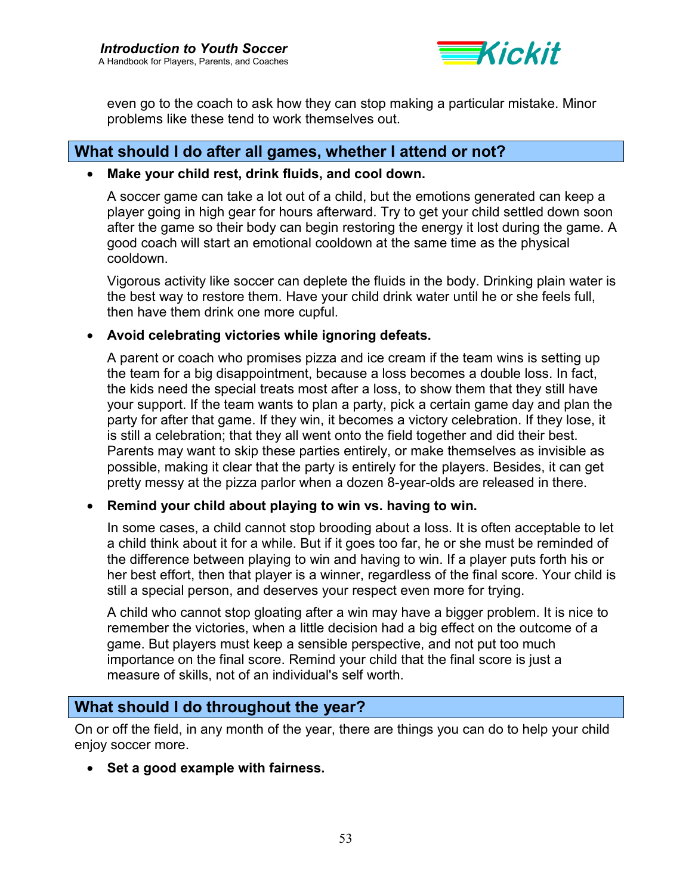even go to the coach to ask how they can stop making a particular mistake. Minor problems like these tend to work themselves out.

## What should I do after all games, whether I attend or not?

- **Make your child rest, drink fluids, and cool down.**

  A soccer game can take a lot out of a child, but the emotions generated can keep a player going in high gear for hours afterward. Try to get your child settled down soon after the game so their body can begin restoring the energy it lost during the game. A good coach will start an emotional cooldown at the same time as the physical cooldown.

  Vigorous activity like soccer can deplete the fluids in the body. Drinking plain water is the best way to restore them. Have your child drink water until he or she feels full, then have them drink one more cupful.

- **Avoid celebrating victories while ignoring defeats.**

  A parent or coach who promises pizza and ice cream if the team wins is setting up the team for a big disappointment, because a loss becomes a double loss. In fact, the kids need the special treats most after a loss, to show them that they still have your support. If the team wants to plan a party, pick a certain game day and plan the party for after that game. If they win, it becomes a victory celebration. If they lose, it is still a celebration; that they all went onto the field together and did their best. Parents may want to skip these parties entirely, or make themselves as invisible as possible, making it clear that the party is entirely for the players. Besides, it can get pretty messy at the pizza parlor when a dozen 8-year-olds are released in there.

- **Remind your child about playing to win vs. having to win.**

  In some cases, a child cannot stop brooding about a loss. It is often acceptable to let a child think about it for a while. But if it goes too far, he or she must be reminded of the difference between playing to win and having to win. If a player puts forth his or her best effort, then that player is a winner, regardless of the final score. Your child is still a special person, and deserves your respect even more for trying.

  A child who cannot stop gloating after a win may have a bigger problem. It is nice to remember the victories, when a little decision had a big effect on the outcome of a game. But players must keep a sensible perspective, and not put too much importance on the final score. Remind your child that the final score is just a measure of skills, not of an individual's self worth.

## What should I do throughout the year?

On or off the field, in any month of the year, there are things you can do to help your child enjoy soccer more.

- **Set a good example with fairness.**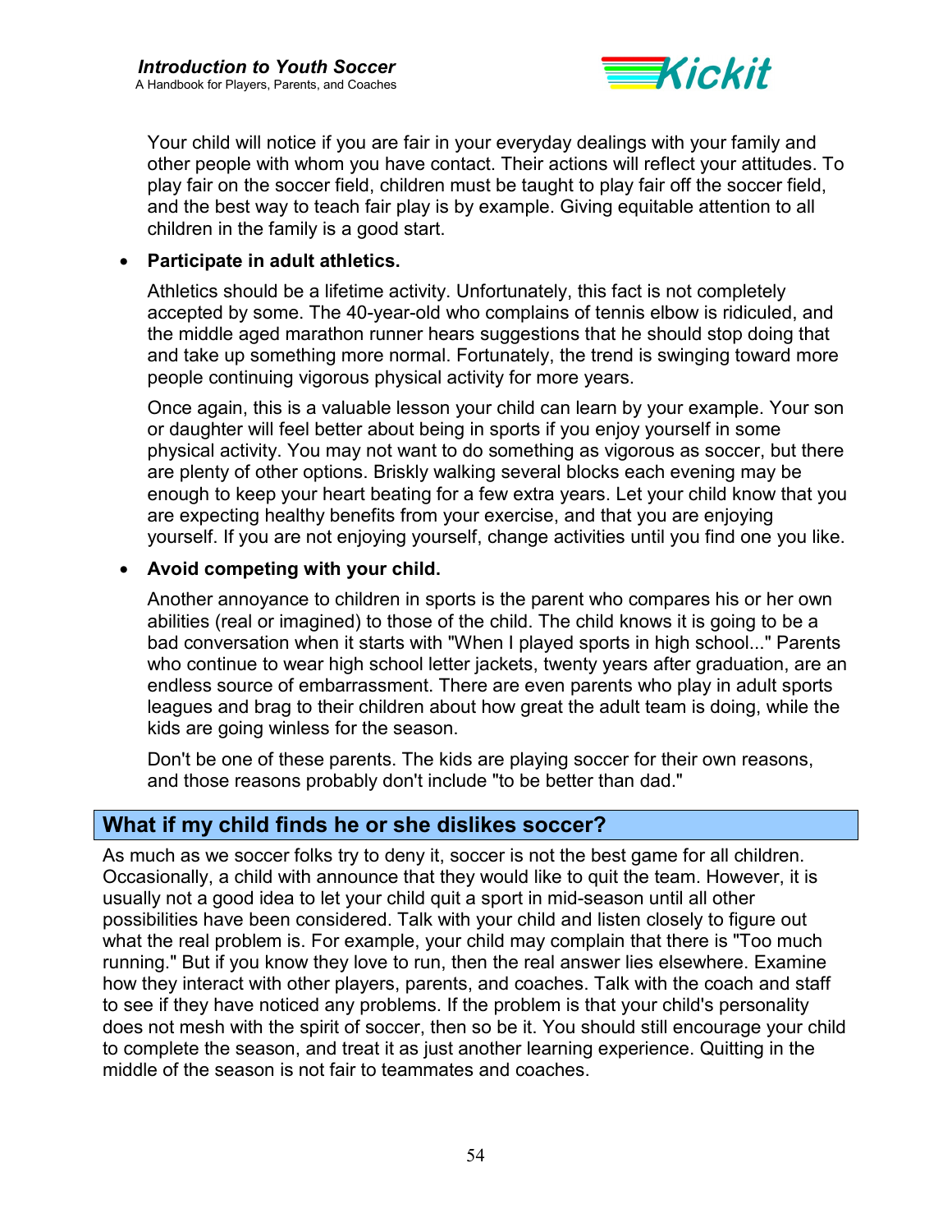Your child will notice if you are fair in your everyday dealings with your family and other people with whom you have contact. Their actions will reflect your attitudes. To play fair on the soccer field, children must be taught to play fair off the soccer field, and the best way to teach fair play is by example. Giving equitable attention to all children in the family is a good start.

- **Participate in adult athletics.**

  Athletics should be a lifetime activity. Unfortunately, this fact is not completely accepted by some. The 40-year-old who complains of tennis elbow is ridiculed, and the middle aged marathon runner hears suggestions that he should stop doing that and take up something more normal. Fortunately, the trend is swinging toward more people continuing vigorous physical activity for more years.

  Once again, this is a valuable lesson your child can learn by your example. Your son or daughter will feel better about being in sports if you enjoy yourself in some physical activity. You may not want to do something as vigorous as soccer, but there are plenty of other options. Briskly walking several blocks each evening may be enough to keep your heart beating for a few extra years. Let your child know that you are expecting healthy benefits from your exercise, and that you are enjoying yourself. If you are not enjoying yourself, change activities until you find one you like.

- **Avoid competing with your child.**

  Another annoyance to children in sports is the parent who compares his or her own abilities (real or imagined) to those of the child. The child knows it is going to be a bad conversation when it starts with "When I played sports in high school..." Parents who continue to wear high school letter jackets, twenty years after graduation, are an endless source of embarrassment. There are even parents who play in adult sports leagues and brag to their children about how great the adult team is doing, while the kids are going winless for the season.

  Don't be one of these parents. The kids are playing soccer for their own reasons, and those reasons probably don't include "to be better than dad."

## What if my child finds he or she dislikes soccer?

As much as we soccer folks try to deny it, soccer is not the best game for all children. Occasionally, a child with announce that they would like to quit the team. However, it is usually not a good idea to let your child quit a sport in mid-season until all other possibilities have been considered. Talk with your child and listen closely to figure out what the real problem is. For example, your child may complain that there is "Too much running." But if you know they love to run, then the real answer lies elsewhere. Examine how they interact with other players, parents, and coaches. Talk with the coach and staff to see if they have noticed any problems. If the problem is that your child's personality does not mesh with the spirit of soccer, then so be it. You should still encourage your child to complete the season, and treat it as just another learning experience. Quitting in the middle of the season is not fair to teammates and coaches.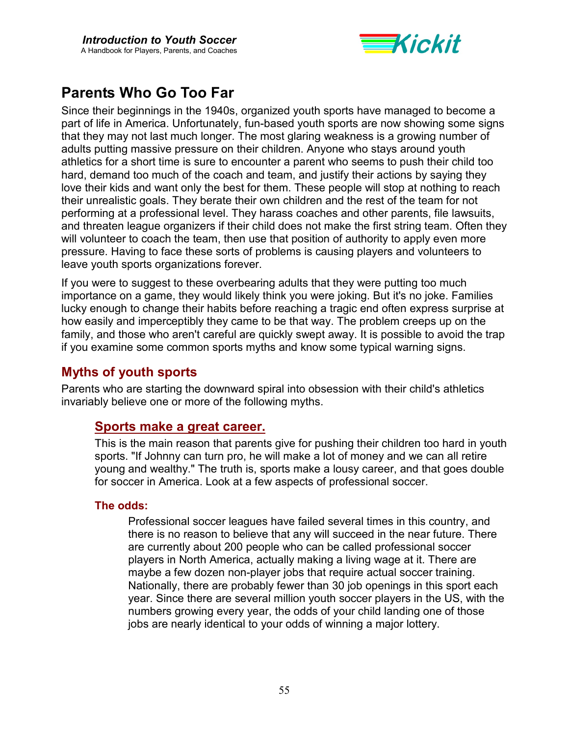## Parents Who Go Too Far

Since their beginnings in the 1940s, organized youth sports have managed to become a part of life in America. Unfortunately, fun-based youth sports are now showing some signs that they may not last much longer. The most glaring weakness is a growing number of adults putting massive pressure on their children. Anyone who stays around youth athletics for a short time is sure to encounter a parent who seems to push their child too hard, demand too much of the coach and team, and justify their actions by saying they love their kids and want only the best for them. These people will stop at nothing to reach their unrealistic goals. They berate their own children and the rest of the team for not performing at a professional level. They harass coaches and other parents, file lawsuits, and threaten league organizers if their child does not make the first string team. Often they will volunteer to coach the team, then use that position of authority to apply even more pressure. Having to face these sorts of problems is causing players and volunteers to leave youth sports organizations forever.

If you were to suggest to these overbearing adults that they were putting too much importance on a game, they would likely think you were joking. But it's no joke. Families lucky enough to change their habits before reaching a tragic end often express surprise at how easily and imperceptibly they came to be that way. The problem creeps up on the family, and those who aren't careful are quickly swept away. It is possible to avoid the trap if you examine some common sports myths and know some typical warning signs.

### Myths of youth sports

Parents who are starting the downward spiral into obsession with their child's athletics invariably believe one or more of the following myths.

#### Sports make a great career.

This is the main reason that parents give for pushing their children too hard in youth sports. "If Johnny can turn pro, he will make a lot of money and we can all retire young and wealthy." The truth is, sports make a lousy career, and that goes double for soccer in America. Look at a few aspects of professional soccer.

##### The odds:

Professional soccer leagues have failed several times in this country, and there is no reason to believe that any will succeed in the near future. There are currently about 200 people who can be called professional soccer players in North America, actually making a living wage at it. There are maybe a few dozen non-player jobs that require actual soccer training. Nationally, there are probably fewer than 30 job openings in this sport each year. Since there are several million youth soccer players in the US, with the numbers growing every year, the odds of your child landing one of those jobs are nearly identical to your odds of winning a major lottery.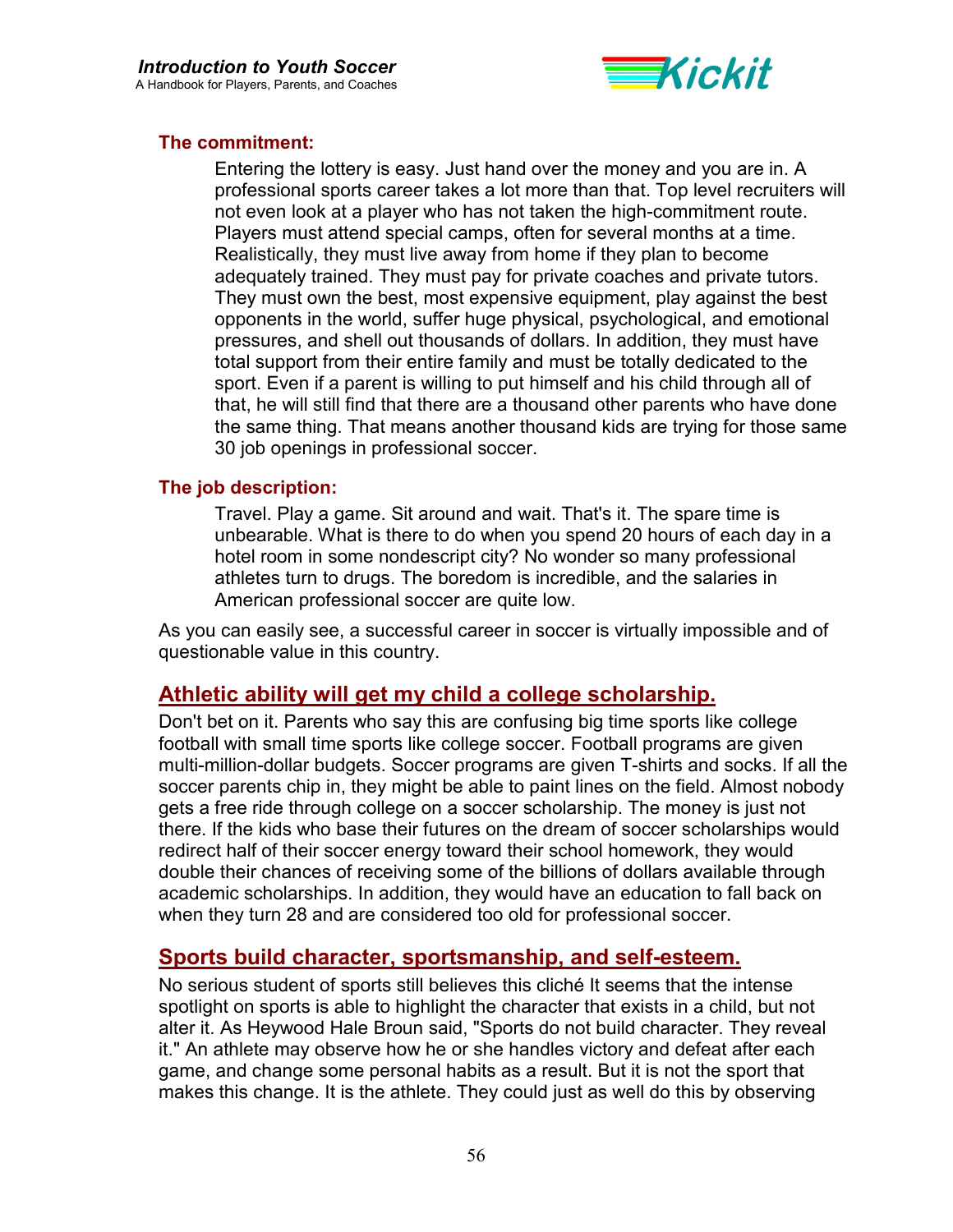#### The commitment:

Entering the lottery is easy. Just hand over the money and you are in. A professional sports career takes a lot more than that. Top level recruiters will not even look at a player who has not taken the high-commitment route. Players must attend special camps, often for several months at a time. Realistically, they must live away from home if they plan to become adequately trained. They must pay for private coaches and private tutors. They must own the best, most expensive equipment, play against the best opponents in the world, suffer huge physical, psychological, and emotional pressures, and shell out thousands of dollars. In addition, they must have total support from their entire family and must be totally dedicated to the sport. Even if a parent is willing to put himself and his child through all of that, he will still find that there are a thousand other parents who have done the same thing. That means another thousand kids are trying for those same 30 job openings in professional soccer.

#### The job description:

Travel. Play a game. Sit around and wait. That's it. The spare time is unbearable. What is there to do when you spend 20 hours of each day in a hotel room in some nondescript city? No wonder so many professional athletes turn to drugs. The boredom is incredible, and the salaries in American professional soccer are quite low.

As you can easily see, a successful career in soccer is virtually impossible and of questionable value in this country.

## Athletic ability will get my child a college scholarship.

Don't bet on it. Parents who say this are confusing big time sports like college football with small time sports like college soccer. Football programs are given multi-million-dollar budgets. Soccer programs are given T-shirts and socks. If all the soccer parents chip in, they might be able to paint lines on the field. Almost nobody gets a free ride through college on a soccer scholarship. The money is just not there. If the kids who base their futures on the dream of soccer scholarships would redirect half of their soccer energy toward their school homework, they would double their chances of receiving some of the billions of dollars available through academic scholarships. In addition, they would have an education to fall back on when they turn 28 and are considered too old for professional soccer.

## Sports build character, sportsmanship, and self-esteem.

No serious student of sports still believes this cliché It seems that the intense spotlight on sports is able to highlight the character that exists in a child, but not alter it. As Heywood Hale Broun said, "Sports do not build character. They reveal it." An athlete may observe how he or she handles victory and defeat after each game, and change some personal habits as a result. But it is not the sport that makes this change. It is the athlete. They could just as well do this by observing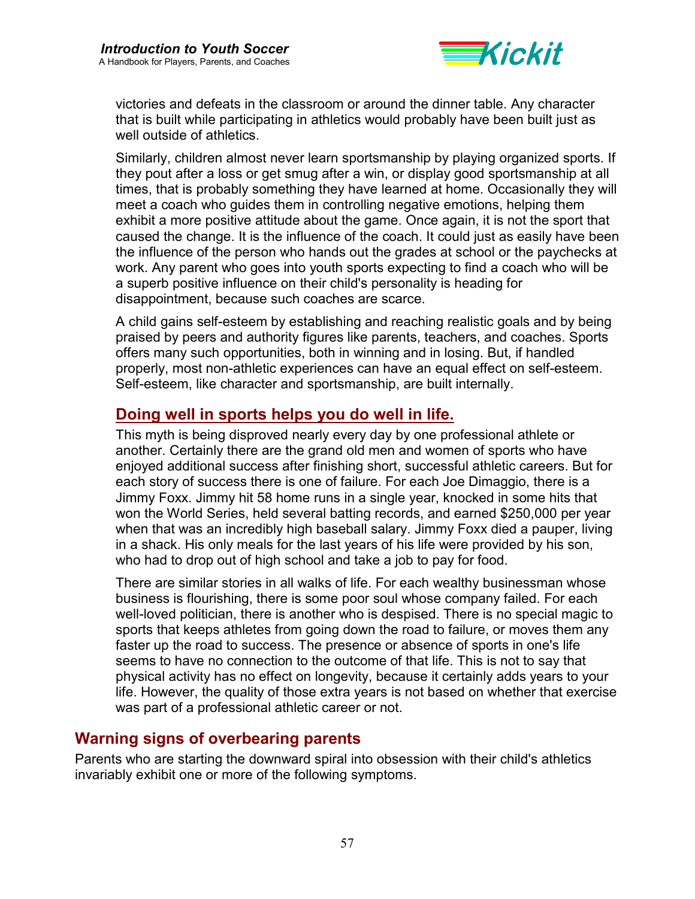victories and defeats in the classroom or around the dinner table. Any character that is built while participating in athletics would probably have been built just as well outside of athletics.

Similarly, children almost never learn sportsmanship by playing organized sports. If they pout after a loss or get smug after a win, or display good sportsmanship at all times, that is probably something they have learned at home. Occasionally they will meet a coach who guides them in controlling negative emotions, helping them exhibit a more positive attitude about the game. Once again, it is not the sport that caused the change. It is the influence of the coach. It could just as easily have been the influence of the person who hands out the grades at school or the paychecks at work. Any parent who goes into youth sports expecting to find a coach who will be a superb positive influence on their child's personality is heading for disappointment, because such coaches are scarce.

A child gains self-esteem by establishing and reaching realistic goals and by being praised by peers and authority figures like parents, teachers, and coaches. Sports offers many such opportunities, both in winning and in losing. But, if handled properly, most non-athletic experiences can have an equal effect on self-esteem. Self-esteem, like character and sportsmanship, are built internally.

### Doing well in sports helps you do well in life.

This myth is being disproved nearly every day by one professional athlete or another. Certainly there are the grand old men and women of sports who have enjoyed additional success after finishing short, successful athletic careers. But for each story of success there is one of failure. For each Joe Dimaggio, there is a Jimmy Foxx. Jimmy hit 58 home runs in a single year, knocked in some hits that won the World Series, held several batting records, and earned $250,000 per year when that was an incredibly high baseball salary. Jimmy Foxx died a pauper, living in a shack. His only meals for the last years of his life were provided by his son, who had to drop out of high school and take a job to pay for food.

There are similar stories in all walks of life. For each wealthy businessman whose business is flourishing, there is some poor soul whose company failed. For each well-loved politician, there is another who is despised. There is no special magic to sports that keeps athletes from going down the road to failure, or moves them any faster up the road to success. The presence or absence of sports in one's life seems to have no connection to the outcome of that life. This is not to say that physical activity has no effect on longevity, because it certainly adds years to your life. However, the quality of those extra years is not based on whether that exercise was part of a professional athletic career or not.

## Warning signs of overbearing parents

Parents who are starting the downward spiral into obsession with their child's athletics invariably exhibit one or more of the following symptoms.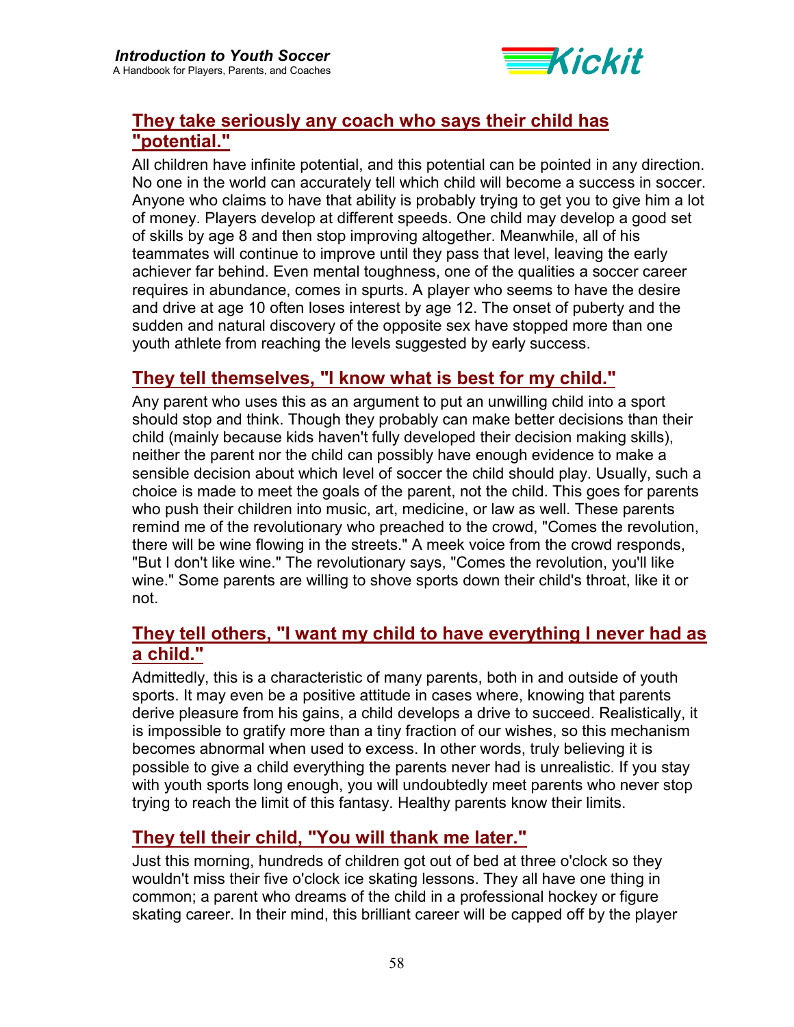## They take seriously any coach who says their child has "potential."

All children have infinite potential, and this potential can be pointed in any direction. No one in the world can accurately tell which child will become a success in soccer. Anyone who claims to have that ability is probably trying to get you to give him a lot of money. Players develop at different speeds. One child may develop a good set of skills by age 8 and then stop improving altogether. Meanwhile, all of his teammates will continue to improve until they pass that level, leaving the early achiever far behind. Even mental toughness, one of the qualities a soccer career requires in abundance, comes in spurts. A player who seems to have the desire and drive at age 10 often loses interest by age 12. The onset of puberty and the sudden and natural discovery of the opposite sex have stopped more than one youth athlete from reaching the levels suggested by early success.

## They tell themselves, "I know what is best for my child."

Any parent who uses this as an argument to put an unwilling child into a sport should stop and think. Though they probably can make better decisions than their child (mainly because kids haven't fully developed their decision making skills), neither the parent nor the child can possibly have enough evidence to make a sensible decision about which level of soccer the child should play. Usually, such a choice is made to meet the goals of the parent, not the child. This goes for parents who push their children into music, art, medicine, or law as well. These parents remind me of the revolutionary who preached to the crowd, "Comes the revolution, there will be wine flowing in the streets." A meek voice from the crowd responds, "But I don't like wine." The revolutionary says, "Comes the revolution, you'll like wine." Some parents are willing to shove sports down their child's throat, like it or not.

## They tell others, "I want my child to have everything I never had as a child."

Admittedly, this is a characteristic of many parents, both in and outside of youth sports. It may even be a positive attitude in cases where, knowing that parents derive pleasure from his gains, a child develops a drive to succeed. Realistically, it is impossible to gratify more than a tiny fraction of our wishes, so this mechanism becomes abnormal when used to excess. In other words, truly believing it is possible to give a child everything the parents never had is unrealistic. If you stay with youth sports long enough, you will undoubtedly meet parents who never stop trying to reach the limit of this fantasy. Healthy parents know their limits.

## They tell their child, "You will thank me later."

Just this morning, hundreds of children got out of bed at three o'clock so they wouldn't miss their five o'clock ice skating lessons. They all have one thing in common; a parent who dreams of the child in a professional hockey or figure skating career. In their mind, this brilliant career will be capped off by the player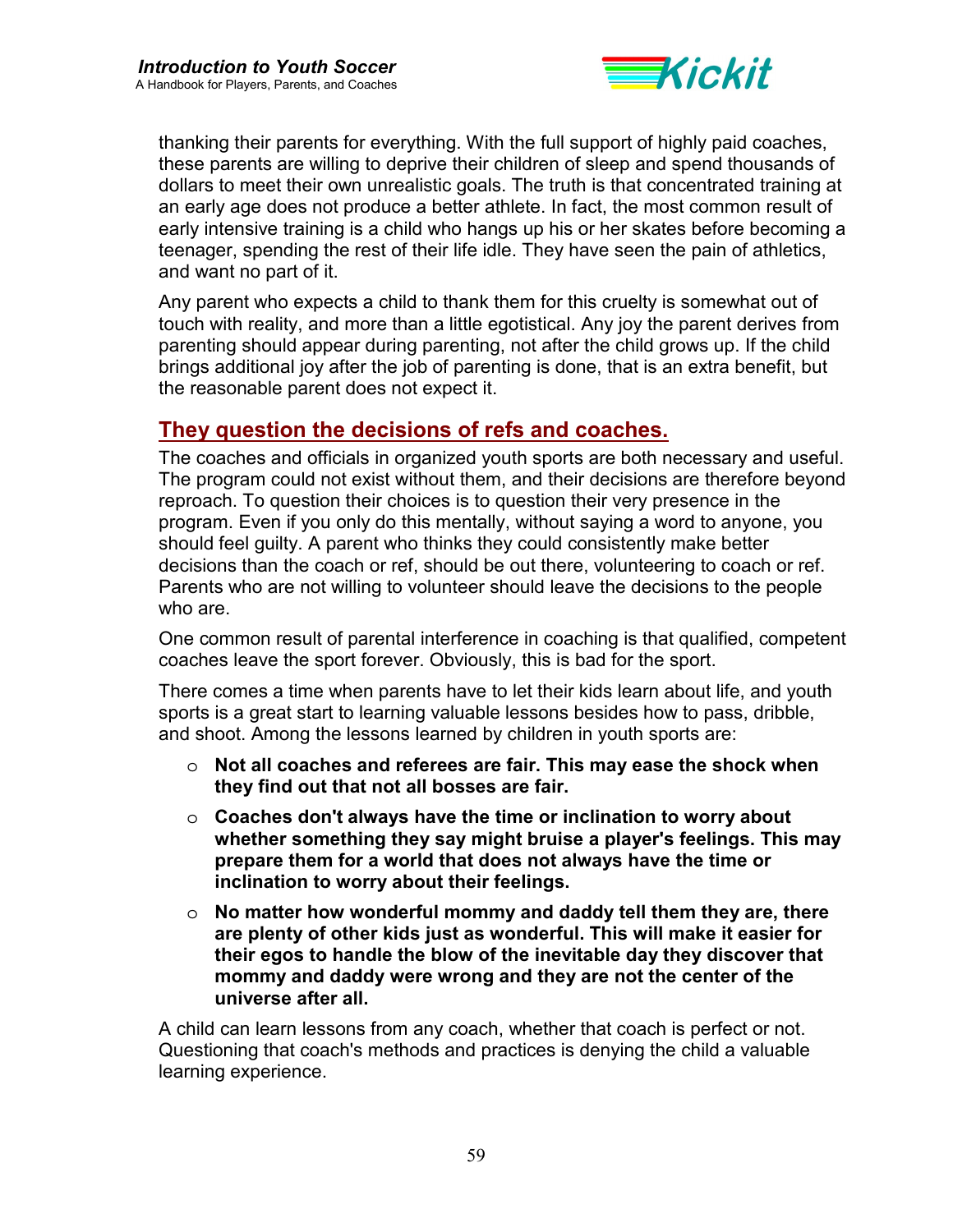thanking their parents for everything. With the full support of highly paid coaches, these parents are willing to deprive their children of sleep and spend thousands of dollars to meet their own unrealistic goals. The truth is that concentrated training at an early age does not produce a better athlete. In fact, the most common result of early intensive training is a child who hangs up his or her skates before becoming a teenager, spending the rest of their life idle. They have seen the pain of athletics, and want no part of it.

Any parent who expects a child to thank them for this cruelty is somewhat out of touch with reality, and more than a little egotistical. Any joy the parent derives from parenting should appear during parenting, not after the child grows up. If the child brings additional joy after the job of parenting is done, that is an extra benefit, but the reasonable parent does not expect it.

## They question the decisions of refs and coaches.

The coaches and officials in organized youth sports are both necessary and useful. The program could not exist without them, and their decisions are therefore beyond reproach. To question their choices is to question their very presence in the program. Even if you only do this mentally, without saying a word to anyone, you should feel guilty. A parent who thinks they could consistently make better decisions than the coach or ref, should be out there, volunteering to coach or ref. Parents who are not willing to volunteer should leave the decisions to the people who are.

One common result of parental interference in coaching is that qualified, competent coaches leave the sport forever. Obviously, this is bad for the sport.

There comes a time when parents have to let their kids learn about life, and youth sports is a great start to learning valuable lessons besides how to pass, dribble, and shoot. Among the lessons learned by children in youth sports are:

- **Not all coaches and referees are fair. This may ease the shock when they find out that not all bosses are fair.**
- **Coaches don't always have the time or inclination to worry about whether something they say might bruise a player's feelings. This may prepare them for a world that does not always have the time or inclination to worry about their feelings.**
- **No matter how wonderful mommy and daddy tell them they are, there are plenty of other kids just as wonderful. This will make it easier for their egos to handle the blow of the inevitable day they discover that mommy and daddy were wrong and they are not the center of the universe after all.**

A child can learn lessons from any coach, whether that coach is perfect or not. Questioning that coach's methods and practices is denying the child a valuable learning experience.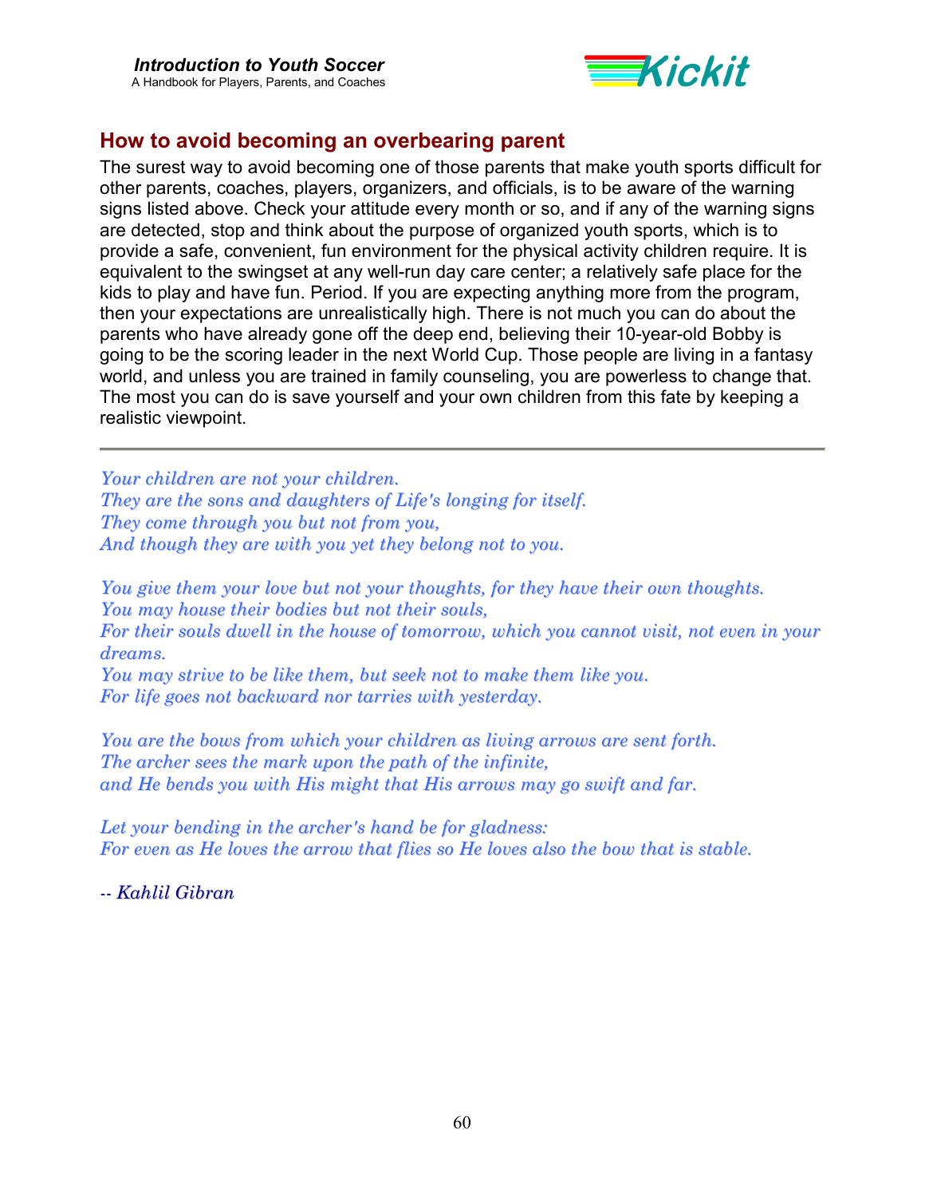## How to avoid becoming an overbearing parent

The surest way to avoid becoming one of those parents that make youth sports difficult for other parents, coaches, players, organizers, and officials, is to be aware of the warning signs listed above. Check your attitude every month or so, and if any of the warning signs are detected, stop and think about the purpose of organized youth sports, which is to provide a safe, convenient, fun environment for the physical activity children require. It is equivalent to the swingset at any well-run day care center; a relatively safe place for the kids to play and have fun. Period. If you are expecting anything more from the program, then your expectations are unrealistically high. There is not much you can do about the parents who have already gone off the deep end, believing their 10-year-old Bobby is going to be the scoring leader in the next World Cup. Those people are living in a fantasy world, and unless you are trained in family counseling, you are powerless to change that. The most you can do is save yourself and your own children from this fate by keeping a realistic viewpoint.

---

*Your children are not your children.*
*They are the sons and daughters of Life's longing for itself.*
*They come through you but not from you,*
*And though they are with you yet they belong not to you.*

*You give them your love but not your thoughts, for they have their own thoughts.*
*You may house their bodies but not their souls,*
*For their souls dwell in the house of tomorrow, which you cannot visit, not even in your dreams.*
*You may strive to be like them, but seek not to make them like you.*
*For life goes not backward nor tarries with yesterday.*

*You are the bows from which your children as living arrows are sent forth.*
*The archer sees the mark upon the path of the infinite,*
*and He bends you with His might that His arrows may go swift and far.*

*Let your bending in the archer's hand be for gladness:*
*For even as He loves the arrow that flies so He loves also the bow that is stable.*

*-- Kahlil Gibran*